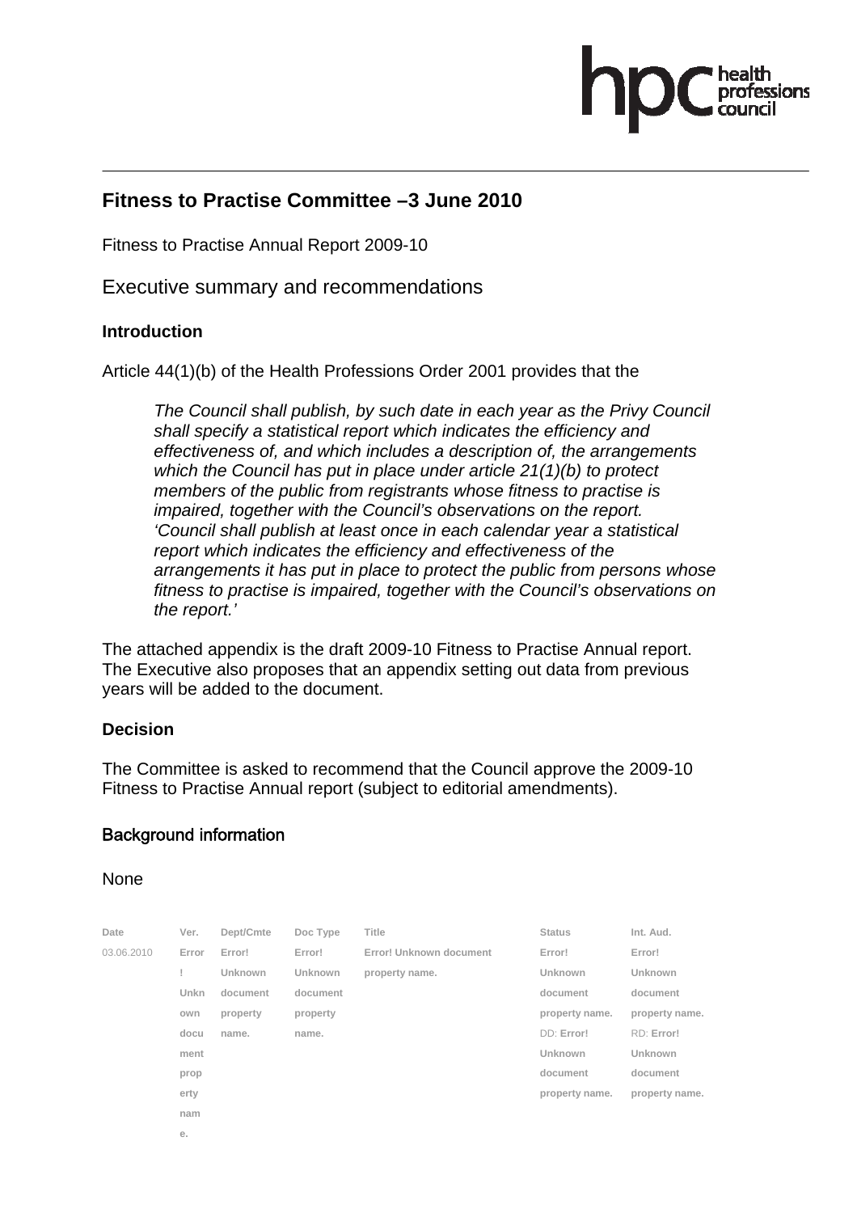# Fitness to Practise Committee –3 June 2010

Fitness to Practise Annual Report 2009-10

## Executive summary and recommendations

### Introduction

Article 44(1)(b) of the Health Professions Order 2001 provides that the

> *The Council shall publish, by such date in each year as the Privy Council shall specify a statistical report which indicates the efficiency and effectiveness of, and which includes a description of, the arrangements which the Council has put in place under article 21(1)(b) to protect members of the public from registrants whose fitness to practise is impaired, together with the Council's observations on the report. 'Council shall publish at least once in each calendar year a statistical report which indicates the efficiency and effectiveness of the arrangements it has put in place to protect the public from persons whose fitness to practise is impaired, together with the Council's observations on the report.'*

The attached appendix is the draft 2009-10 Fitness to Practise Annual report. The Executive also proposes that an appendix setting out data from previous years will be added to the document.

### Decision

The Committee is asked to recommend that the Council approve the 2009-10 Fitness to Practise Annual report (subject to editorial amendments).

### Background information

None

| Date | Ver. | Dept/Cmte | Doc Type | Title | Status | Int. Aud. |
| --- | --- | --- | --- | --- | --- | --- |
| 03.06.2010 | Error! Unknown document property name. | Error! Unknown document property name. | Error! Unknown document property name. | Error! Unknown document property name. | Error! Unknown document property name. DD: Error! Unknown document property name. | Error! Unknown document property name. RD: Error! Unknown document property name. |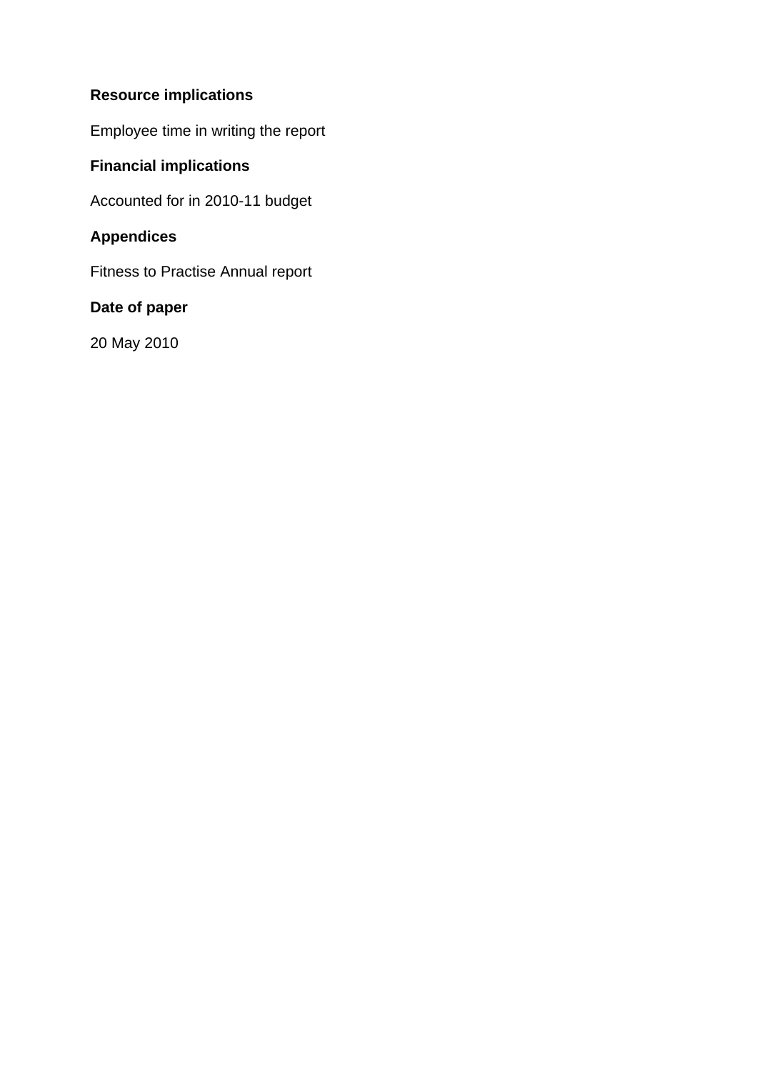**Resource implications**

Employee time in writing the report

**Financial implications**

Accounted for in 2010-11 budget

**Appendices**

Fitness to Practise Annual report

**Date of paper**

20 May 2010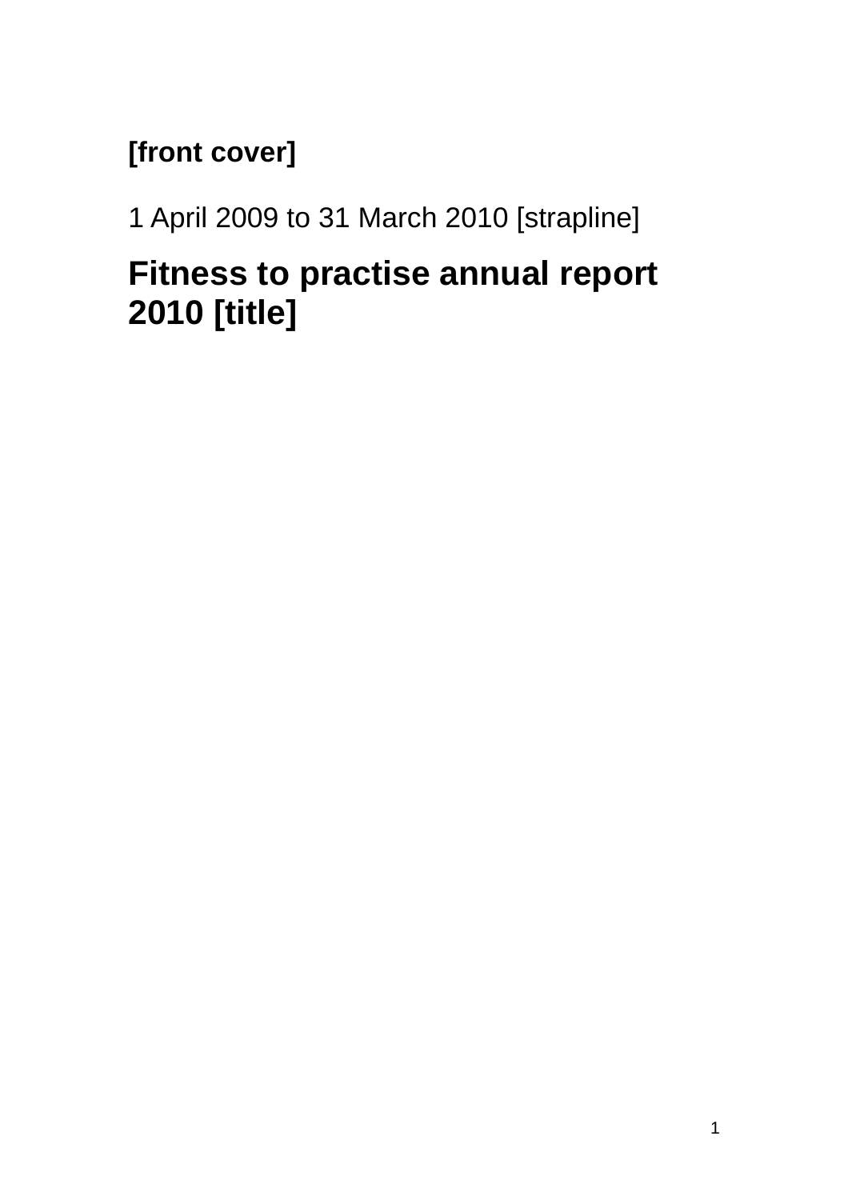**[front cover]**

1 April 2009 to 31 March 2010 [strapline]

# Fitness to practise annual report 2010 [title]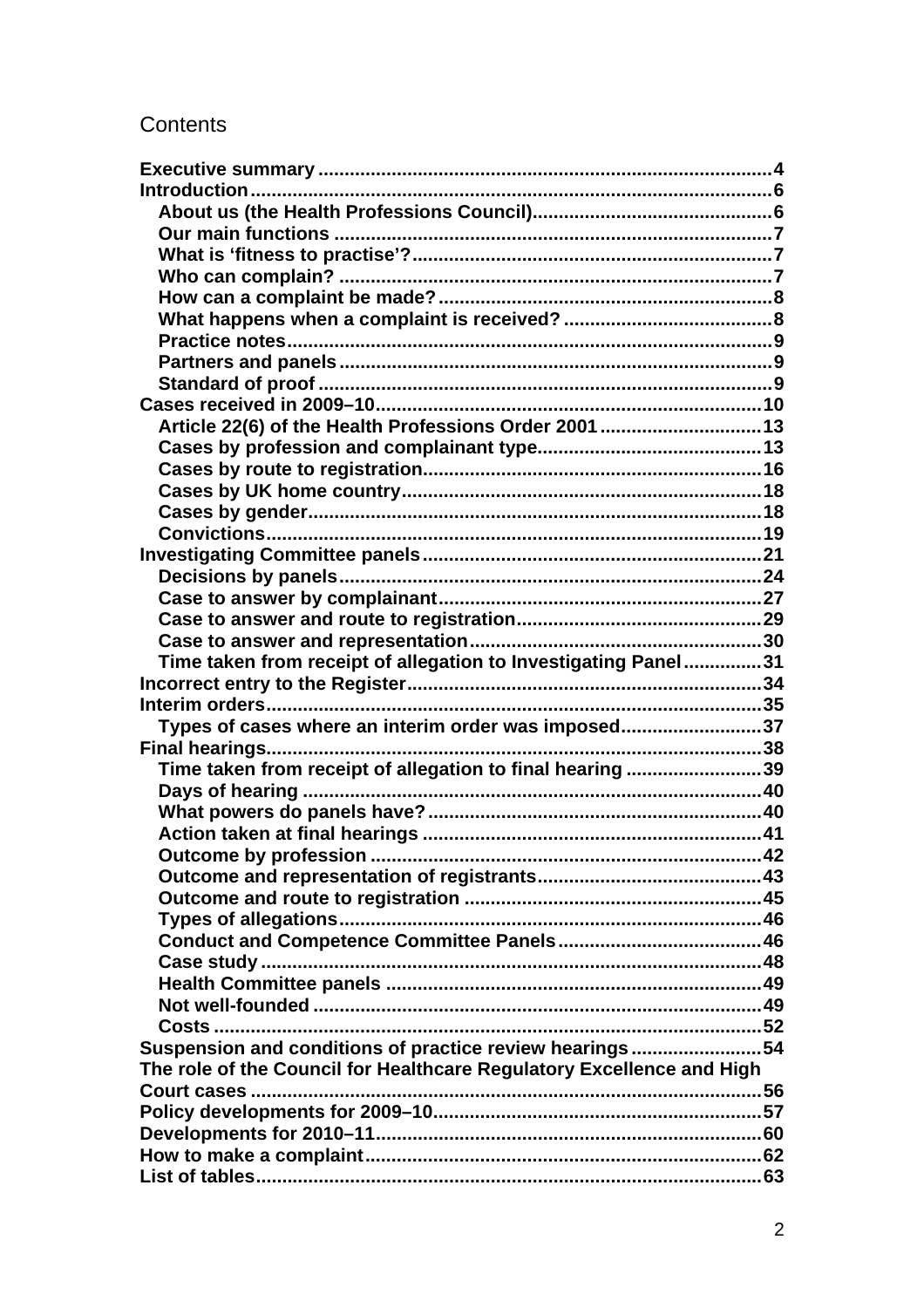# Contents

- **Executive summary** ..... 4
- **Introduction** ..... 6
  - **About us (the Health Professions Council)** ..... 6
  - **Our main functions** ..... 7
  - **What is 'fitness to practise'?** ..... 7
  - **Who can complain?** ..... 7
  - **How can a complaint be made?** ..... 8
  - **What happens when a complaint is received?** ..... 8
  - **Practice notes** ..... 9
  - **Partners and panels** ..... 9
  - **Standard of proof** ..... 9
- **Cases received in 2009–10** ..... 10
  - **Article 22(6) of the Health Professions Order 2001** ..... 13
  - **Cases by profession and complainant type** ..... 13
  - **Cases by route to registration** ..... 16
  - **Cases by UK home country** ..... 18
  - **Cases by gender** ..... 18
  - **Convictions** ..... 19
- **Investigating Committee panels** ..... 21
  - **Decisions by panels** ..... 24
  - **Case to answer by complainant** ..... 27
  - **Case to answer and route to registration** ..... 29
  - **Case to answer and representation** ..... 30
  - **Time taken from receipt of allegation to Investigating Panel** ..... 31
- **Incorrect entry to the Register** ..... 34
- **Interim orders** ..... 35
  - **Types of cases where an interim order was imposed** ..... 37
- **Final hearings** ..... 38
  - **Time taken from receipt of allegation to final hearing** ..... 39
  - **Days of hearing** ..... 40
  - **What powers do panels have?** ..... 40
  - **Action taken at final hearings** ..... 41
  - **Outcome by profession** ..... 42
  - **Outcome and representation of registrants** ..... 43
  - **Outcome and route to registration** ..... 45
  - **Types of allegations** ..... 46
  - **Conduct and Competence Committee Panels** ..... 46
  - **Case study** ..... 48
  - **Health Committee panels** ..... 49
  - **Not well-founded** ..... 49
  - **Costs** ..... 52
- **Suspension and conditions of practice review hearings** ..... 54
- **The role of the Council for Healthcare Regulatory Excellence and High Court cases** ..... 56
- **Policy developments for 2009–10** ..... 57
- **Developments for 2010–11** ..... 60
- **How to make a complaint** ..... 62
- **List of tables** ..... 63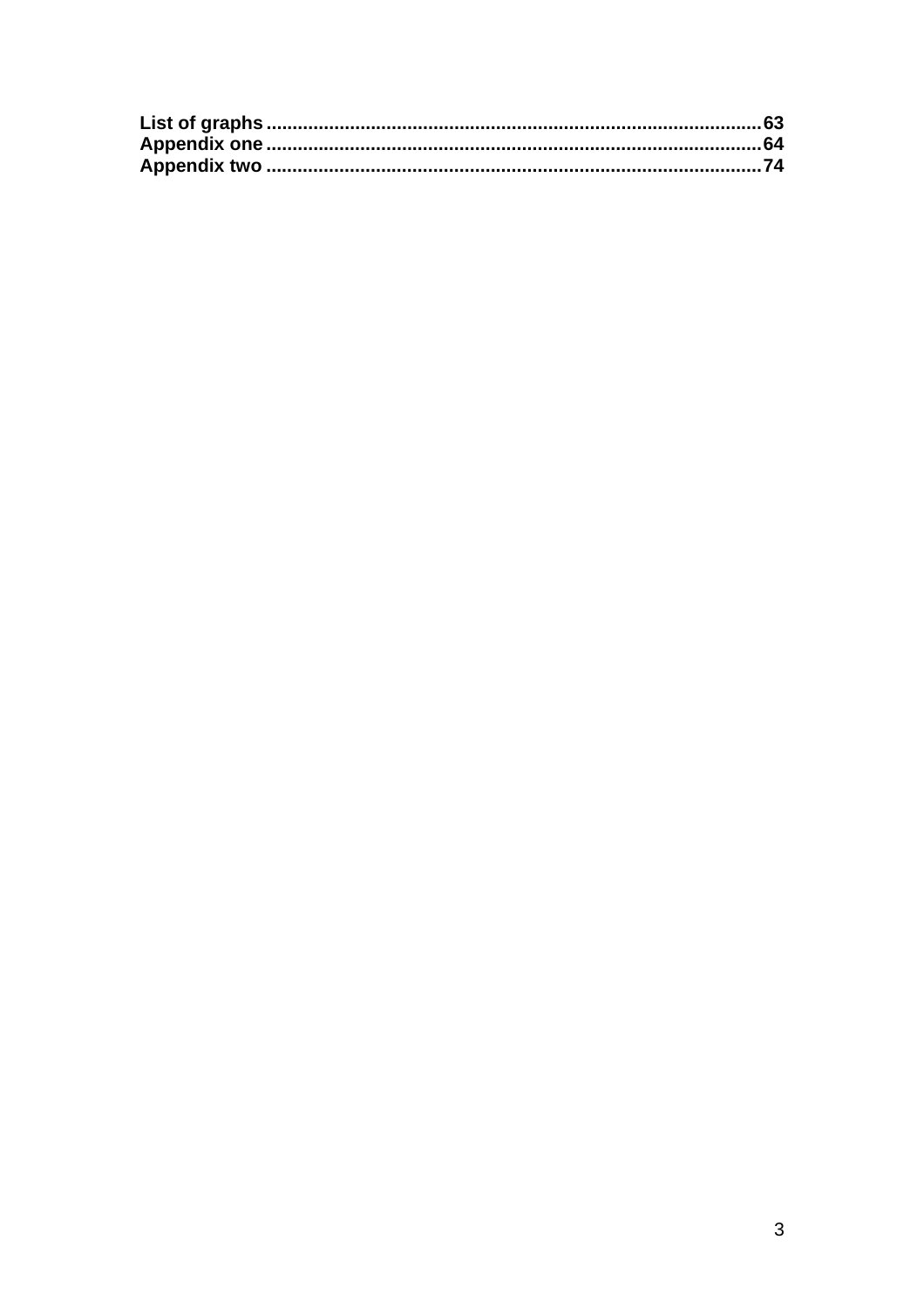**List of graphs** .......... 63
**Appendix one** .......... 64
**Appendix two** .......... 74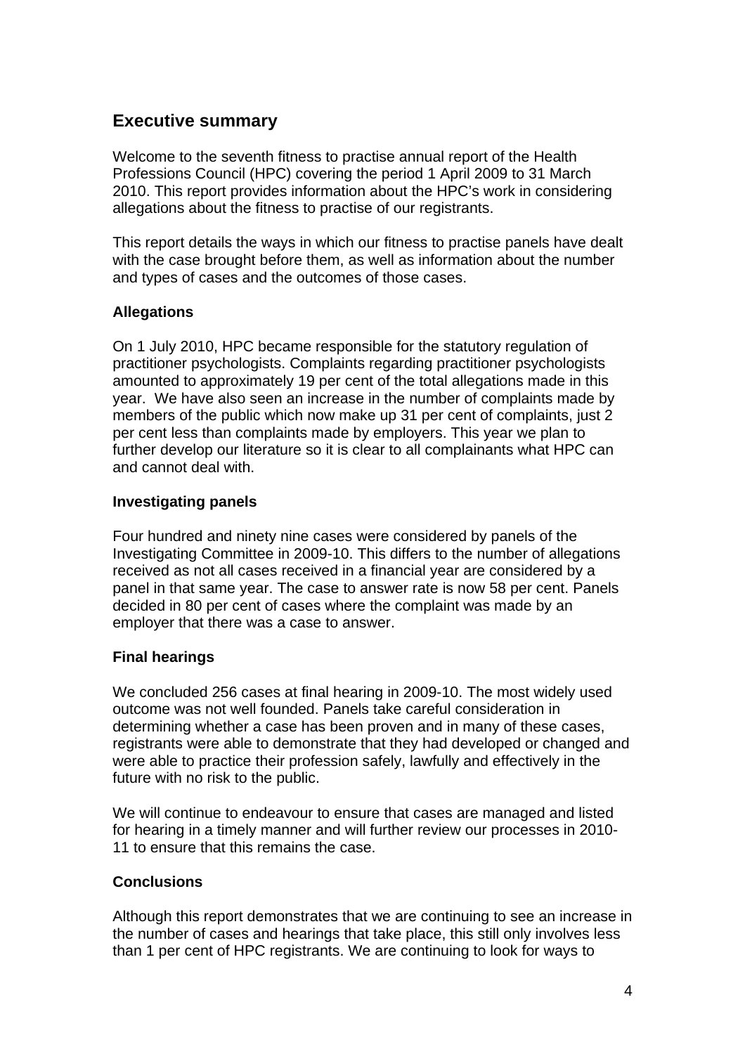## Executive summary

Welcome to the seventh fitness to practise annual report of the Health Professions Council (HPC) covering the period 1 April 2009 to 31 March 2010. This report provides information about the HPC's work in considering allegations about the fitness to practise of our registrants.

This report details the ways in which our fitness to practise panels have dealt with the case brought before them, as well as information about the number and types of cases and the outcomes of those cases.

### Allegations

On 1 July 2010, HPC became responsible for the statutory regulation of practitioner psychologists. Complaints regarding practitioner psychologists amounted to approximately 19 per cent of the total allegations made in this year. We have also seen an increase in the number of complaints made by members of the public which now make up 31 per cent of complaints, just 2 per cent less than complaints made by employers. This year we plan to further develop our literature so it is clear to all complainants what HPC can and cannot deal with.

### Investigating panels

Four hundred and ninety nine cases were considered by panels of the Investigating Committee in 2009-10. This differs to the number of allegations received as not all cases received in a financial year are considered by a panel in that same year. The case to answer rate is now 58 per cent. Panels decided in 80 per cent of cases where the complaint was made by an employer that there was a case to answer.

### Final hearings

We concluded 256 cases at final hearing in 2009-10. The most widely used outcome was not well founded. Panels take careful consideration in determining whether a case has been proven and in many of these cases, registrants were able to demonstrate that they had developed or changed and were able to practice their profession safely, lawfully and effectively in the future with no risk to the public.

We will continue to endeavour to ensure that cases are managed and listed for hearing in a timely manner and will further review our processes in 2010-11 to ensure that this remains the case.

### Conclusions

Although this report demonstrates that we are continuing to see an increase in the number of cases and hearings that take place, this still only involves less than 1 per cent of HPC registrants. We are continuing to look for ways to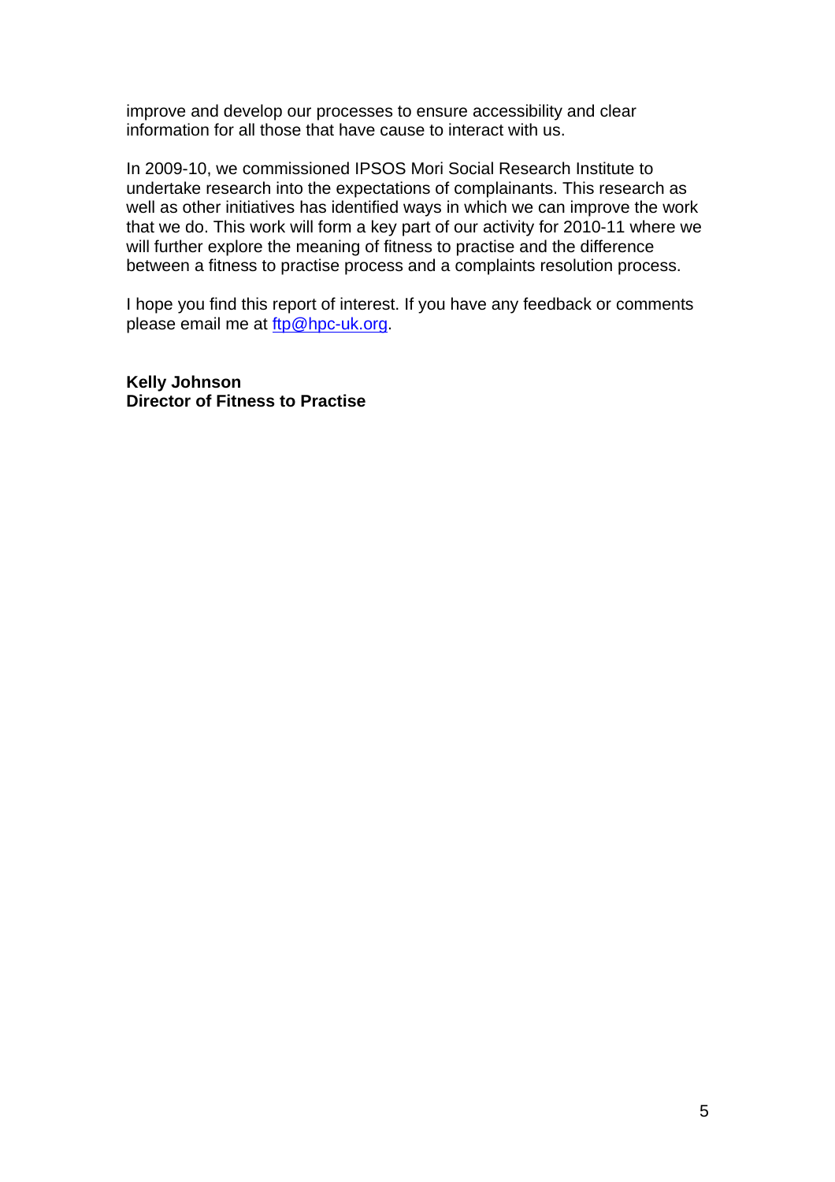improve and develop our processes to ensure accessibility and clear information for all those that have cause to interact with us.

In 2009-10, we commissioned IPSOS Mori Social Research Institute to undertake research into the expectations of complainants. This research as well as other initiatives has identified ways in which we can improve the work that we do. This work will form a key part of our activity for 2010-11 where we will further explore the meaning of fitness to practise and the difference between a fitness to practise process and a complaints resolution process.

I hope you find this report of interest. If you have any feedback or comments please email me at ftp@hpc-uk.org.

**Kelly Johnson**
**Director of Fitness to Practise**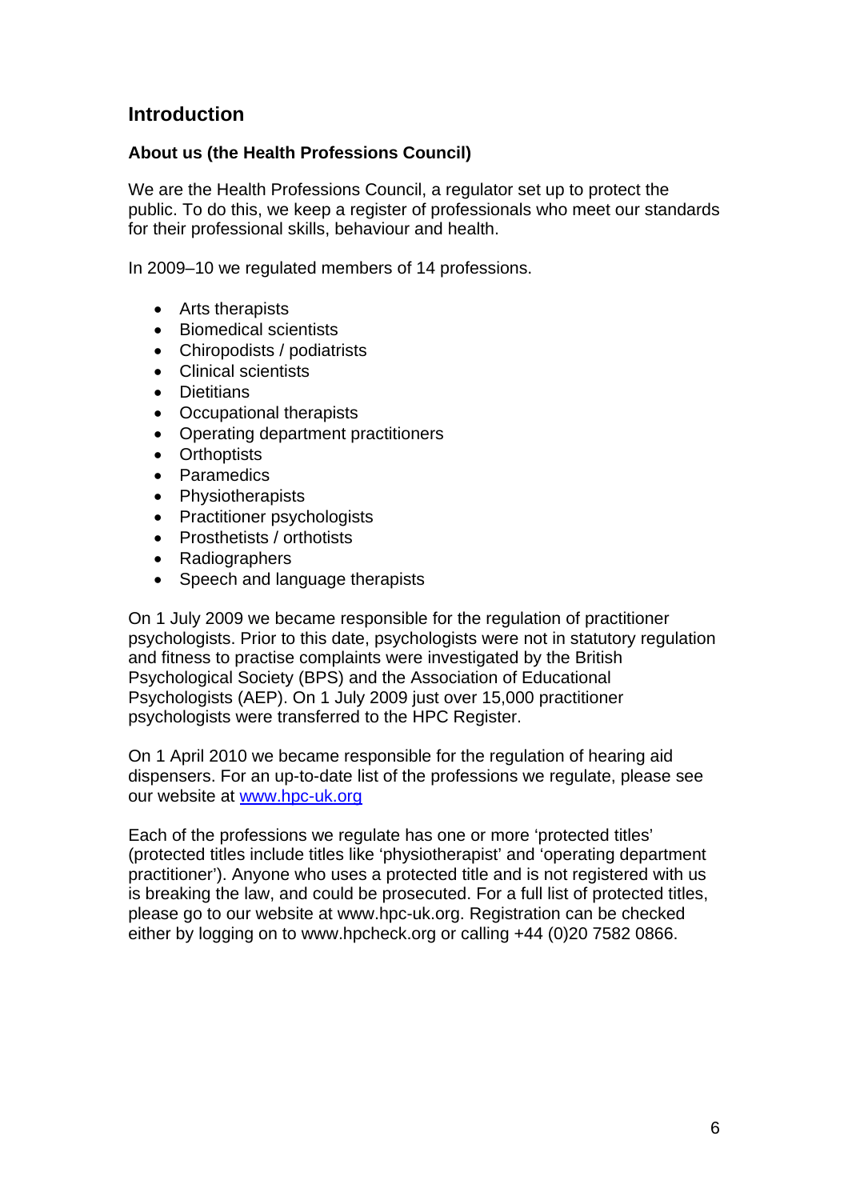## Introduction

### About us (the Health Professions Council)

We are the Health Professions Council, a regulator set up to protect the public. To do this, we keep a register of professionals who meet our standards for their professional skills, behaviour and health.

In 2009–10 we regulated members of 14 professions.

- Arts therapists
- Biomedical scientists
- Chiropodists / podiatrists
- Clinical scientists
- Dietitians
- Occupational therapists
- Operating department practitioners
- Orthoptists
- Paramedics
- Physiotherapists
- Practitioner psychologists
- Prosthetists / orthotists
- Radiographers
- Speech and language therapists

On 1 July 2009 we became responsible for the regulation of practitioner psychologists. Prior to this date, psychologists were not in statutory regulation and fitness to practise complaints were investigated by the British Psychological Society (BPS) and the Association of Educational Psychologists (AEP). On 1 July 2009 just over 15,000 practitioner psychologists were transferred to the HPC Register.

On 1 April 2010 we became responsible for the regulation of hearing aid dispensers. For an up-to-date list of the professions we regulate, please see our website at [www.hpc-uk.org](http://www.hpc-uk.org)

Each of the professions we regulate has one or more 'protected titles' (protected titles include titles like 'physiotherapist' and 'operating department practitioner'). Anyone who uses a protected title and is not registered with us is breaking the law, and could be prosecuted. For a full list of protected titles, please go to our website at www.hpc-uk.org. Registration can be checked either by logging on to www.hpcheck.org or calling +44 (0)20 7582 0866.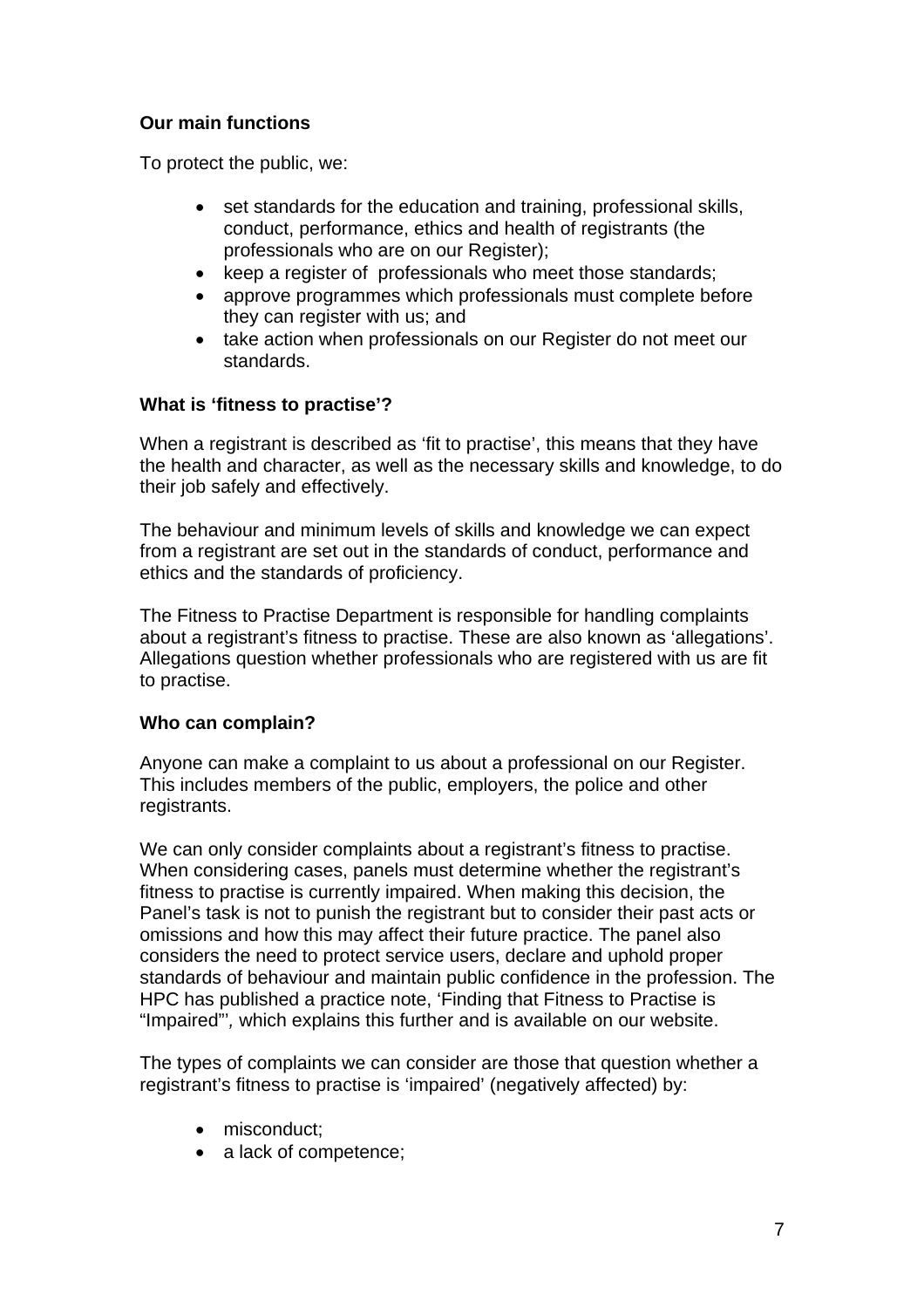### Our main functions

To protect the public, we:

- set standards for the education and training, professional skills, conduct, performance, ethics and health of registrants (the professionals who are on our Register);
- keep a register of professionals who meet those standards;
- approve programmes which professionals must complete before they can register with us; and
- take action when professionals on our Register do not meet our standards.

### What is 'fitness to practise'?

When a registrant is described as 'fit to practise', this means that they have the health and character, as well as the necessary skills and knowledge, to do their job safely and effectively.

The behaviour and minimum levels of skills and knowledge we can expect from a registrant are set out in the standards of conduct, performance and ethics and the standards of proficiency.

The Fitness to Practise Department is responsible for handling complaints about a registrant's fitness to practise. These are also known as 'allegations'. Allegations question whether professionals who are registered with us are fit to practise.

### Who can complain?

Anyone can make a complaint to us about a professional on our Register. This includes members of the public, employers, the police and other registrants.

We can only consider complaints about a registrant's fitness to practise. When considering cases, panels must determine whether the registrant's fitness to practise is currently impaired. When making this decision, the Panel's task is not to punish the registrant but to consider their past acts or omissions and how this may affect their future practice. The panel also considers the need to protect service users, declare and uphold proper standards of behaviour and maintain public confidence in the profession. The HPC has published a practice note, 'Finding that Fitness to Practise is "Impaired"', which explains this further and is available on our website.

The types of complaints we can consider are those that question whether a registrant's fitness to practise is 'impaired' (negatively affected) by:

- misconduct;
- a lack of competence;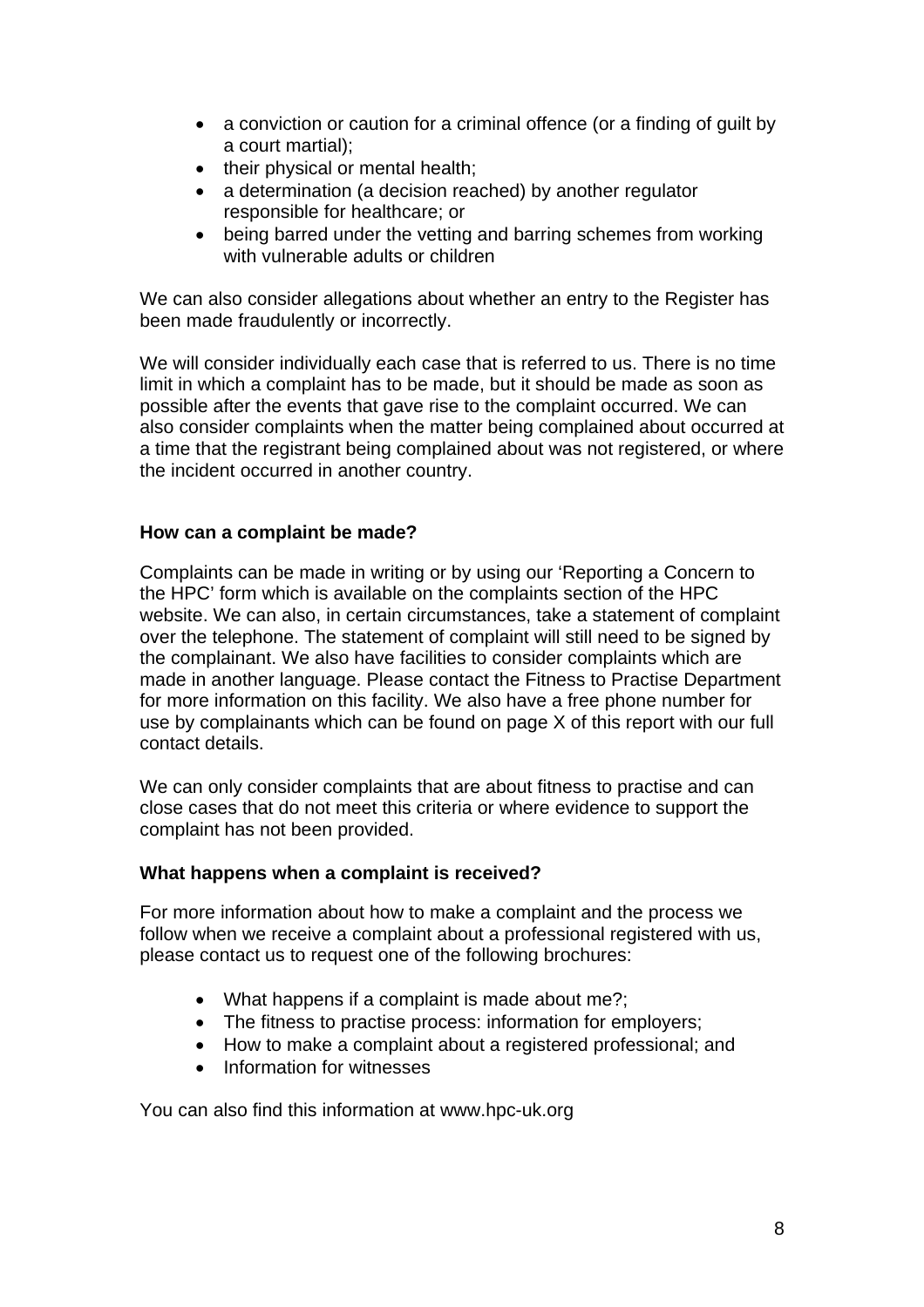- a conviction or caution for a criminal offence (or a finding of guilt by a court martial);
- their physical or mental health;
- a determination (a decision reached) by another regulator responsible for healthcare; or
- being barred under the vetting and barring schemes from working with vulnerable adults or children

We can also consider allegations about whether an entry to the Register has been made fraudulently or incorrectly.

We will consider individually each case that is referred to us. There is no time limit in which a complaint has to be made, but it should be made as soon as possible after the events that gave rise to the complaint occurred. We can also consider complaints when the matter being complained about occurred at a time that the registrant being complained about was not registered, or where the incident occurred in another country.

**How can a complaint be made?**

Complaints can be made in writing or by using our 'Reporting a Concern to the HPC' form which is available on the complaints section of the HPC website. We can also, in certain circumstances, take a statement of complaint over the telephone. The statement of complaint will still need to be signed by the complainant. We also have facilities to consider complaints which are made in another language. Please contact the Fitness to Practise Department for more information on this facility. We also have a free phone number for use by complainants which can be found on page X of this report with our full contact details.

We can only consider complaints that are about fitness to practise and can close cases that do not meet this criteria or where evidence to support the complaint has not been provided.

**What happens when a complaint is received?**

For more information about how to make a complaint and the process we follow when we receive a complaint about a professional registered with us, please contact us to request one of the following brochures:

- What happens if a complaint is made about me?;
- The fitness to practise process: information for employers;
- How to make a complaint about a registered professional; and
- Information for witnesses

You can also find this information at www.hpc-uk.org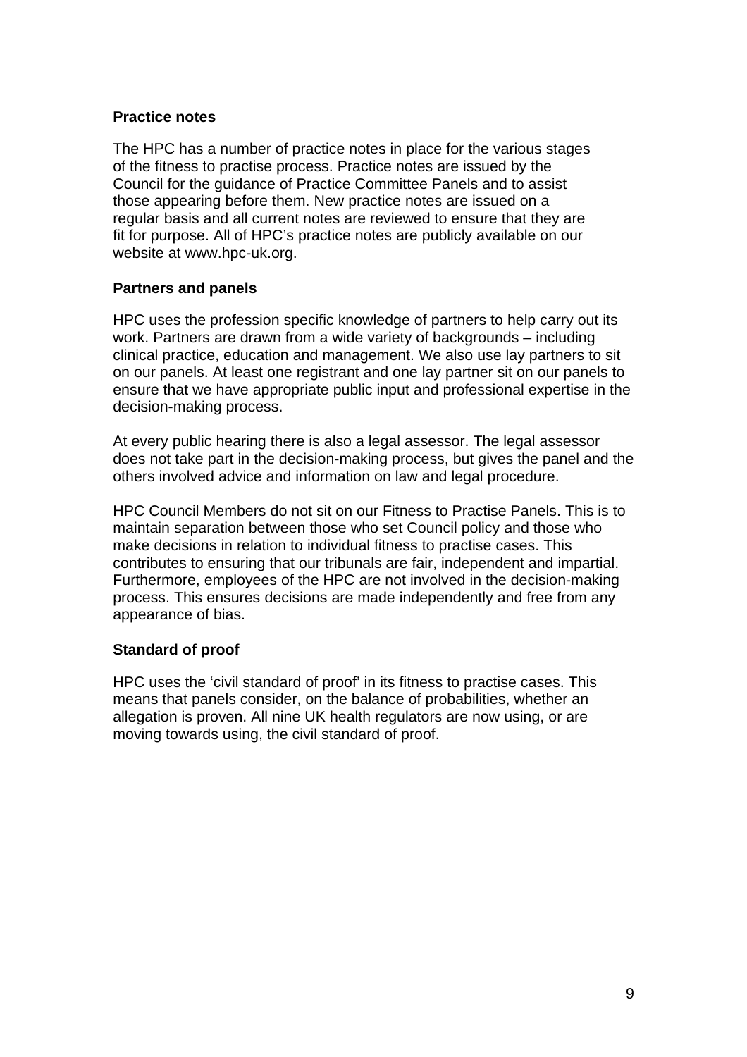### Practice notes

The HPC has a number of practice notes in place for the various stages of the fitness to practise process. Practice notes are issued by the Council for the guidance of Practice Committee Panels and to assist those appearing before them. New practice notes are issued on a regular basis and all current notes are reviewed to ensure that they are fit for purpose. All of HPC's practice notes are publicly available on our website at www.hpc-uk.org.

### Partners and panels

HPC uses the profession specific knowledge of partners to help carry out its work. Partners are drawn from a wide variety of backgrounds – including clinical practice, education and management. We also use lay partners to sit on our panels. At least one registrant and one lay partner sit on our panels to ensure that we have appropriate public input and professional expertise in the decision-making process.

At every public hearing there is also a legal assessor. The legal assessor does not take part in the decision-making process, but gives the panel and the others involved advice and information on law and legal procedure.

HPC Council Members do not sit on our Fitness to Practise Panels. This is to maintain separation between those who set Council policy and those who make decisions in relation to individual fitness to practise cases. This contributes to ensuring that our tribunals are fair, independent and impartial. Furthermore, employees of the HPC are not involved in the decision-making process. This ensures decisions are made independently and free from any appearance of bias.

### Standard of proof

HPC uses the 'civil standard of proof' in its fitness to practise cases. This means that panels consider, on the balance of probabilities, whether an allegation is proven. All nine UK health regulators are now using, or are moving towards using, the civil standard of proof.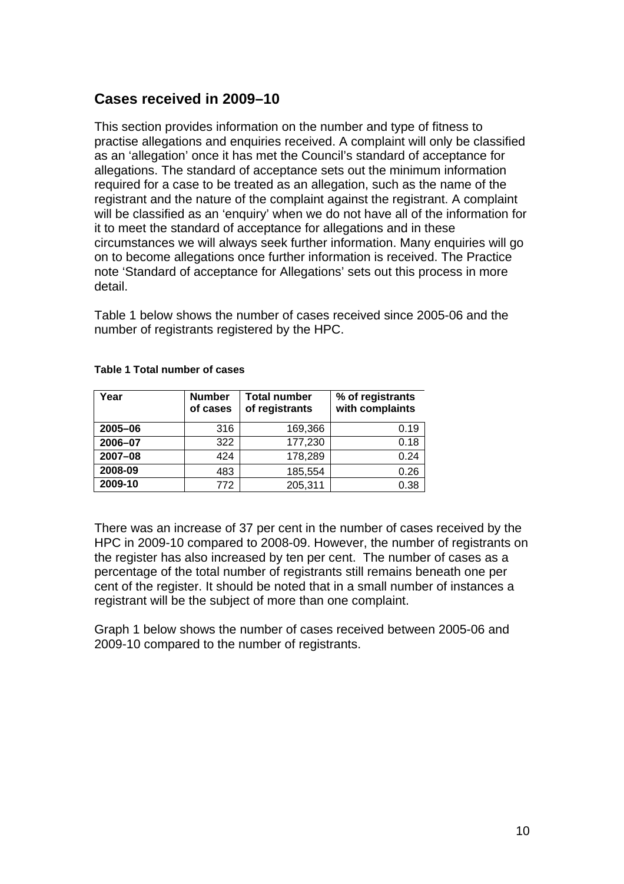## Cases received in 2009–10

This section provides information on the number and type of fitness to practise allegations and enquiries received. A complaint will only be classified as an 'allegation' once it has met the Council's standard of acceptance for allegations. The standard of acceptance sets out the minimum information required for a case to be treated as an allegation, such as the name of the registrant and the nature of the complaint against the registrant. A complaint will be classified as an 'enquiry' when we do not have all of the information for it to meet the standard of acceptance for allegations and in these circumstances we will always seek further information. Many enquiries will go on to become allegations once further information is received. The Practice note 'Standard of acceptance for Allegations' sets out this process in more detail.

Table 1 below shows the number of cases received since 2005-06 and the number of registrants registered by the HPC.

**Table 1 Total number of cases**

| Year | Number of cases | Total number of registrants | % of registrants with complaints |
|---|---|---|---|
| **2005–06** | 316 | 169,366 | 0.19 |
| **2006–07** | 322 | 177,230 | 0.18 |
| **2007–08** | 424 | 178,289 | 0.24 |
| **2008-09** | 483 | 185,554 | 0.26 |
| **2009-10** | 772 | 205,311 | 0.38 |

There was an increase of 37 per cent in the number of cases received by the HPC in 2009-10 compared to 2008-09. However, the number of registrants on the register has also increased by ten per cent. The number of cases as a percentage of the total number of registrants still remains beneath one per cent of the register. It should be noted that in a small number of instances a registrant will be the subject of more than one complaint.

Graph 1 below shows the number of cases received between 2005-06 and 2009-10 compared to the number of registrants.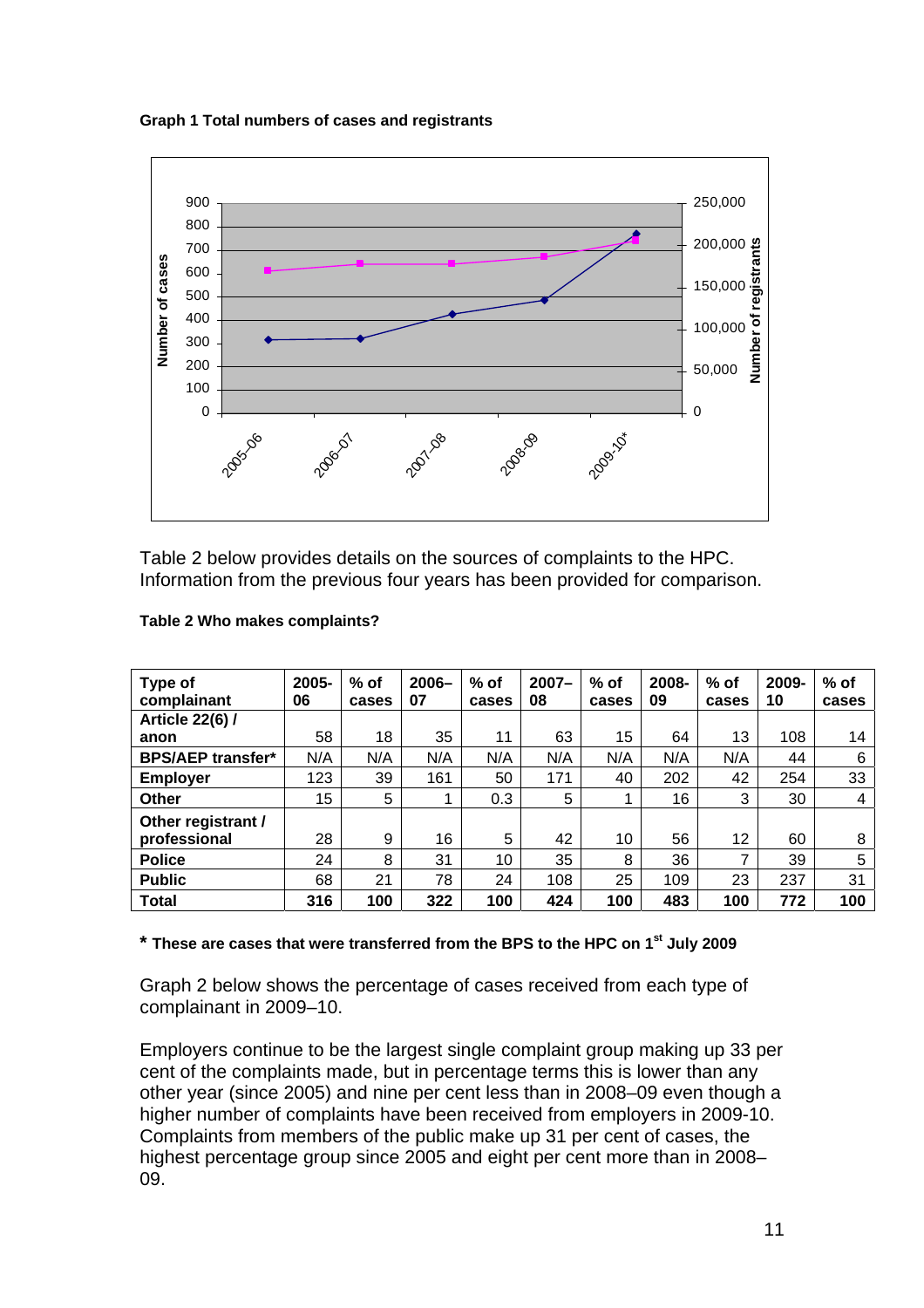**Graph 1 Total numbers of cases and registrants**

Table 2 below provides details on the sources of complaints to the HPC. Information from the previous four years has been provided for comparison.

**Table 2 Who makes complaints?**

| Type of complainant | 2005-06 | % of cases | 2006–07 | % of cases | 2007–08 | % of cases | 2008-09 | % of cases | 2009-10 | % of cases |
|---|---|---|---|---|---|---|---|---|---|---|
| **Article 22(6) / anon** | 58 | 18 | 35 | 11 | 63 | 15 | 64 | 13 | 108 | 14 |
| **BPS/AEP transfer*** | N/A | N/A | N/A | N/A | N/A | N/A | N/A | N/A | 44 | 6 |
| **Employer** | 123 | 39 | 161 | 50 | 171 | 40 | 202 | 42 | 254 | 33 |
| **Other** | 15 | 5 | 1 | 0.3 | 5 | 1 | 16 | 3 | 30 | 4 |
| **Other registrant / professional** | 28 | 9 | 16 | 5 | 42 | 10 | 56 | 12 | 60 | 8 |
| **Police** | 24 | 8 | 31 | 10 | 35 | 8 | 36 | 7 | 39 | 5 |
| **Public** | 68 | 21 | 78 | 24 | 108 | 25 | 109 | 23 | 237 | 31 |
| **Total** | **316** | **100** | **322** | **100** | **424** | **100** | **483** | **100** | **772** | **100** |

**\* These are cases that were transferred from the BPS to the HPC on 1st July 2009**

Graph 2 below shows the percentage of cases received from each type of complainant in 2009–10.

Employers continue to be the largest single complaint group making up 33 per cent of the complaints made, but in percentage terms this is lower than any other year (since 2005) and nine per cent less than in 2008–09 even though a higher number of complaints have been received from employers in 2009-10. Complaints from members of the public make up 31 per cent of cases, the highest percentage group since 2005 and eight per cent more than in 2008–09.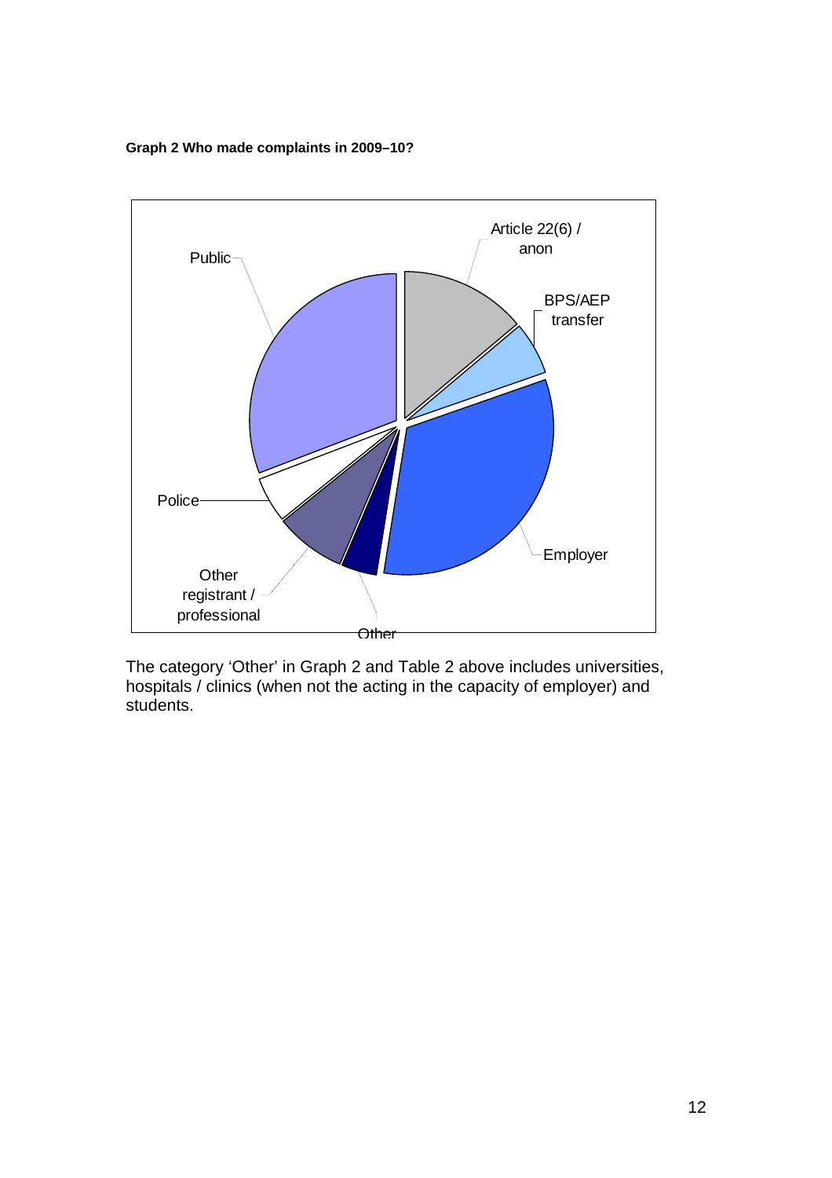**Graph 2 Who made complaints in 2009–10?**

Public

Article 22(6) / anon

BPS/AEP transfer

Employer

Other

Other registrant / professional

Police

The category 'Other' in Graph 2 and Table 2 above includes universities, hospitals / clinics (when not the acting in the capacity of employer) and students.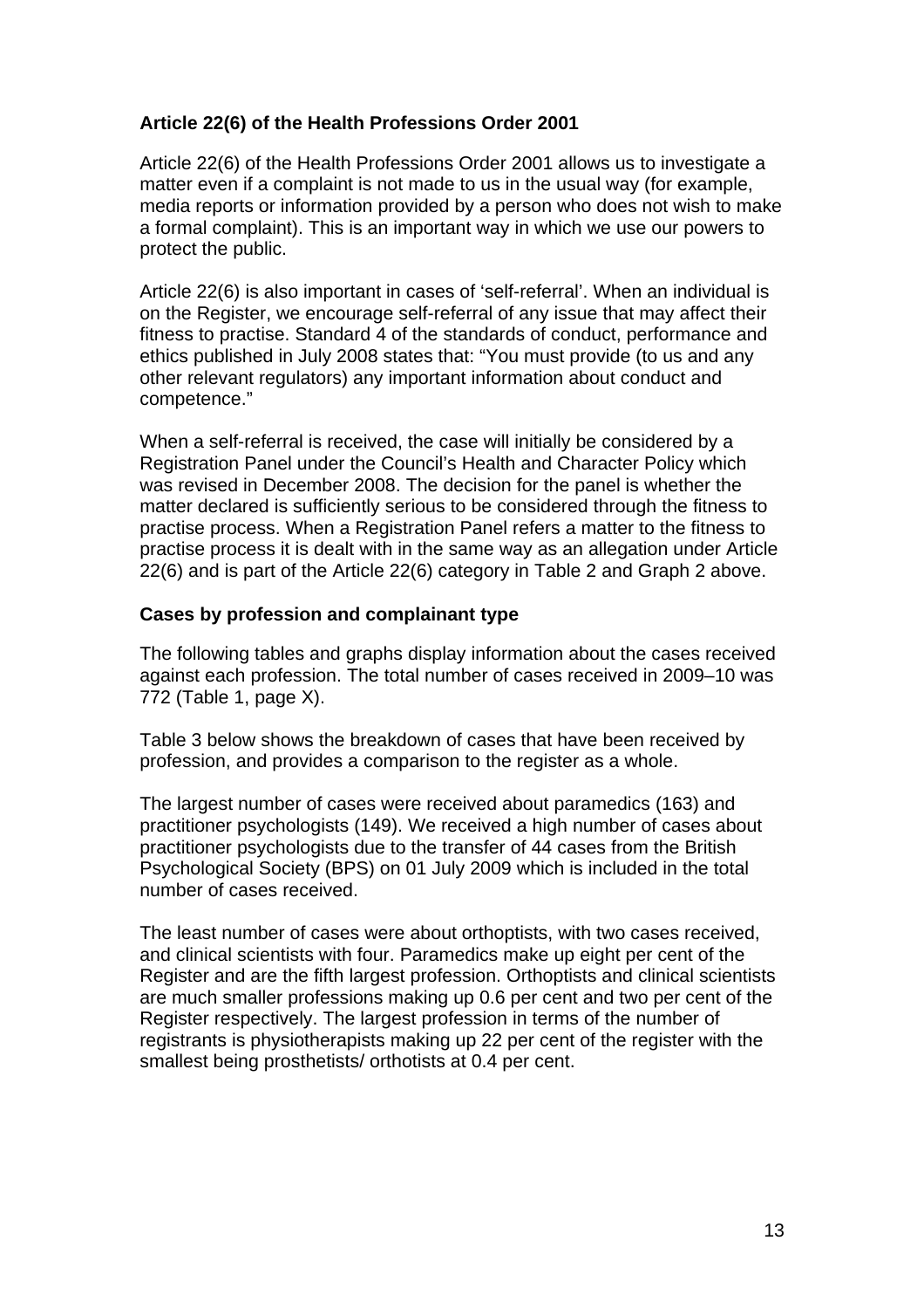### Article 22(6) of the Health Professions Order 2001

Article 22(6) of the Health Professions Order 2001 allows us to investigate a matter even if a complaint is not made to us in the usual way (for example, media reports or information provided by a person who does not wish to make a formal complaint). This is an important way in which we use our powers to protect the public.

Article 22(6) is also important in cases of 'self-referral'. When an individual is on the Register, we encourage self-referral of any issue that may affect their fitness to practise. Standard 4 of the standards of conduct, performance and ethics published in July 2008 states that: "You must provide (to us and any other relevant regulators) any important information about conduct and competence."

When a self-referral is received, the case will initially be considered by a Registration Panel under the Council's Health and Character Policy which was revised in December 2008. The decision for the panel is whether the matter declared is sufficiently serious to be considered through the fitness to practise process. When a Registration Panel refers a matter to the fitness to practise process it is dealt with in the same way as an allegation under Article 22(6) and is part of the Article 22(6) category in Table 2 and Graph 2 above.

### Cases by profession and complainant type

The following tables and graphs display information about the cases received against each profession. The total number of cases received in 2009–10 was 772 (Table 1, page X).

Table 3 below shows the breakdown of cases that have been received by profession, and provides a comparison to the register as a whole.

The largest number of cases were received about paramedics (163) and practitioner psychologists (149). We received a high number of cases about practitioner psychologists due to the transfer of 44 cases from the British Psychological Society (BPS) on 01 July 2009 which is included in the total number of cases received.

The least number of cases were about orthoptists, with two cases received, and clinical scientists with four. Paramedics make up eight per cent of the Register and are the fifth largest profession. Orthoptists and clinical scientists are much smaller professions making up 0.6 per cent and two per cent of the Register respectively. The largest profession in terms of the number of registrants is physiotherapists making up 22 per cent of the register with the smallest being prosthetists/ orthotists at 0.4 per cent.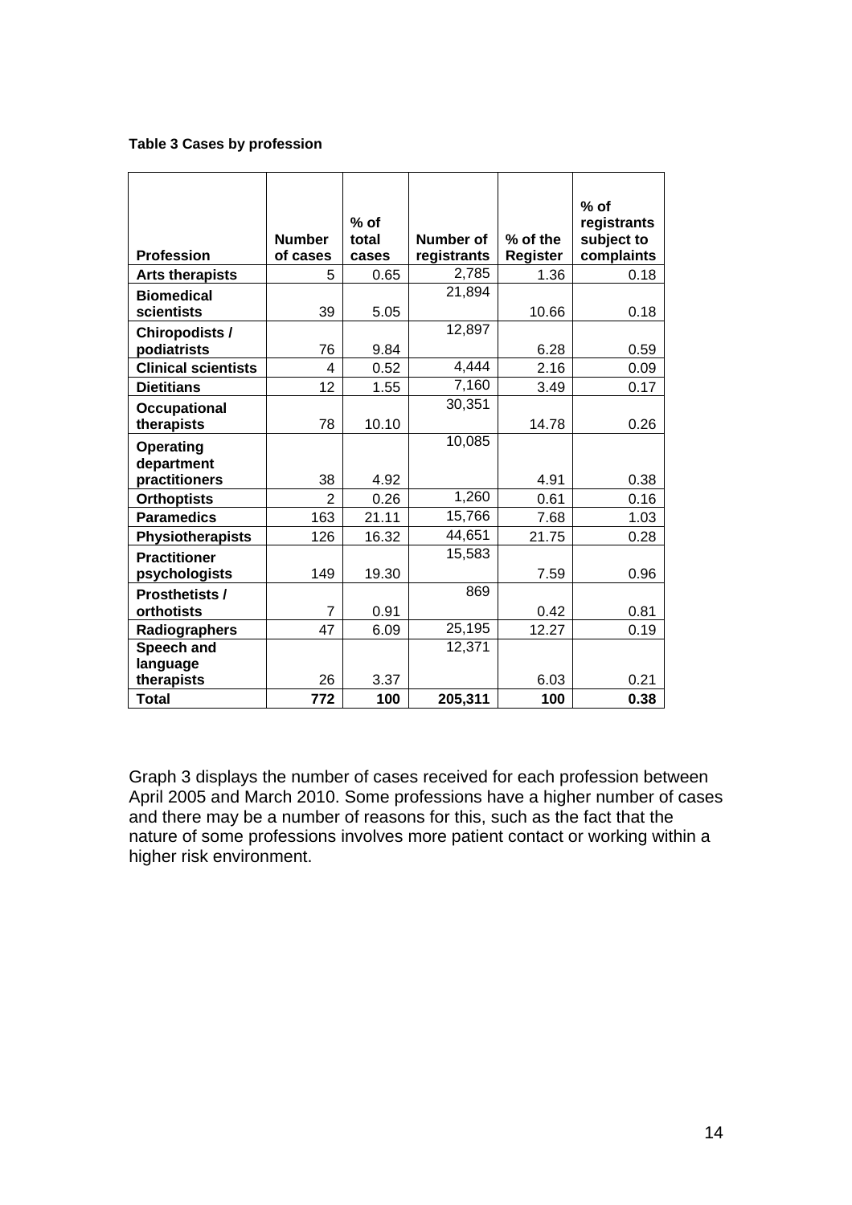**Table 3 Cases by profession**

| Profession | Number of cases | % of total cases | Number of registrants | % of the Register | % of registrants subject to complaints |
|---|---|---|---|---|---|
| **Arts therapists** | 5 | 0.65 | 2,785 | 1.36 | 0.18 |
| **Biomedical scientists** | 39 | 5.05 | 21,894 | 10.66 | 0.18 |
| **Chiropodists / podiatrists** | 76 | 9.84 | 12,897 | 6.28 | 0.59 |
| **Clinical scientists** | 4 | 0.52 | 4,444 | 2.16 | 0.09 |
| **Dietitians** | 12 | 1.55 | 7,160 | 3.49 | 0.17 |
| **Occupational therapists** | 78 | 10.10 | 30,351 | 14.78 | 0.26 |
| **Operating department practitioners** | 38 | 4.92 | 10,085 | 4.91 | 0.38 |
| **Orthoptists** | 2 | 0.26 | 1,260 | 0.61 | 0.16 |
| **Paramedics** | 163 | 21.11 | 15,766 | 7.68 | 1.03 |
| **Physiotherapists** | 126 | 16.32 | 44,651 | 21.75 | 0.28 |
| **Practitioner psychologists** | 149 | 19.30 | 15,583 | 7.59 | 0.96 |
| **Prosthetists / orthotists** | 7 | 0.91 | 869 | 0.42 | 0.81 |
| **Radiographers** | 47 | 6.09 | 25,195 | 12.27 | 0.19 |
| **Speech and language therapists** | 26 | 3.37 | 12,371 | 6.03 | 0.21 |
| **Total** | **772** | **100** | **205,311** | **100** | **0.38** |

Graph 3 displays the number of cases received for each profession between April 2005 and March 2010. Some professions have a higher number of cases and there may be a number of reasons for this, such as the fact that the nature of some professions involves more patient contact or working within a higher risk environment.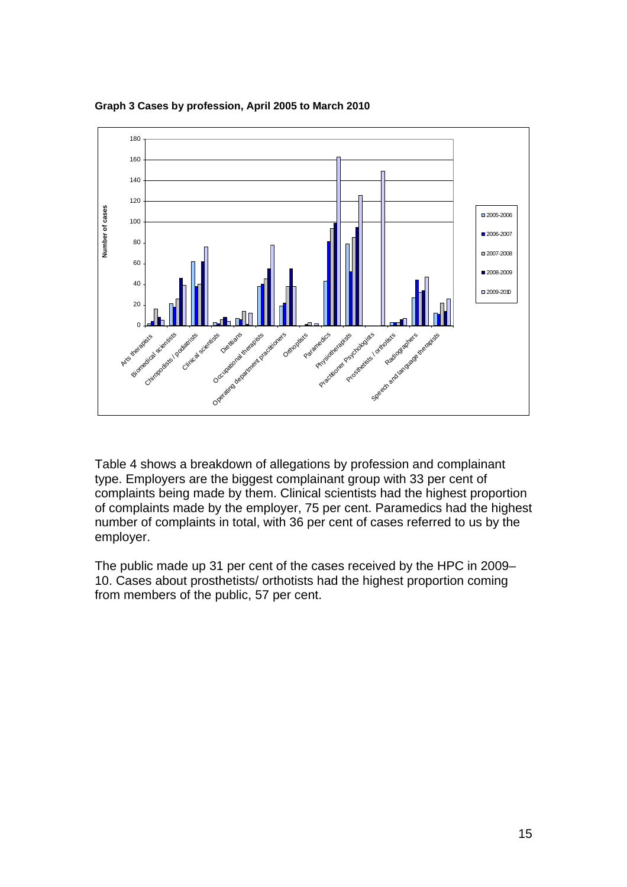**Graph 3 Cases by profession, April 2005 to March 2010**

Table 4 shows a breakdown of allegations by profession and complainant type. Employers are the biggest complainant group with 33 per cent of complaints being made by them. Clinical scientists had the highest proportion of complaints made by the employer, 75 per cent. Paramedics had the highest number of complaints in total, with 36 per cent of cases referred to us by the employer.

The public made up 31 per cent of the cases received by the HPC in 2009–10. Cases about prosthetists/ orthotists had the highest proportion coming from members of the public, 57 per cent.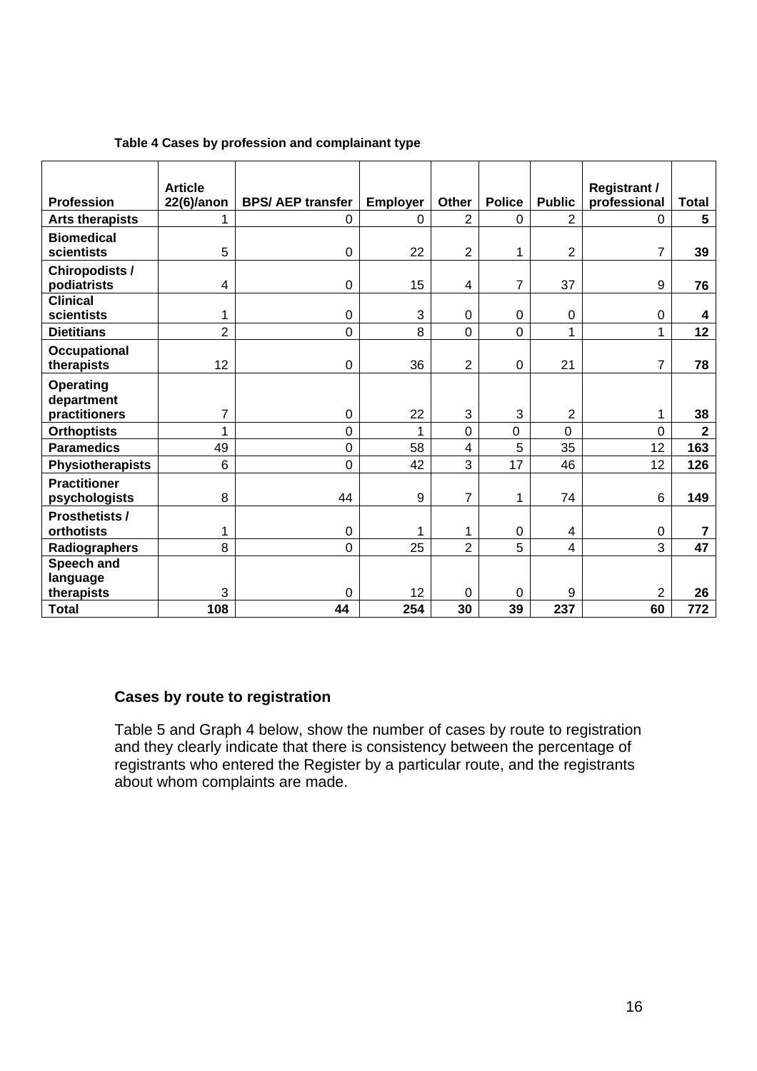**Table 4 Cases by profession and complainant type**

| Profession | Article 22(6)/anon | BPS/ AEP transfer | Employer | Other | Police | Public | Registrant / professional | Total |
|---|---|---|---|---|---|---|---|---|
| **Arts therapists** | 1 | 0 | 0 | 2 | 0 | 2 | 0 | **5** |
| **Biomedical scientists** | 5 | 0 | 22 | 2 | 1 | 2 | 7 | **39** |
| **Chiropodists / podiatrists** | 4 | 0 | 15 | 4 | 7 | 37 | 9 | **76** |
| **Clinical scientists** | 1 | 0 | 3 | 0 | 0 | 0 | 0 | **4** |
| **Dietitians** | 2 | 0 | 8 | 0 | 0 | 1 | 1 | **12** |
| **Occupational therapists** | 12 | 0 | 36 | 2 | 0 | 21 | 7 | **78** |
| **Operating department practitioners** | 7 | 0 | 22 | 3 | 3 | 2 | 1 | **38** |
| **Orthoptists** | 1 | 0 | 1 | 0 | 0 | 0 | 0 | **2** |
| **Paramedics** | 49 | 0 | 58 | 4 | 5 | 35 | 12 | **163** |
| **Physiotherapists** | 6 | 0 | 42 | 3 | 17 | 46 | 12 | **126** |
| **Practitioner psychologists** | 8 | 44 | 9 | 7 | 1 | 74 | 6 | **149** |
| **Prosthetists / orthotists** | 1 | 0 | 1 | 1 | 0 | 4 | 0 | **7** |
| **Radiographers** | 8 | 0 | 25 | 2 | 5 | 4 | 3 | **47** |
| **Speech and language therapists** | 3 | 0 | 12 | 0 | 0 | 9 | 2 | **26** |
| **Total** | **108** | **44** | **254** | **30** | **39** | **237** | **60** | **772** |

## Cases by route to registration

Table 5 and Graph 4 below, show the number of cases by route to registration and they clearly indicate that there is consistency between the percentage of registrants who entered the Register by a particular route, and the registrants about whom complaints are made.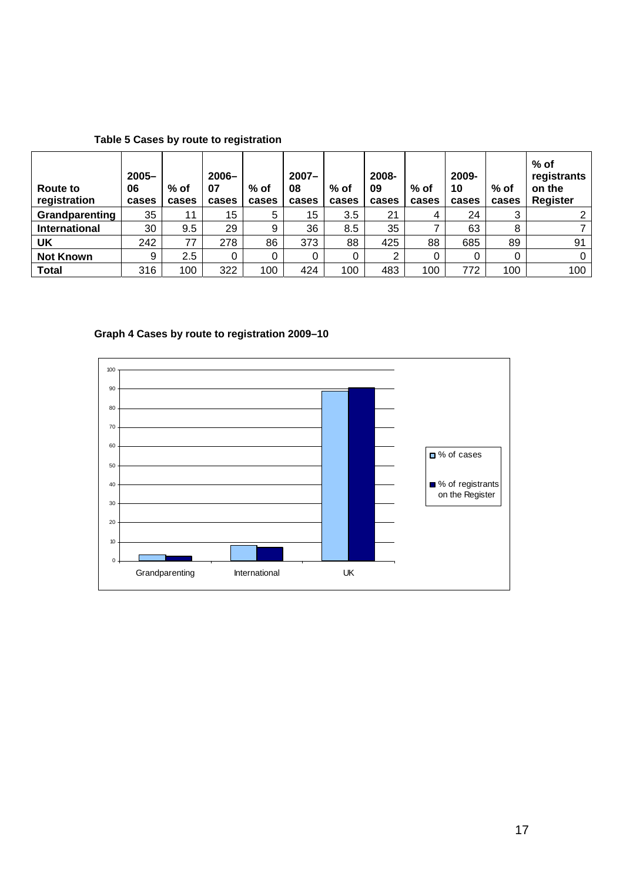**Table 5 Cases by route to registration**

| Route to registration | 2005–06 cases | % of cases | 2006–07 cases | % of cases | 2007–08 cases | % of cases | 2008-09 cases | % of cases | 2009-10 cases | % of cases | % of registrants on the Register |
|---|---|---|---|---|---|---|---|---|---|---|---|
| **Grandparenting** | 35 | 11 | 15 | 5 | 15 | 3.5 | 21 | 4 | 24 | 3 | 2 |
| **International** | 30 | 9.5 | 29 | 9 | 36 | 8.5 | 35 | 7 | 63 | 8 | 7 |
| **UK** | 242 | 77 | 278 | 86 | 373 | 88 | 425 | 88 | 685 | 89 | 91 |
| **Not Known** | 9 | 2.5 | 0 | 0 | 0 | 0 | 2 | 0 | 0 | 0 | 0 |
| **Total** | 316 | 100 | 322 | 100 | 424 | 100 | 483 | 100 | 772 | 100 | 100 |

**Graph 4 Cases by route to registration 2009–10**

| Route | % of cases | % of registrants on the Register |
|---|---|---|
| Grandparenting | 3 | 2 |
| International | 8 | 7 |
| UK | 89 | 91 |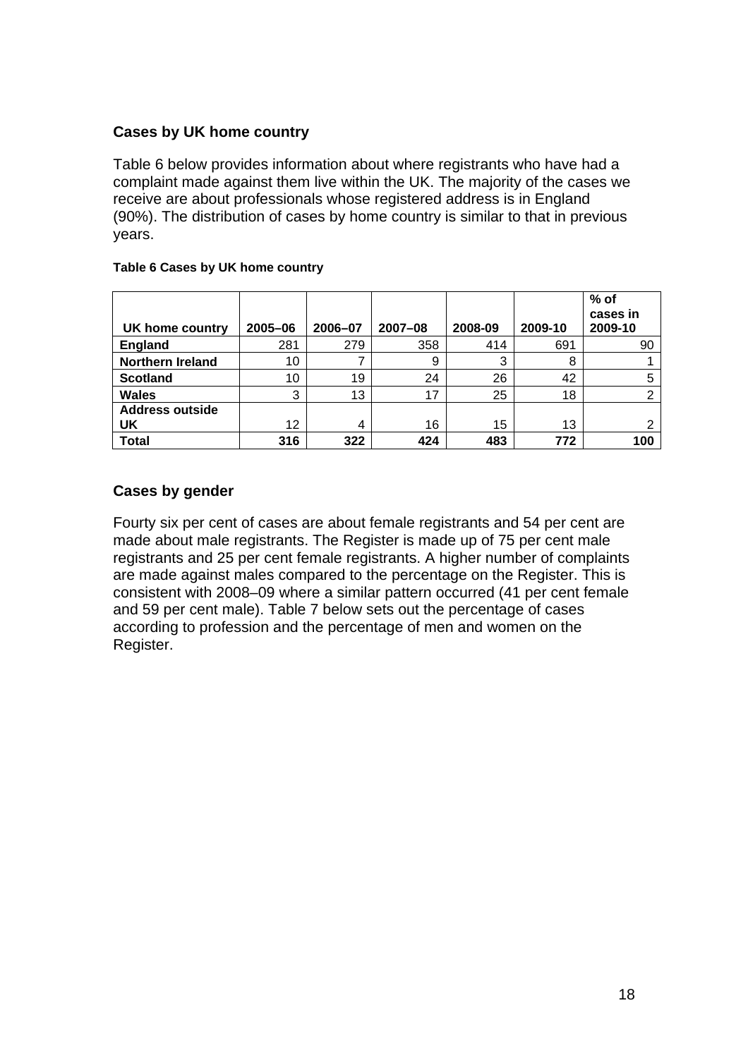## Cases by UK home country

Table 6 below provides information about where registrants who have had a complaint made against them live within the UK. The majority of the cases we receive are about professionals whose registered address is in England (90%). The distribution of cases by home country is similar to that in previous years.

**Table 6 Cases by UK home country**

| UK home country | 2005–06 | 2006–07 | 2007–08 | 2008-09 | 2009-10 | % of cases in 2009-10 |
|---|---|---|---|---|---|---|
| **England** | 281 | 279 | 358 | 414 | 691 | 90 |
| **Northern Ireland** | 10 | 7 | 9 | 3 | 8 | 1 |
| **Scotland** | 10 | 19 | 24 | 26 | 42 | 5 |
| **Wales** | 3 | 13 | 17 | 25 | 18 | 2 |
| **Address outside UK** | 12 | 4 | 16 | 15 | 13 | 2 |
| **Total** | **316** | **322** | **424** | **483** | **772** | **100** |

## Cases by gender

Fourty six per cent of cases are about female registrants and 54 per cent are made about male registrants. The Register is made up of 75 per cent male registrants and 25 per cent female registrants. A higher number of complaints are made against males compared to the percentage on the Register. This is consistent with 2008–09 where a similar pattern occurred (41 per cent female and 59 per cent male). Table 7 below sets out the percentage of cases according to profession and the percentage of men and women on the Register.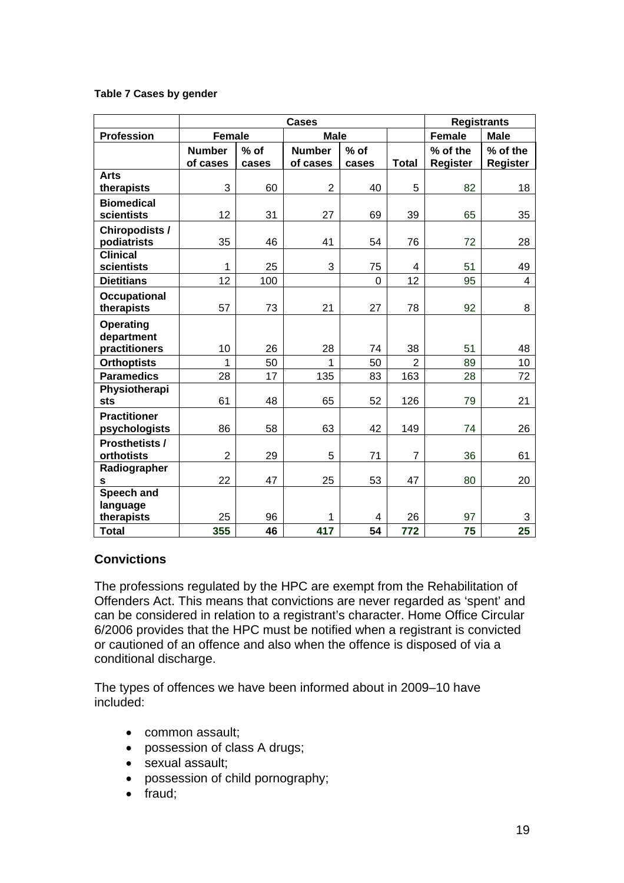**Table 7 Cases by gender**

| | Cases | | | | | Registrants | |
|---|---|---|---|---|---|---|---|
| **Profession** | **Female** | | **Male** | | | **Female** | **Male** |
| | **Number of cases** | **% of cases** | **Number of cases** | **% of cases** | **Total** | **% of the Register** | **% of the Register** |
| **Arts therapists** | 3 | 60 | 2 | 40 | 5 | 82 | 18 |
| **Biomedical scientists** | 12 | 31 | 27 | 69 | 39 | 65 | 35 |
| **Chiropodists / podiatrists** | 35 | 46 | 41 | 54 | 76 | 72 | 28 |
| **Clinical scientists** | 1 | 25 | 3 | 75 | 4 | 51 | 49 |
| **Dietitians** | 12 | 100 | | 0 | 12 | 95 | 4 |
| **Occupational therapists** | 57 | 73 | 21 | 27 | 78 | 92 | 8 |
| **Operating department practitioners** | 10 | 26 | 28 | 74 | 38 | 51 | 48 |
| **Orthoptists** | 1 | 50 | 1 | 50 | 2 | 89 | 10 |
| **Paramedics** | 28 | 17 | 135 | 83 | 163 | 28 | 72 |
| **Physiotherapists** | 61 | 48 | 65 | 52 | 126 | 79 | 21 |
| **Practitioner psychologists** | 86 | 58 | 63 | 42 | 149 | 74 | 26 |
| **Prosthetists / orthotists** | 2 | 29 | 5 | 71 | 7 | 36 | 61 |
| **Radiographers** | 22 | 47 | 25 | 53 | 47 | 80 | 20 |
| **Speech and language therapists** | 25 | 96 | 1 | 4 | 26 | 97 | 3 |
| **Total** | **355** | **46** | **417** | **54** | **772** | **75** | **25** |

## Convictions

The professions regulated by the HPC are exempt from the Rehabilitation of Offenders Act. This means that convictions are never regarded as 'spent' and can be considered in relation to a registrant's character. Home Office Circular 6/2006 provides that the HPC must be notified when a registrant is convicted or cautioned of an offence and also when the offence is disposed of via a conditional discharge.

The types of offences we have been informed about in 2009–10 have included:

- common assault;
- possession of class A drugs;
- sexual assault;
- possession of child pornography;
- fraud;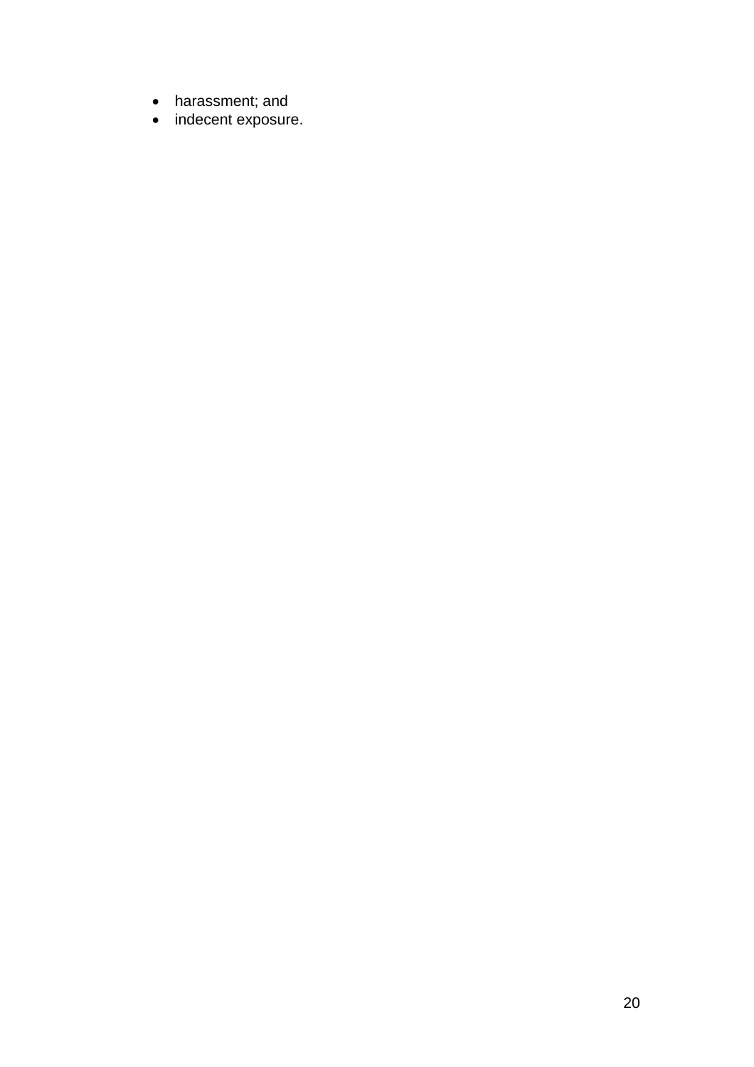- harassment; and
- indecent exposure.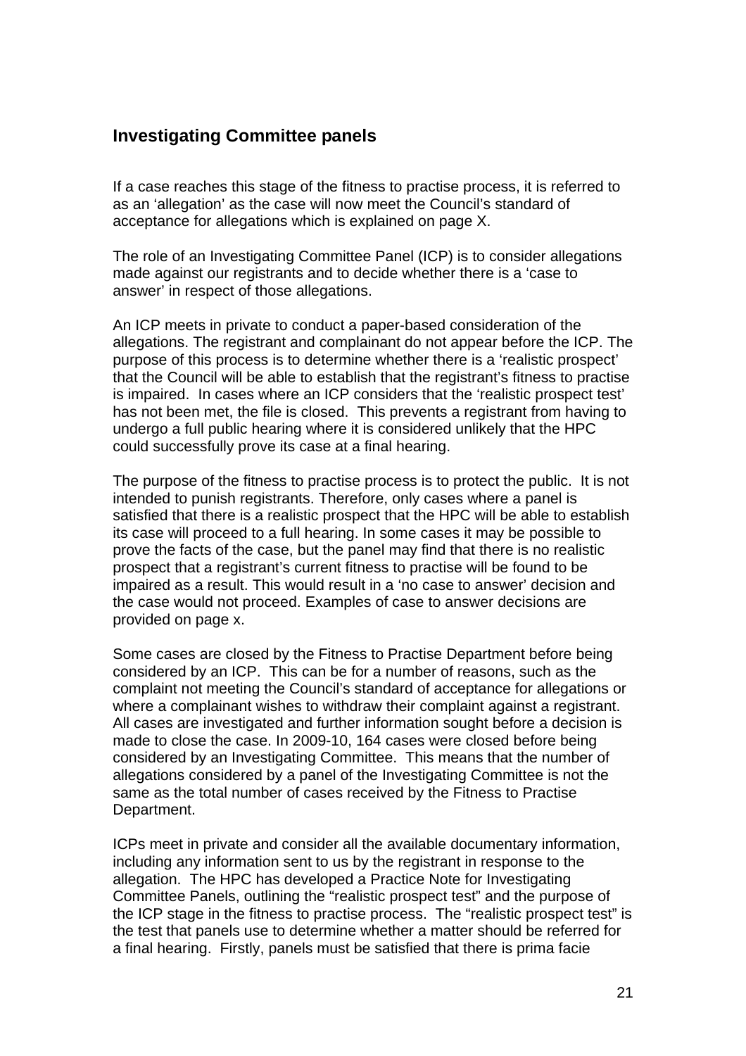## Investigating Committee panels

If a case reaches this stage of the fitness to practise process, it is referred to as an 'allegation' as the case will now meet the Council's standard of acceptance for allegations which is explained on page X.

The role of an Investigating Committee Panel (ICP) is to consider allegations made against our registrants and to decide whether there is a 'case to answer' in respect of those allegations.

An ICP meets in private to conduct a paper-based consideration of the allegations. The registrant and complainant do not appear before the ICP. The purpose of this process is to determine whether there is a 'realistic prospect' that the Council will be able to establish that the registrant's fitness to practise is impaired. In cases where an ICP considers that the 'realistic prospect test' has not been met, the file is closed. This prevents a registrant from having to undergo a full public hearing where it is considered unlikely that the HPC could successfully prove its case at a final hearing.

The purpose of the fitness to practise process is to protect the public. It is not intended to punish registrants. Therefore, only cases where a panel is satisfied that there is a realistic prospect that the HPC will be able to establish its case will proceed to a full hearing. In some cases it may be possible to prove the facts of the case, but the panel may find that there is no realistic prospect that a registrant's current fitness to practise will be found to be impaired as a result. This would result in a 'no case to answer' decision and the case would not proceed. Examples of case to answer decisions are provided on page x.

Some cases are closed by the Fitness to Practise Department before being considered by an ICP. This can be for a number of reasons, such as the complaint not meeting the Council's standard of acceptance for allegations or where a complainant wishes to withdraw their complaint against a registrant. All cases are investigated and further information sought before a decision is made to close the case. In 2009-10, 164 cases were closed before being considered by an Investigating Committee. This means that the number of allegations considered by a panel of the Investigating Committee is not the same as the total number of cases received by the Fitness to Practise Department.

ICPs meet in private and consider all the available documentary information, including any information sent to us by the registrant in response to the allegation. The HPC has developed a Practice Note for Investigating Committee Panels, outlining the "realistic prospect test" and the purpose of the ICP stage in the fitness to practise process. The "realistic prospect test" is the test that panels use to determine whether a matter should be referred for a final hearing. Firstly, panels must be satisfied that there is prima facie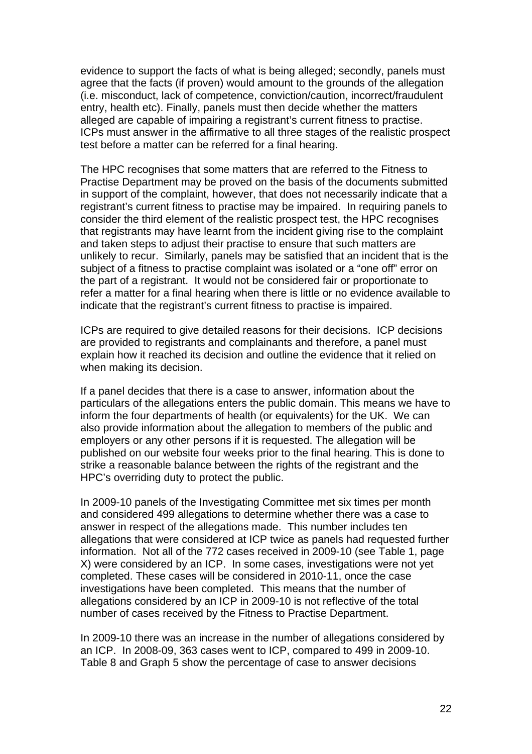evidence to support the facts of what is being alleged; secondly, panels must agree that the facts (if proven) would amount to the grounds of the allegation (i.e. misconduct, lack of competence, conviction/caution, incorrect/fraudulent entry, health etc). Finally, panels must then decide whether the matters alleged are capable of impairing a registrant's current fitness to practise. ICPs must answer in the affirmative to all three stages of the realistic prospect test before a matter can be referred for a final hearing.

The HPC recognises that some matters that are referred to the Fitness to Practise Department may be proved on the basis of the documents submitted in support of the complaint, however, that does not necessarily indicate that a registrant's current fitness to practise may be impaired. In requiring panels to consider the third element of the realistic prospect test, the HPC recognises that registrants may have learnt from the incident giving rise to the complaint and taken steps to adjust their practise to ensure that such matters are unlikely to recur. Similarly, panels may be satisfied that an incident that is the subject of a fitness to practise complaint was isolated or a "one off" error on the part of a registrant. It would not be considered fair or proportionate to refer a matter for a final hearing when there is little or no evidence available to indicate that the registrant's current fitness to practise is impaired.

ICPs are required to give detailed reasons for their decisions. ICP decisions are provided to registrants and complainants and therefore, a panel must explain how it reached its decision and outline the evidence that it relied on when making its decision.

If a panel decides that there is a case to answer, information about the particulars of the allegations enters the public domain. This means we have to inform the four departments of health (or equivalents) for the UK. We can also provide information about the allegation to members of the public and employers or any other persons if it is requested. The allegation will be published on our website four weeks prior to the final hearing. This is done to strike a reasonable balance between the rights of the registrant and the HPC's overriding duty to protect the public.

In 2009-10 panels of the Investigating Committee met six times per month and considered 499 allegations to determine whether there was a case to answer in respect of the allegations made. This number includes ten allegations that were considered at ICP twice as panels had requested further information. Not all of the 772 cases received in 2009-10 (see Table 1, page X) were considered by an ICP. In some cases, investigations were not yet completed. These cases will be considered in 2010-11, once the case investigations have been completed. This means that the number of allegations considered by an ICP in 2009-10 is not reflective of the total number of cases received by the Fitness to Practise Department.

In 2009-10 there was an increase in the number of allegations considered by an ICP. In 2008-09, 363 cases went to ICP, compared to 499 in 2009-10. Table 8 and Graph 5 show the percentage of case to answer decisions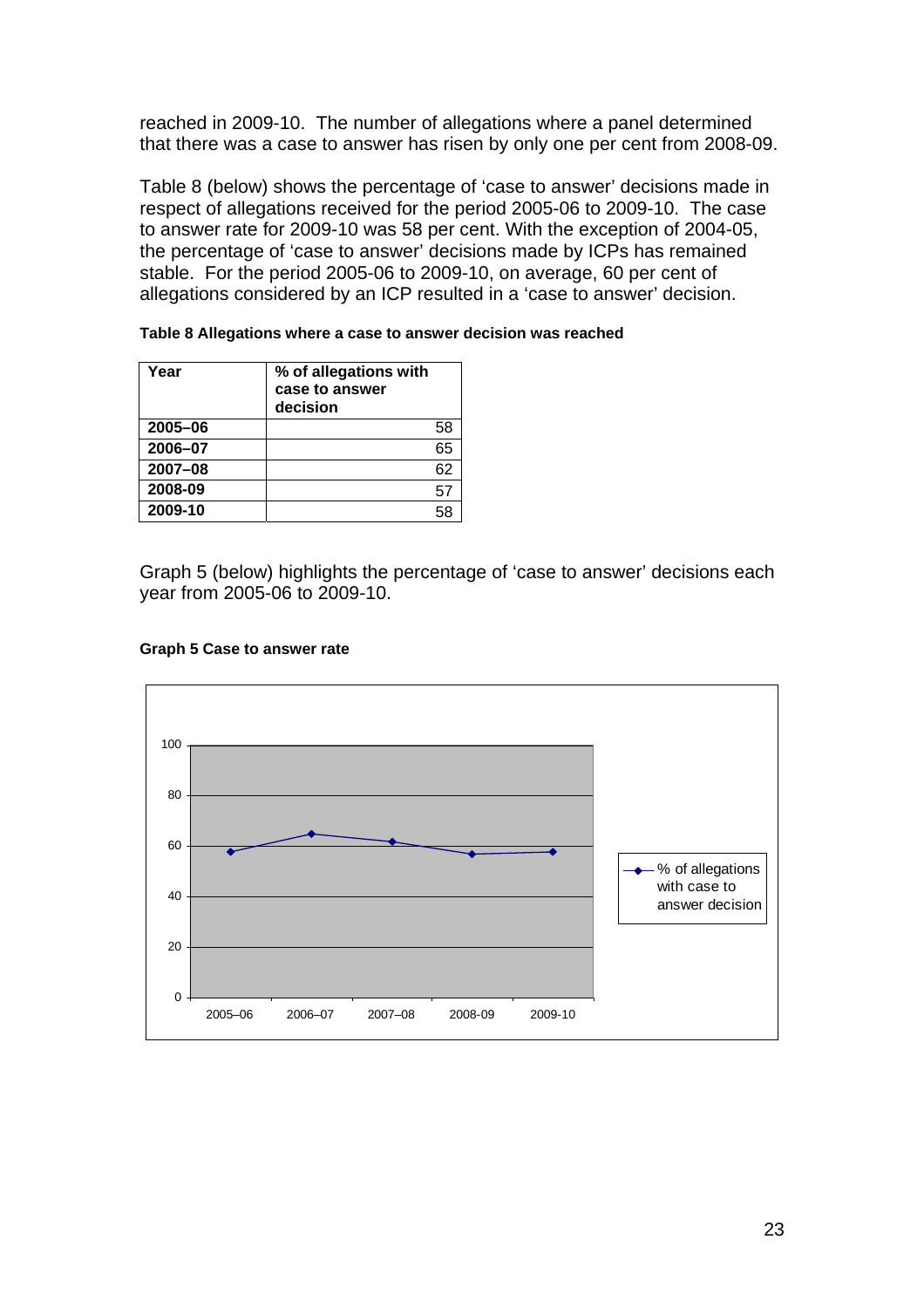reached in 2009-10. The number of allegations where a panel determined that there was a case to answer has risen by only one per cent from 2008-09.

Table 8 (below) shows the percentage of 'case to answer' decisions made in respect of allegations received for the period 2005-06 to 2009-10. The case to answer rate for 2009-10 was 58 per cent. With the exception of 2004-05, the percentage of 'case to answer' decisions made by ICPs has remained stable. For the period 2005-06 to 2009-10, on average, 60 per cent of allegations considered by an ICP resulted in a 'case to answer' decision.

**Table 8 Allegations where a case to answer decision was reached**

| Year | % of allegations with case to answer decision |
|---|---|
| 2005–06 | 58 |
| 2006–07 | 65 |
| 2007–08 | 62 |
| 2008-09 | 57 |
| 2009-10 | 58 |

Graph 5 (below) highlights the percentage of 'case to answer' decisions each year from 2005-06 to 2009-10.

**Graph 5 Case to answer rate**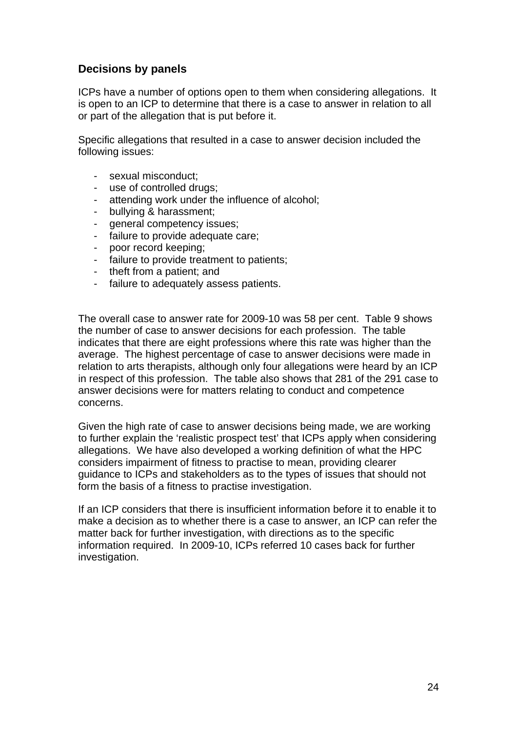## Decisions by panels

ICPs have a number of options open to them when considering allegations. It is open to an ICP to determine that there is a case to answer in relation to all or part of the allegation that is put before it.

Specific allegations that resulted in a case to answer decision included the following issues:

- sexual misconduct;
- use of controlled drugs;
- attending work under the influence of alcohol;
- bullying & harassment;
- general competency issues;
- failure to provide adequate care;
- poor record keeping;
- failure to provide treatment to patients;
- theft from a patient; and
- failure to adequately assess patients.

The overall case to answer rate for 2009-10 was 58 per cent. Table 9 shows the number of case to answer decisions for each profession. The table indicates that there are eight professions where this rate was higher than the average. The highest percentage of case to answer decisions were made in relation to arts therapists, although only four allegations were heard by an ICP in respect of this profession. The table also shows that 281 of the 291 case to answer decisions were for matters relating to conduct and competence concerns.

Given the high rate of case to answer decisions being made, we are working to further explain the 'realistic prospect test' that ICPs apply when considering allegations. We have also developed a working definition of what the HPC considers impairment of fitness to practise to mean, providing clearer guidance to ICPs and stakeholders as to the types of issues that should not form the basis of a fitness to practise investigation.

If an ICP considers that there is insufficient information before it to enable it to make a decision as to whether there is a case to answer, an ICP can refer the matter back for further investigation, with directions as to the specific information required. In 2009-10, ICPs referred 10 cases back for further investigation.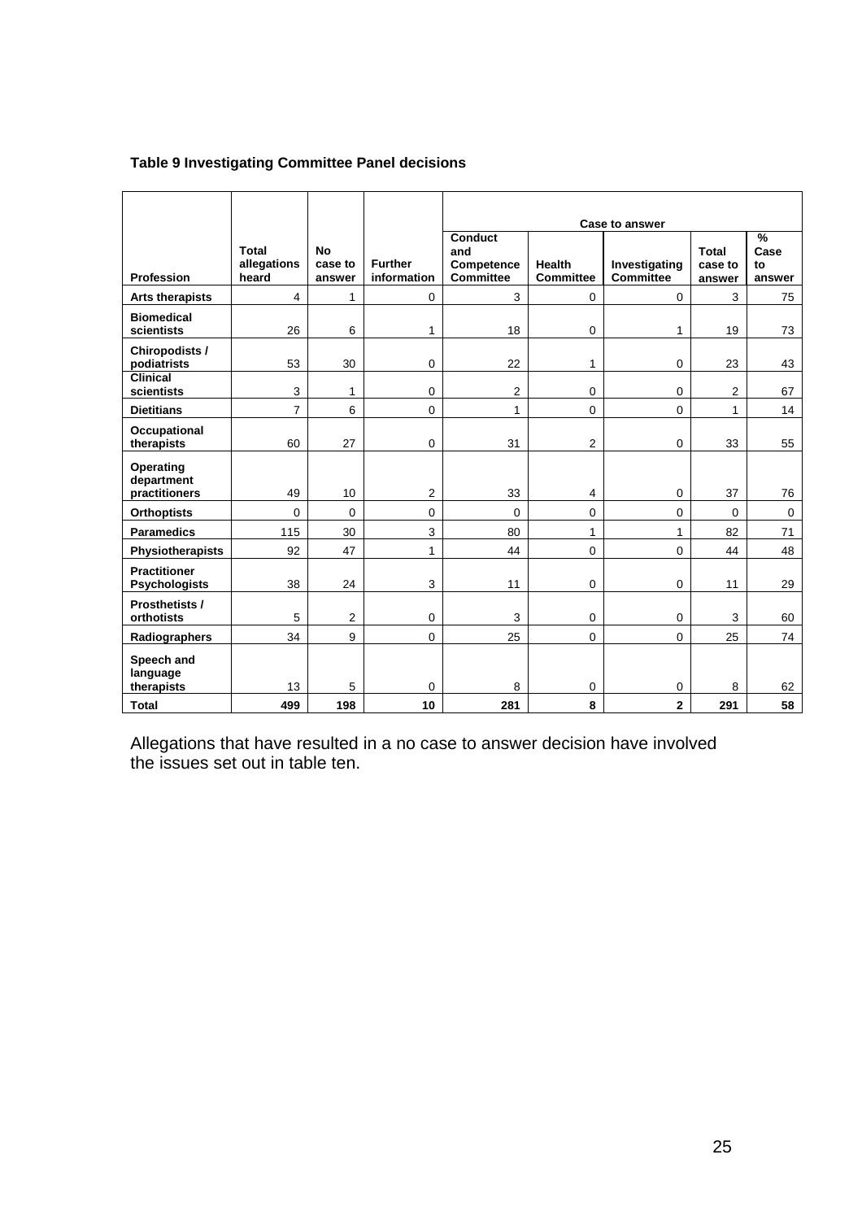**Table 9 Investigating Committee Panel decisions**

| Profession | Total allegations heard | No case to answer | Further information | Case to answer | | | | |
|---|---|---|---|---|---|---|---|---|
| | | | | Conduct and Competence Committee | Health Committee | Investigating Committee | Total case to answer | % Case to answer |
| **Arts therapists** | 4 | 1 | 0 | 3 | 0 | 0 | 3 | 75 |
| **Biomedical scientists** | 26 | 6 | 1 | 18 | 0 | 1 | 19 | 73 |
| **Chiropodists / podiatrists** | 53 | 30 | 0 | 22 | 1 | 0 | 23 | 43 |
| **Clinical scientists** | 3 | 1 | 0 | 2 | 0 | 0 | 2 | 67 |
| **Dietitians** | 7 | 6 | 0 | 1 | 0 | 0 | 1 | 14 |
| **Occupational therapists** | 60 | 27 | 0 | 31 | 2 | 0 | 33 | 55 |
| **Operating department practitioners** | 49 | 10 | 2 | 33 | 4 | 0 | 37 | 76 |
| **Orthoptists** | 0 | 0 | 0 | 0 | 0 | 0 | 0 | 0 |
| **Paramedics** | 115 | 30 | 3 | 80 | 1 | 1 | 82 | 71 |
| **Physiotherapists** | 92 | 47 | 1 | 44 | 0 | 0 | 44 | 48 |
| **Practitioner Psychologists** | 38 | 24 | 3 | 11 | 0 | 0 | 11 | 29 |
| **Prosthetists / orthotists** | 5 | 2 | 0 | 3 | 0 | 0 | 3 | 60 |
| **Radiographers** | 34 | 9 | 0 | 25 | 0 | 0 | 25 | 74 |
| **Speech and language therapists** | 13 | 5 | 0 | 8 | 0 | 0 | 8 | 62 |
| **Total** | **499** | **198** | **10** | **281** | **8** | **2** | **291** | **58** |

Allegations that have resulted in a no case to answer decision have involved the issues set out in table ten.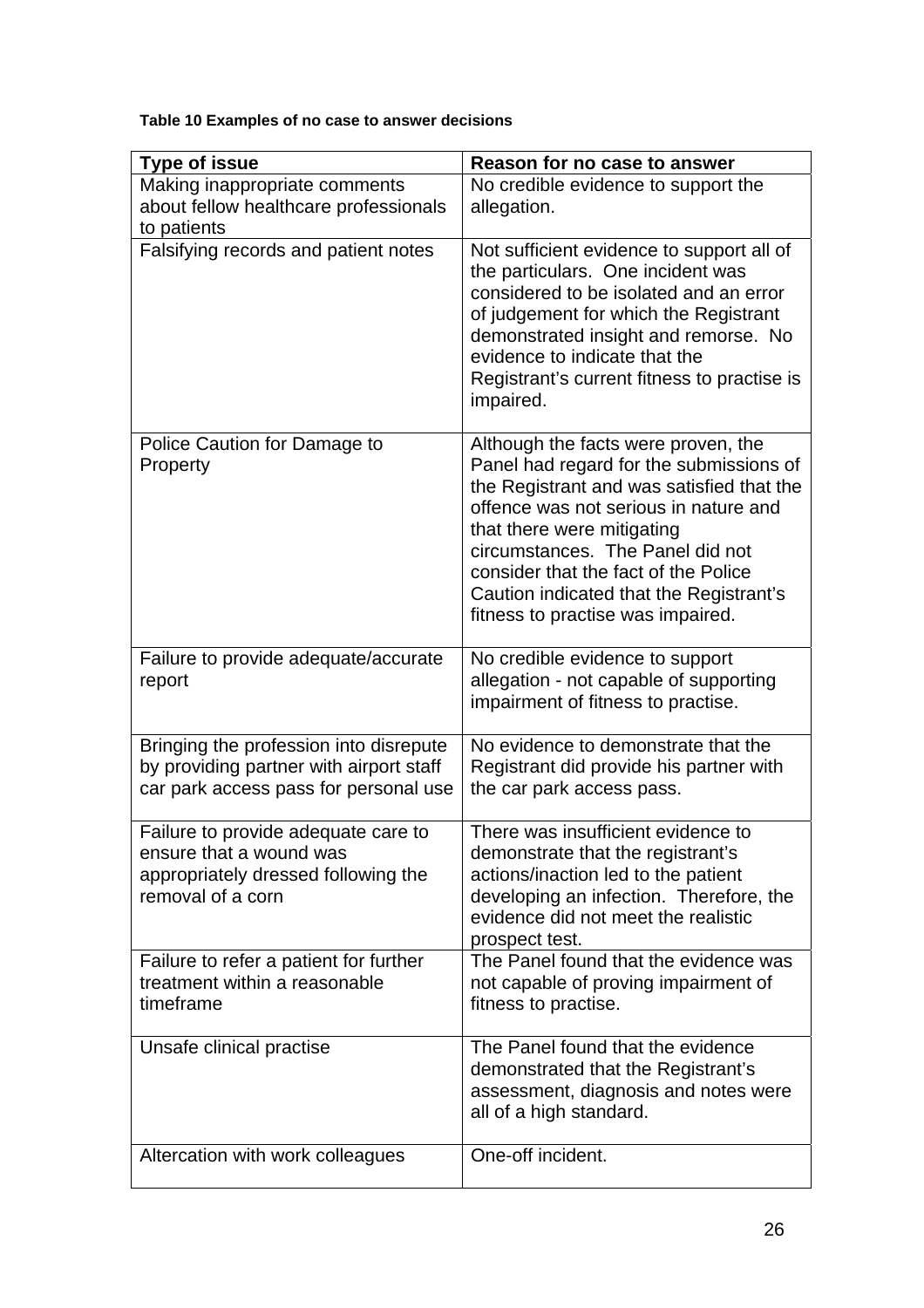**Table 10 Examples of no case to answer decisions**

| Type of issue | Reason for no case to answer |
|---|---|
| Making inappropriate comments about fellow healthcare professionals to patients | No credible evidence to support the allegation. |
| Falsifying records and patient notes | Not sufficient evidence to support all of the particulars. One incident was considered to be isolated and an error of judgement for which the Registrant demonstrated insight and remorse. No evidence to indicate that the Registrant's current fitness to practise is impaired. |
| Police Caution for Damage to Property | Although the facts were proven, the Panel had regard for the submissions of the Registrant and was satisfied that the offence was not serious in nature and that there were mitigating circumstances. The Panel did not consider that the fact of the Police Caution indicated that the Registrant's fitness to practise was impaired. |
| Failure to provide adequate/accurate report | No credible evidence to support allegation - not capable of supporting impairment of fitness to practise. |
| Bringing the profession into disrepute by providing partner with airport staff car park access pass for personal use | No evidence to demonstrate that the Registrant did provide his partner with the car park access pass. |
| Failure to provide adequate care to ensure that a wound was appropriately dressed following the removal of a corn | There was insufficient evidence to demonstrate that the registrant's actions/inaction led to the patient developing an infection. Therefore, the evidence did not meet the realistic prospect test. |
| Failure to refer a patient for further treatment within a reasonable timeframe | The Panel found that the evidence was not capable of proving impairment of fitness to practise. |
| Unsafe clinical practise | The Panel found that the evidence demonstrated that the Registrant's assessment, diagnosis and notes were all of a high standard. |
| Altercation with work colleagues | One-off incident. |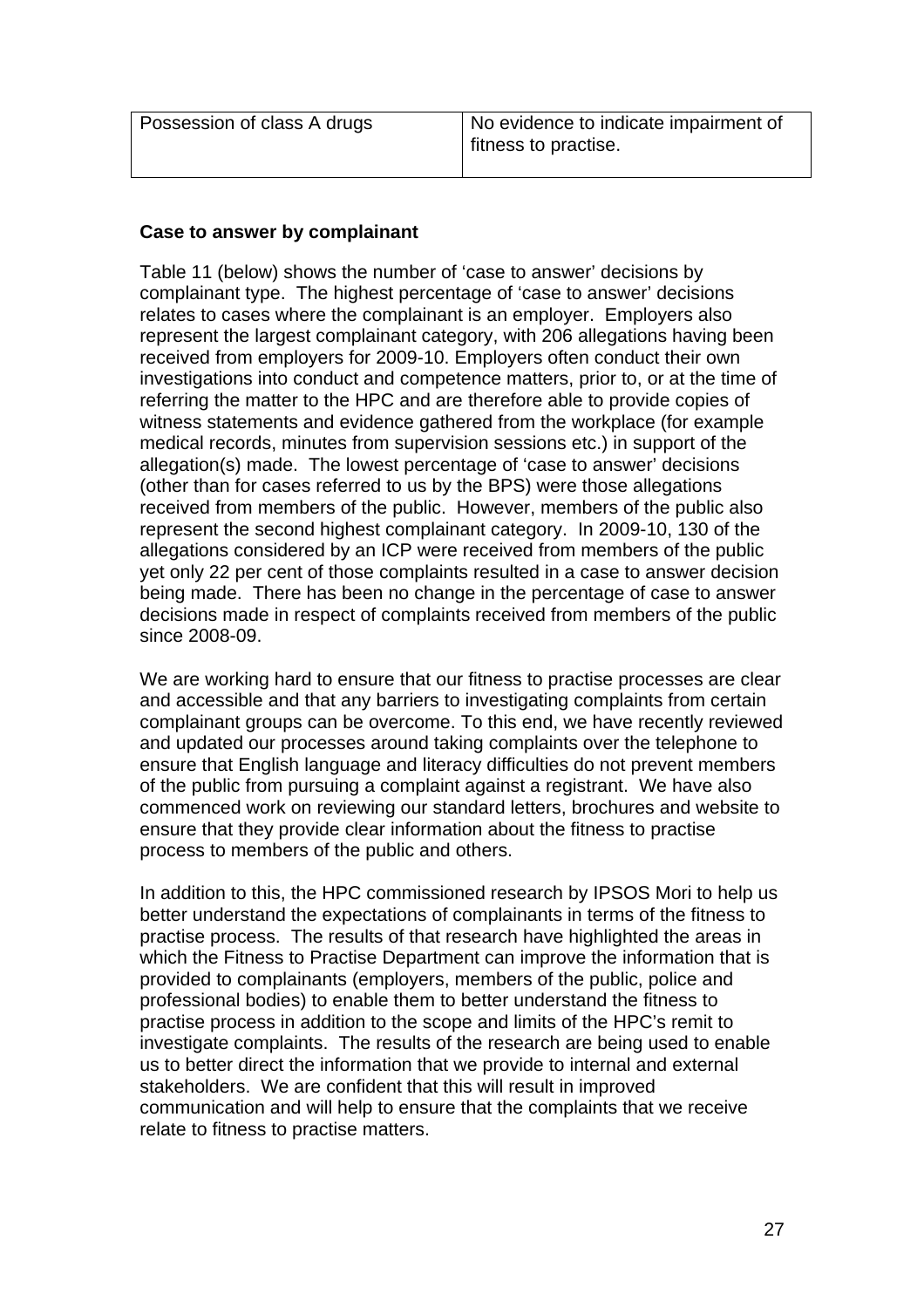| Possession of class A drugs | No evidence to indicate impairment of fitness to practise. |
|---|---|

**Case to answer by complainant**

Table 11 (below) shows the number of 'case to answer' decisions by complainant type. The highest percentage of 'case to answer' decisions relates to cases where the complainant is an employer. Employers also represent the largest complainant category, with 206 allegations having been received from employers for 2009-10. Employers often conduct their own investigations into conduct and competence matters, prior to, or at the time of referring the matter to the HPC and are therefore able to provide copies of witness statements and evidence gathered from the workplace (for example medical records, minutes from supervision sessions etc.) in support of the allegation(s) made. The lowest percentage of 'case to answer' decisions (other than for cases referred to us by the BPS) were those allegations received from members of the public. However, members of the public also represent the second highest complainant category. In 2009-10, 130 of the allegations considered by an ICP were received from members of the public yet only 22 per cent of those complaints resulted in a case to answer decision being made. There has been no change in the percentage of case to answer decisions made in respect of complaints received from members of the public since 2008-09.

We are working hard to ensure that our fitness to practise processes are clear and accessible and that any barriers to investigating complaints from certain complainant groups can be overcome. To this end, we have recently reviewed and updated our processes around taking complaints over the telephone to ensure that English language and literacy difficulties do not prevent members of the public from pursuing a complaint against a registrant. We have also commenced work on reviewing our standard letters, brochures and website to ensure that they provide clear information about the fitness to practise process to members of the public and others.

In addition to this, the HPC commissioned research by IPSOS Mori to help us better understand the expectations of complainants in terms of the fitness to practise process. The results of that research have highlighted the areas in which the Fitness to Practise Department can improve the information that is provided to complainants (employers, members of the public, police and professional bodies) to enable them to better understand the fitness to practise process in addition to the scope and limits of the HPC's remit to investigate complaints. The results of the research are being used to enable us to better direct the information that we provide to internal and external stakeholders. We are confident that this will result in improved communication and will help to ensure that the complaints that we receive relate to fitness to practise matters.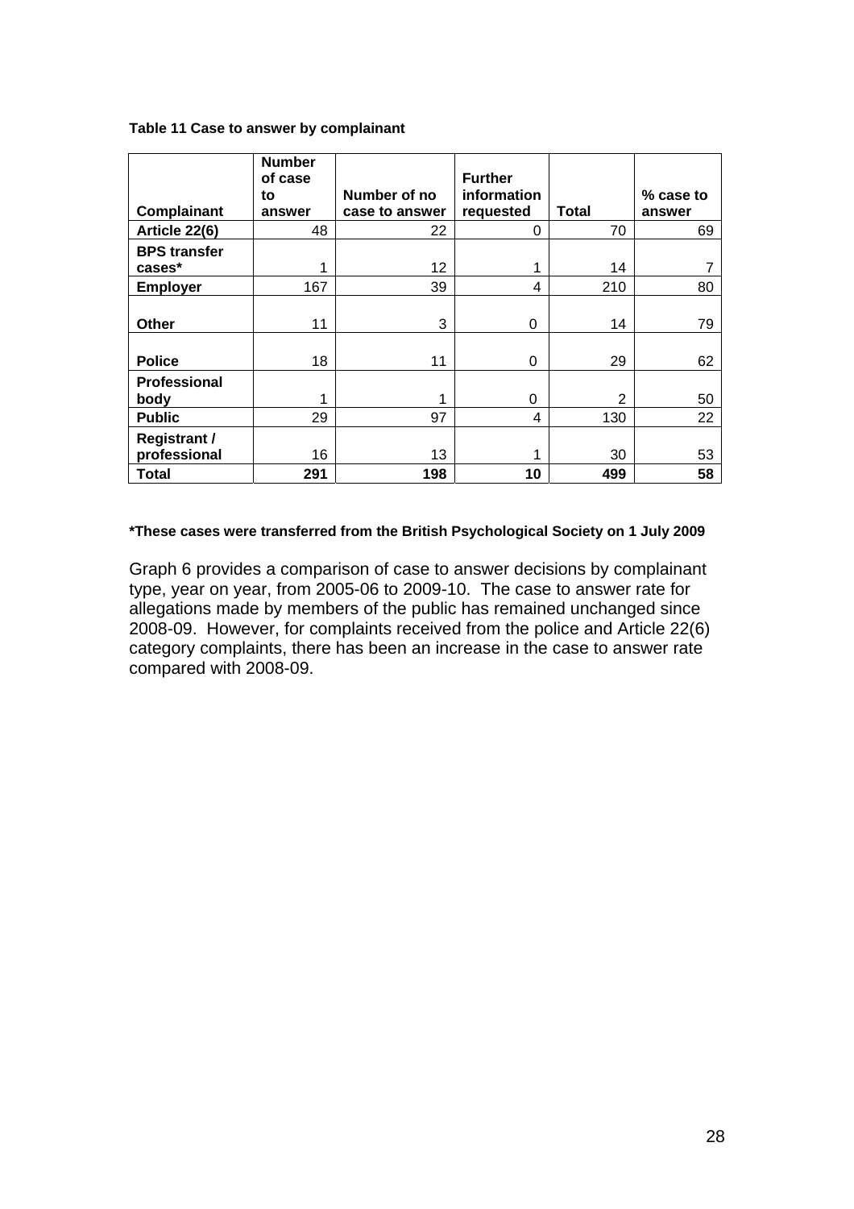**Table 11 Case to answer by complainant**

| Complainant | Number of case to answer | Number of no case to answer | Further information requested | Total | % case to answer |
|---|---|---|---|---|---|
| **Article 22(6)** | 48 | 22 | 0 | 70 | 69 |
| **BPS transfer cases*** | 1 | 12 | 1 | 14 | 7 |
| **Employer** | 167 | 39 | 4 | 210 | 80 |
| **Other** | 11 | 3 | 0 | 14 | 79 |
| **Police** | 18 | 11 | 0 | 29 | 62 |
| **Professional body** | 1 | 1 | 0 | 2 | 50 |
| **Public** | 29 | 97 | 4 | 130 | 22 |
| **Registrant / professional** | 16 | 13 | 1 | 30 | 53 |
| **Total** | **291** | **198** | **10** | **499** | **58** |

**\*These cases were transferred from the British Psychological Society on 1 July 2009**

Graph 6 provides a comparison of case to answer decisions by complainant type, year on year, from 2005-06 to 2009-10. The case to answer rate for allegations made by members of the public has remained unchanged since 2008-09. However, for complaints received from the police and Article 22(6) category complaints, there has been an increase in the case to answer rate compared with 2008-09.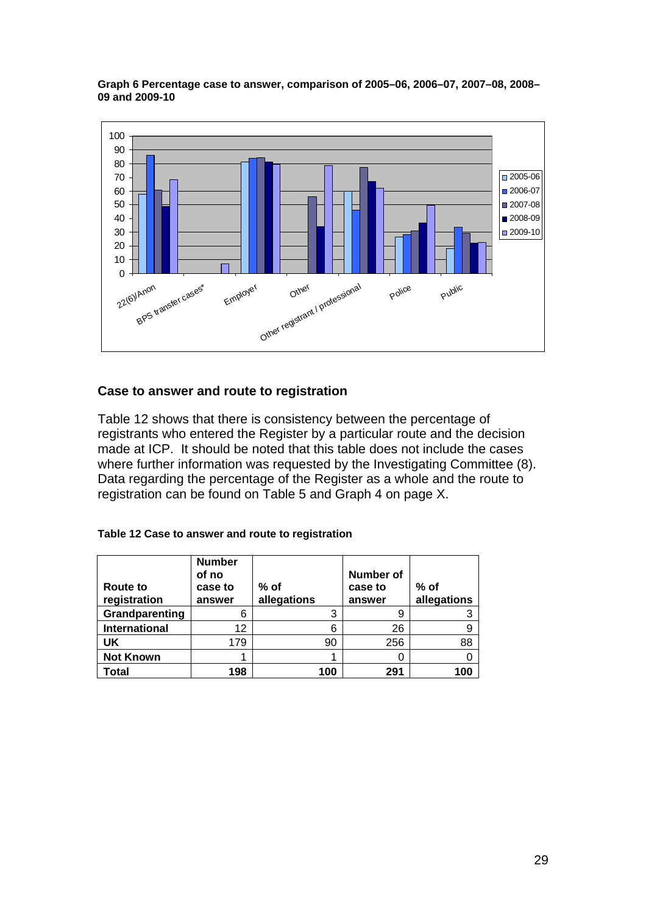**Graph 6 Percentage case to answer, comparison of 2005–06, 2006–07, 2007–08, 2008–09 and 2009-10**

## Case to answer and route to registration

Table 12 shows that there is consistency between the percentage of registrants who entered the Register by a particular route and the decision made at ICP. It should be noted that this table does not include the cases where further information was requested by the Investigating Committee (8). Data regarding the percentage of the Register as a whole and the route to registration can be found on Table 5 and Graph 4 on page X.

**Table 12 Case to answer and route to registration**

| Route to registration | Number of no case to answer | % of allegations | Number of case to answer | % of allegations |
|---|---|---|---|---|
| **Grandparenting** | 6 | 3 | 9 | 3 |
| **International** | 12 | 6 | 26 | 9 |
| **UK** | 179 | 90 | 256 | 88 |
| **Not Known** | 1 | 1 | 0 | 0 |
| **Total** | **198** | **100** | **291** | **100** |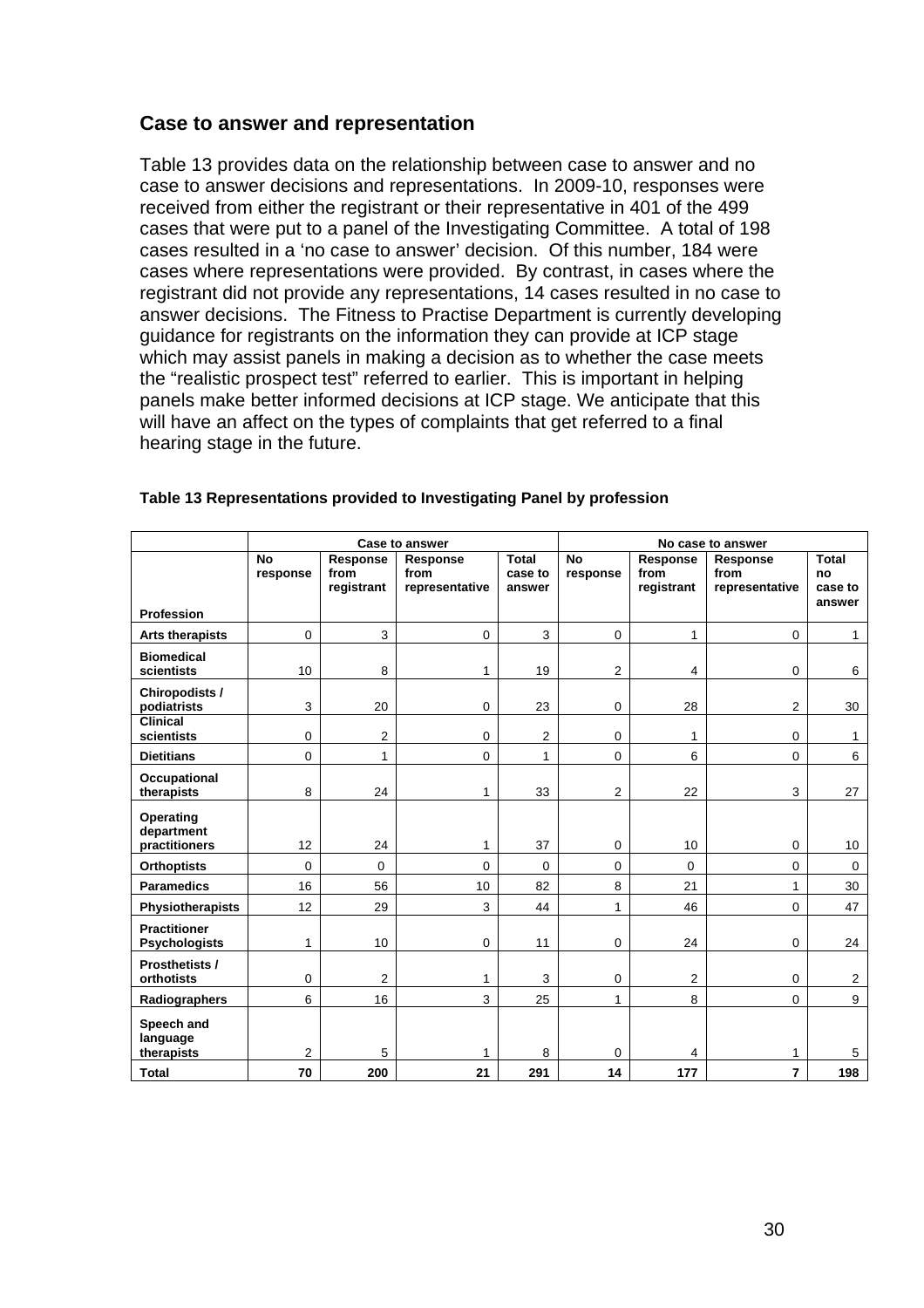## Case to answer and representation

Table 13 provides data on the relationship between case to answer and no case to answer decisions and representations. In 2009-10, responses were received from either the registrant or their representative in 401 of the 499 cases that were put to a panel of the Investigating Committee. A total of 198 cases resulted in a 'no case to answer' decision. Of this number, 184 were cases where representations were provided. By contrast, in cases where the registrant did not provide any representations, 14 cases resulted in no case to answer decisions. The Fitness to Practise Department is currently developing guidance for registrants on the information they can provide at ICP stage which may assist panels in making a decision as to whether the case meets the "realistic prospect test" referred to earlier. This is important in helping panels make better informed decisions at ICP stage. We anticipate that this will have an affect on the types of complaints that get referred to a final hearing stage in the future.

**Table 13 Representations provided to Investigating Panel by profession**

| | Case to answer | | | | No case to answer | | | |
|---|---|---|---|---|---|---|---|---|
| **Profession** | **No response** | **Response from registrant** | **Response from representative** | **Total case to answer** | **No response** | **Response from registrant** | **Response from representative** | **Total no case to answer** |
| **Arts therapists** | 0 | 3 | 0 | 3 | 0 | 1 | 0 | 1 |
| **Biomedical scientists** | 10 | 8 | 1 | 19 | 2 | 4 | 0 | 6 |
| **Chiropodists / podiatrists** | 3 | 20 | 0 | 23 | 0 | 28 | 2 | 30 |
| **Clinical scientists** | 0 | 2 | 0 | 2 | 0 | 1 | 0 | 1 |
| **Dietitians** | 0 | 1 | 0 | 1 | 0 | 6 | 0 | 6 |
| **Occupational therapists** | 8 | 24 | 1 | 33 | 2 | 22 | 3 | 27 |
| **Operating department practitioners** | 12 | 24 | 1 | 37 | 0 | 10 | 0 | 10 |
| **Orthoptists** | 0 | 0 | 0 | 0 | 0 | 0 | 0 | 0 |
| **Paramedics** | 16 | 56 | 10 | 82 | 8 | 21 | 1 | 30 |
| **Physiotherapists** | 12 | 29 | 3 | 44 | 1 | 46 | 0 | 47 |
| **Practitioner Psychologists** | 1 | 10 | 0 | 11 | 0 | 24 | 0 | 24 |
| **Prosthetists / orthotists** | 0 | 2 | 1 | 3 | 0 | 2 | 0 | 2 |
| **Radiographers** | 6 | 16 | 3 | 25 | 1 | 8 | 0 | 9 |
| **Speech and language therapists** | 2 | 5 | 1 | 8 | 0 | 4 | 1 | 5 |
| **Total** | **70** | **200** | **21** | **291** | **14** | **177** | **7** | **198** |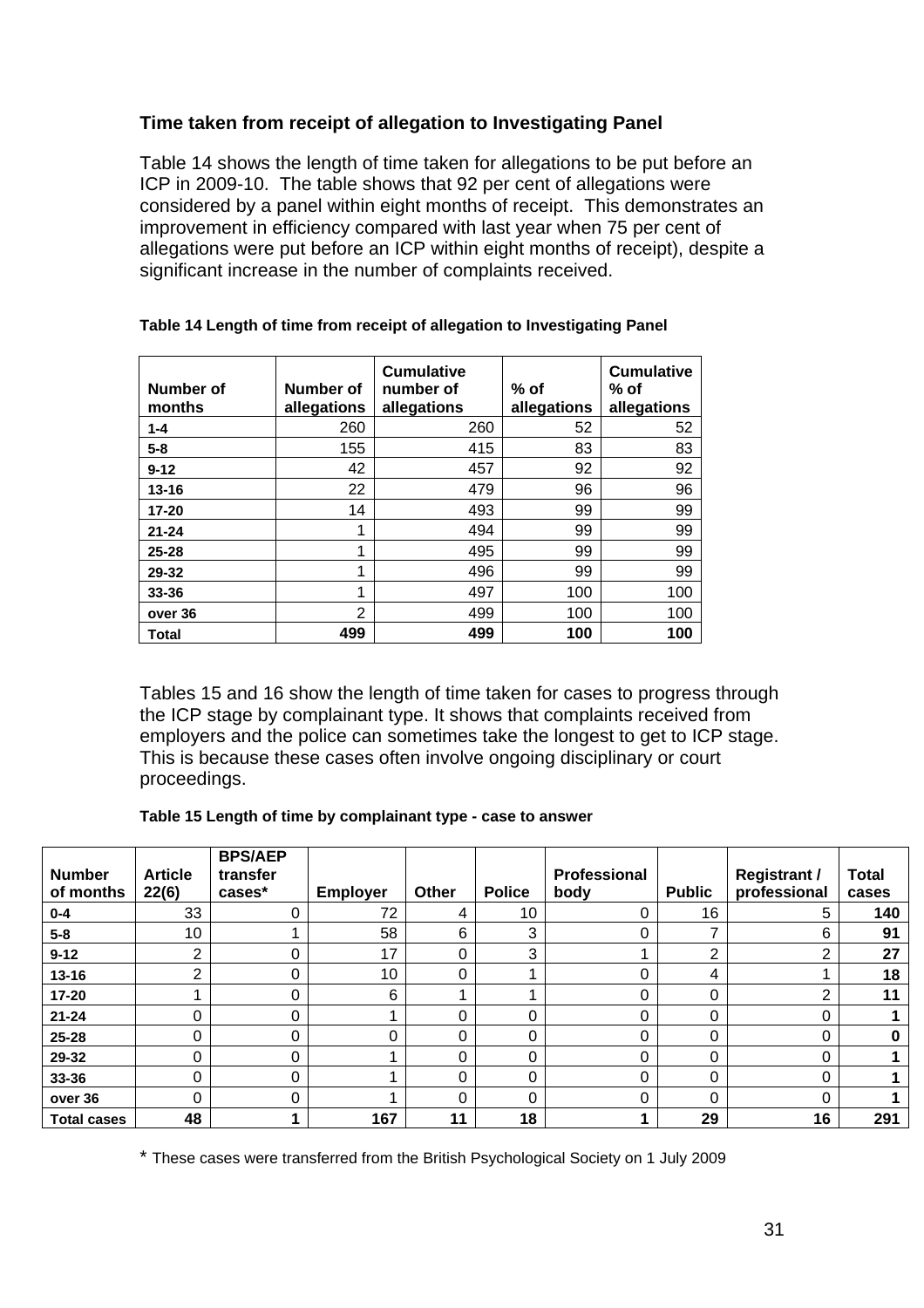### Time taken from receipt of allegation to Investigating Panel

Table 14 shows the length of time taken for allegations to be put before an ICP in 2009-10. The table shows that 92 per cent of allegations were considered by a panel within eight months of receipt. This demonstrates an improvement in efficiency compared with last year when 75 per cent of allegations were put before an ICP within eight months of receipt), despite a significant increase in the number of complaints received.

**Table 14 Length of time from receipt of allegation to Investigating Panel**

| Number of months | Number of allegations | Cumulative number of allegations | % of allegations | Cumulative % of allegations |
|---|---|---|---|---|
| 1-4 | 260 | 260 | 52 | 52 |
| 5-8 | 155 | 415 | 83 | 83 |
| 9-12 | 42 | 457 | 92 | 92 |
| 13-16 | 22 | 479 | 96 | 96 |
| 17-20 | 14 | 493 | 99 | 99 |
| 21-24 | 1 | 494 | 99 | 99 |
| 25-28 | 1 | 495 | 99 | 99 |
| 29-32 | 1 | 496 | 99 | 99 |
| 33-36 | 1 | 497 | 100 | 100 |
| over 36 | 2 | 499 | 100 | 100 |
| **Total** | **499** | **499** | **100** | **100** |

Tables 15 and 16 show the length of time taken for cases to progress through the ICP stage by complainant type. It shows that complaints received from employers and the police can sometimes take the longest to get to ICP stage. This is because these cases often involve ongoing disciplinary or court proceedings.

**Table 15 Length of time by complainant type - case to answer**

| Number of months | Article 22(6) | BPS/AEP transfer cases* | Employer | Other | Police | Professional body | Public | Registrant / professional | Total cases |
|---|---|---|---|---|---|---|---|---|---|
| 0-4 | 33 | 0 | 72 | 4 | 10 | 0 | 16 | 5 | **140** |
| 5-8 | 10 | 1 | 58 | 6 | 3 | 0 | 7 | 6 | **91** |
| 9-12 | 2 | 0 | 17 | 0 | 3 | 1 | 2 | 2 | **27** |
| 13-16 | 2 | 0 | 10 | 0 | 1 | 0 | 4 | 1 | **18** |
| 17-20 | 1 | 0 | 6 | 1 | 1 | 0 | 0 | 2 | **11** |
| 21-24 | 0 | 0 | 1 | 0 | 0 | 0 | 0 | 0 | **1** |
| 25-28 | 0 | 0 | 0 | 0 | 0 | 0 | 0 | 0 | **0** |
| 29-32 | 0 | 0 | 1 | 0 | 0 | 0 | 0 | 0 | **1** |
| 33-36 | 0 | 0 | 1 | 0 | 0 | 0 | 0 | 0 | **1** |
| over 36 | 0 | 0 | 1 | 0 | 0 | 0 | 0 | 0 | **1** |
| **Total cases** | **48** | **1** | **167** | **11** | **18** | **1** | **29** | **16** | **291** |

* These cases were transferred from the British Psychological Society on 1 July 2009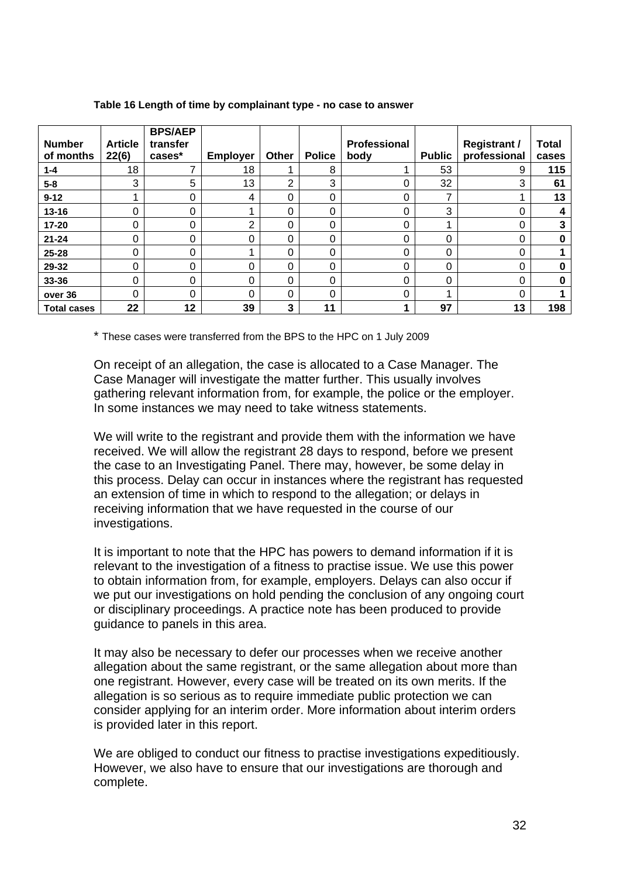**Table 16 Length of time by complainant type - no case to answer**

| Number of months | Article 22(6) | BPS/AEP transfer cases* | Employer | Other | Police | Professional body | Public | Registrant / professional | Total cases |
|---|---|---|---|---|---|---|---|---|---|
| **1-4** | 18 | 7 | 18 | 1 | 8 | 1 | 53 | 9 | **115** |
| **5-8** | 3 | 5 | 13 | 2 | 3 | 0 | 32 | 3 | **61** |
| **9-12** | 1 | 0 | 4 | 0 | 0 | 0 | 7 | 1 | **13** |
| **13-16** | 0 | 0 | 1 | 0 | 0 | 0 | 3 | 0 | **4** |
| **17-20** | 0 | 0 | 2 | 0 | 0 | 0 | 1 | 0 | **3** |
| **21-24** | 0 | 0 | 0 | 0 | 0 | 0 | 0 | 0 | **0** |
| **25-28** | 0 | 0 | 1 | 0 | 0 | 0 | 0 | 0 | **1** |
| **29-32** | 0 | 0 | 0 | 0 | 0 | 0 | 0 | 0 | **0** |
| **33-36** | 0 | 0 | 0 | 0 | 0 | 0 | 0 | 0 | **0** |
| **over 36** | 0 | 0 | 0 | 0 | 0 | 0 | 1 | 0 | **1** |
| **Total cases** | **22** | **12** | **39** | **3** | **11** | **1** | **97** | **13** | **198** |

* These cases were transferred from the BPS to the HPC on 1 July 2009

On receipt of an allegation, the case is allocated to a Case Manager. The Case Manager will investigate the matter further. This usually involves gathering relevant information from, for example, the police or the employer. In some instances we may need to take witness statements.

We will write to the registrant and provide them with the information we have received. We will allow the registrant 28 days to respond, before we present the case to an Investigating Panel. There may, however, be some delay in this process. Delay can occur in instances where the registrant has requested an extension of time in which to respond to the allegation; or delays in receiving information that we have requested in the course of our investigations.

It is important to note that the HPC has powers to demand information if it is relevant to the investigation of a fitness to practise issue. We use this power to obtain information from, for example, employers. Delays can also occur if we put our investigations on hold pending the conclusion of any ongoing court or disciplinary proceedings. A practice note has been produced to provide guidance to panels in this area.

It may also be necessary to defer our processes when we receive another allegation about the same registrant, or the same allegation about more than one registrant. However, every case will be treated on its own merits. If the allegation is so serious as to require immediate public protection we can consider applying for an interim order. More information about interim orders is provided later in this report.

We are obliged to conduct our fitness to practise investigations expeditiously. However, we also have to ensure that our investigations are thorough and complete.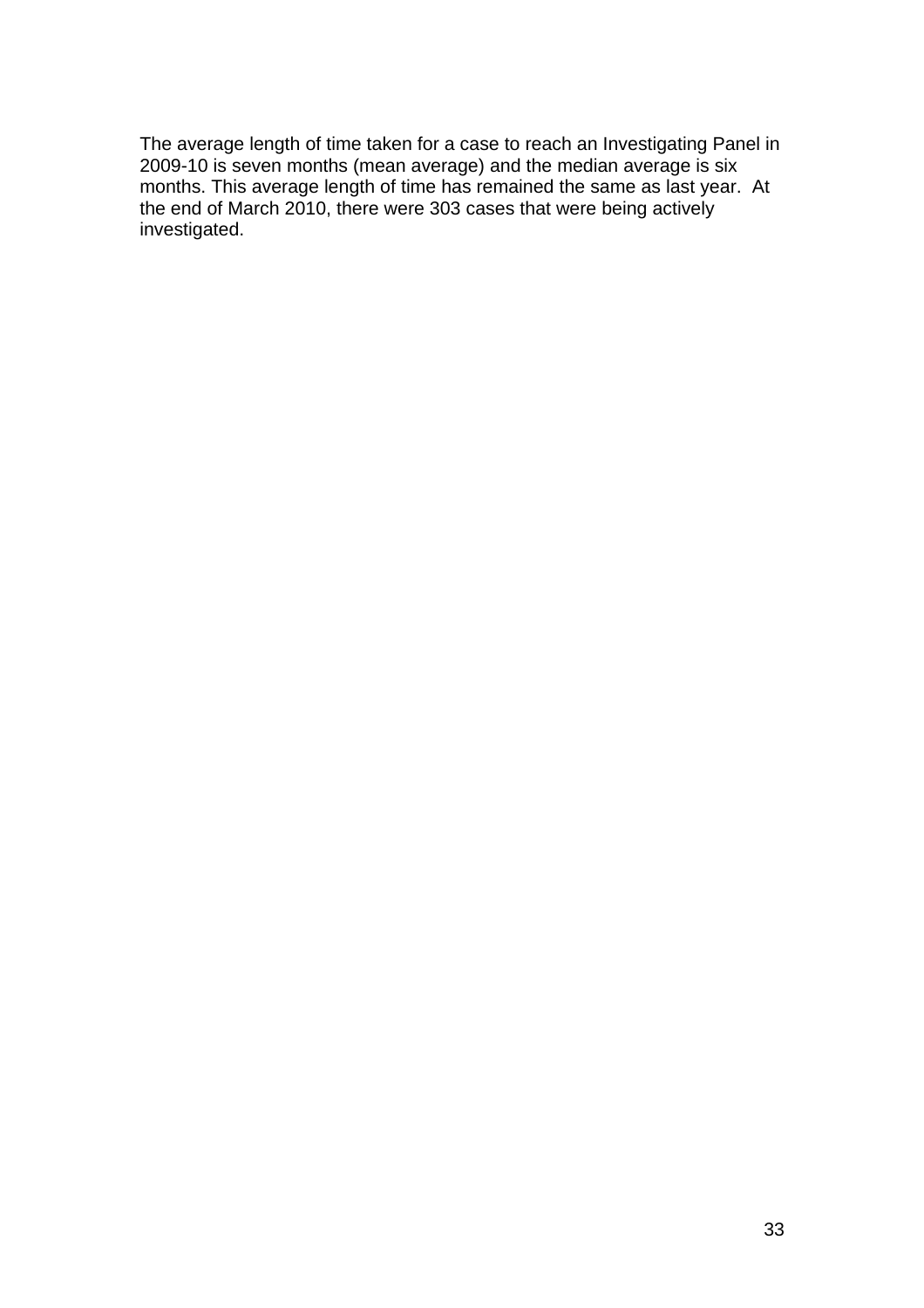The average length of time taken for a case to reach an Investigating Panel in 2009-10 is seven months (mean average) and the median average is six months. This average length of time has remained the same as last year. At the end of March 2010, there were 303 cases that were being actively investigated.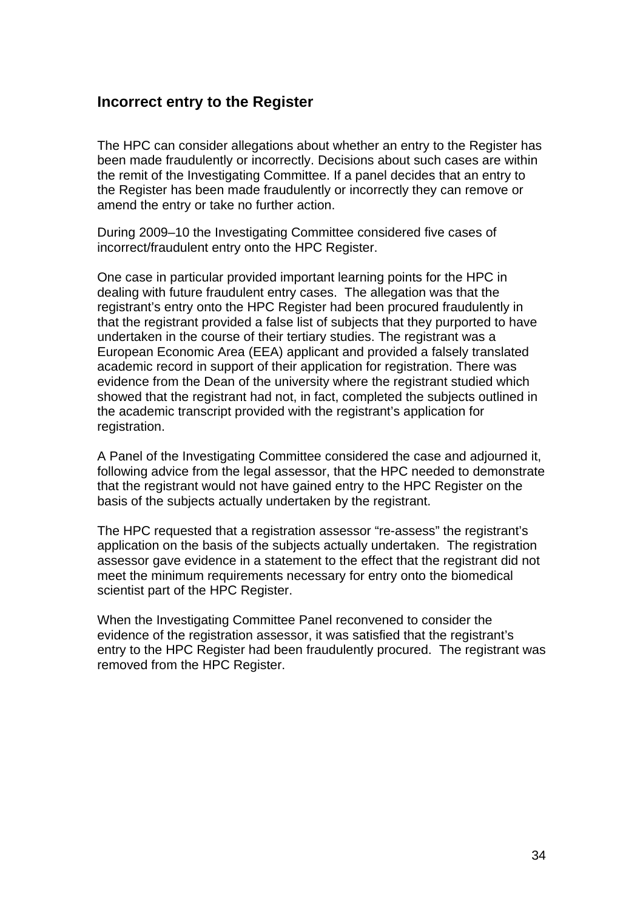## Incorrect entry to the Register

The HPC can consider allegations about whether an entry to the Register has been made fraudulently or incorrectly. Decisions about such cases are within the remit of the Investigating Committee. If a panel decides that an entry to the Register has been made fraudulently or incorrectly they can remove or amend the entry or take no further action.

During 2009–10 the Investigating Committee considered five cases of incorrect/fraudulent entry onto the HPC Register.

One case in particular provided important learning points for the HPC in dealing with future fraudulent entry cases. The allegation was that the registrant's entry onto the HPC Register had been procured fraudulently in that the registrant provided a false list of subjects that they purported to have undertaken in the course of their tertiary studies. The registrant was a European Economic Area (EEA) applicant and provided a falsely translated academic record in support of their application for registration. There was evidence from the Dean of the university where the registrant studied which showed that the registrant had not, in fact, completed the subjects outlined in the academic transcript provided with the registrant's application for registration.

A Panel of the Investigating Committee considered the case and adjourned it, following advice from the legal assessor, that the HPC needed to demonstrate that the registrant would not have gained entry to the HPC Register on the basis of the subjects actually undertaken by the registrant.

The HPC requested that a registration assessor "re-assess" the registrant's application on the basis of the subjects actually undertaken. The registration assessor gave evidence in a statement to the effect that the registrant did not meet the minimum requirements necessary for entry onto the biomedical scientist part of the HPC Register.

When the Investigating Committee Panel reconvened to consider the evidence of the registration assessor, it was satisfied that the registrant's entry to the HPC Register had been fraudulently procured. The registrant was removed from the HPC Register.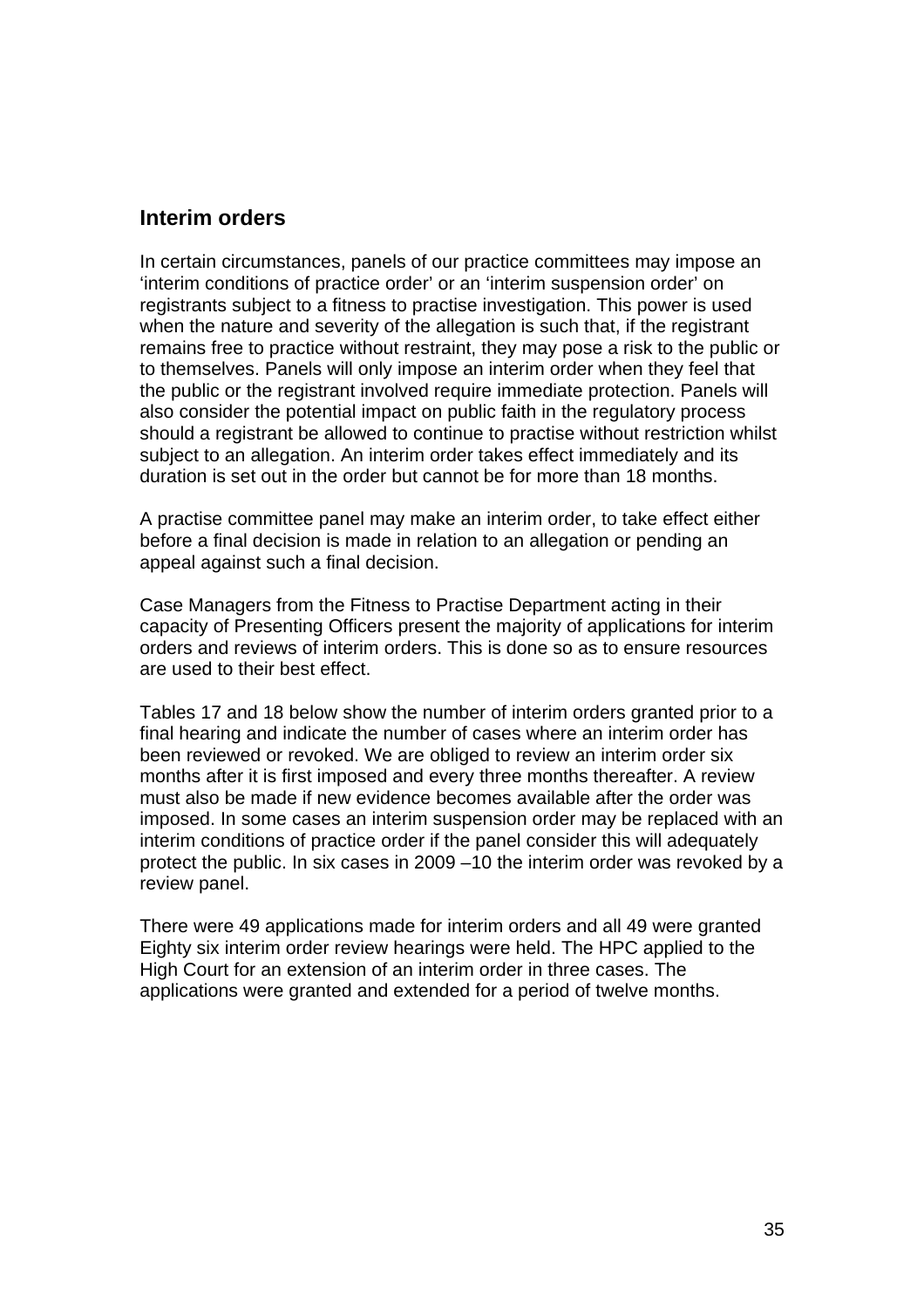## Interim orders

In certain circumstances, panels of our practice committees may impose an ‘interim conditions of practice order’ or an ‘interim suspension order’ on registrants subject to a fitness to practise investigation. This power is used when the nature and severity of the allegation is such that, if the registrant remains free to practice without restraint, they may pose a risk to the public or to themselves. Panels will only impose an interim order when they feel that the public or the registrant involved require immediate protection. Panels will also consider the potential impact on public faith in the regulatory process should a registrant be allowed to continue to practise without restriction whilst subject to an allegation. An interim order takes effect immediately and its duration is set out in the order but cannot be for more than 18 months.

A practise committee panel may make an interim order, to take effect either before a final decision is made in relation to an allegation or pending an appeal against such a final decision.

Case Managers from the Fitness to Practise Department acting in their capacity of Presenting Officers present the majority of applications for interim orders and reviews of interim orders. This is done so as to ensure resources are used to their best effect.

Tables 17 and 18 below show the number of interim orders granted prior to a final hearing and indicate the number of cases where an interim order has been reviewed or revoked. We are obliged to review an interim order six months after it is first imposed and every three months thereafter. A review must also be made if new evidence becomes available after the order was imposed. In some cases an interim suspension order may be replaced with an interim conditions of practice order if the panel consider this will adequately protect the public. In six cases in 2009 –10 the interim order was revoked by a review panel.

There were 49 applications made for interim orders and all 49 were granted Eighty six interim order review hearings were held. The HPC applied to the High Court for an extension of an interim order in three cases. The applications were granted and extended for a period of twelve months.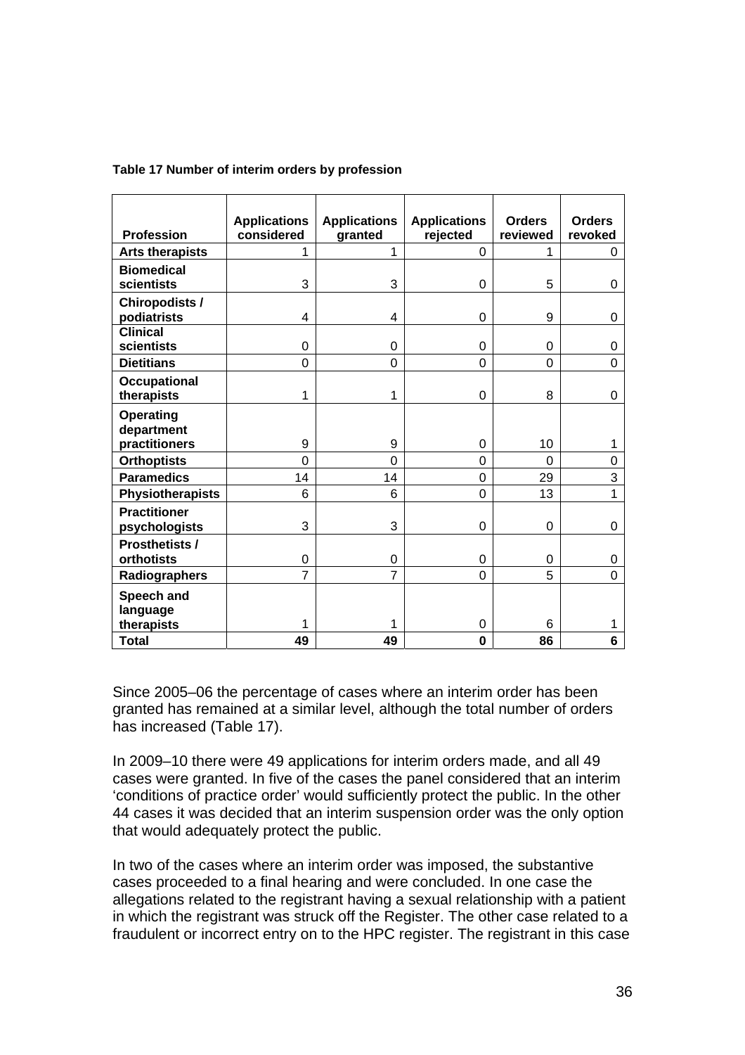**Table 17 Number of interim orders by profession**

| Profession | Applications considered | Applications granted | Applications rejected | Orders reviewed | Orders revoked |
|---|---|---|---|---|---|
| **Arts therapists** | 1 | 1 | 0 | 1 | 0 |
| **Biomedical scientists** | 3 | 3 | 0 | 5 | 0 |
| **Chiropodists / podiatrists** | 4 | 4 | 0 | 9 | 0 |
| **Clinical scientists** | 0 | 0 | 0 | 0 | 0 |
| **Dietitians** | 0 | 0 | 0 | 0 | 0 |
| **Occupational therapists** | 1 | 1 | 0 | 8 | 0 |
| **Operating department practitioners** | 9 | 9 | 0 | 10 | 1 |
| **Orthoptists** | 0 | 0 | 0 | 0 | 0 |
| **Paramedics** | 14 | 14 | 0 | 29 | 3 |
| **Physiotherapists** | 6 | 6 | 0 | 13 | 1 |
| **Practitioner psychologists** | 3 | 3 | 0 | 0 | 0 |
| **Prosthetists / orthotists** | 0 | 0 | 0 | 0 | 0 |
| **Radiographers** | 7 | 7 | 0 | 5 | 0 |
| **Speech and language therapists** | 1 | 1 | 0 | 6 | 1 |
| **Total** | **49** | **49** | **0** | **86** | **6** |

Since 2005–06 the percentage of cases where an interim order has been granted has remained at a similar level, although the total number of orders has increased (Table 17).

In 2009–10 there were 49 applications for interim orders made, and all 49 cases were granted. In five of the cases the panel considered that an interim 'conditions of practice order' would sufficiently protect the public. In the other 44 cases it was decided that an interim suspension order was the only option that would adequately protect the public.

In two of the cases where an interim order was imposed, the substantive cases proceeded to a final hearing and were concluded. In one case the allegations related to the registrant having a sexual relationship with a patient in which the registrant was struck off the Register. The other case related to a fraudulent or incorrect entry on to the HPC register. The registrant in this case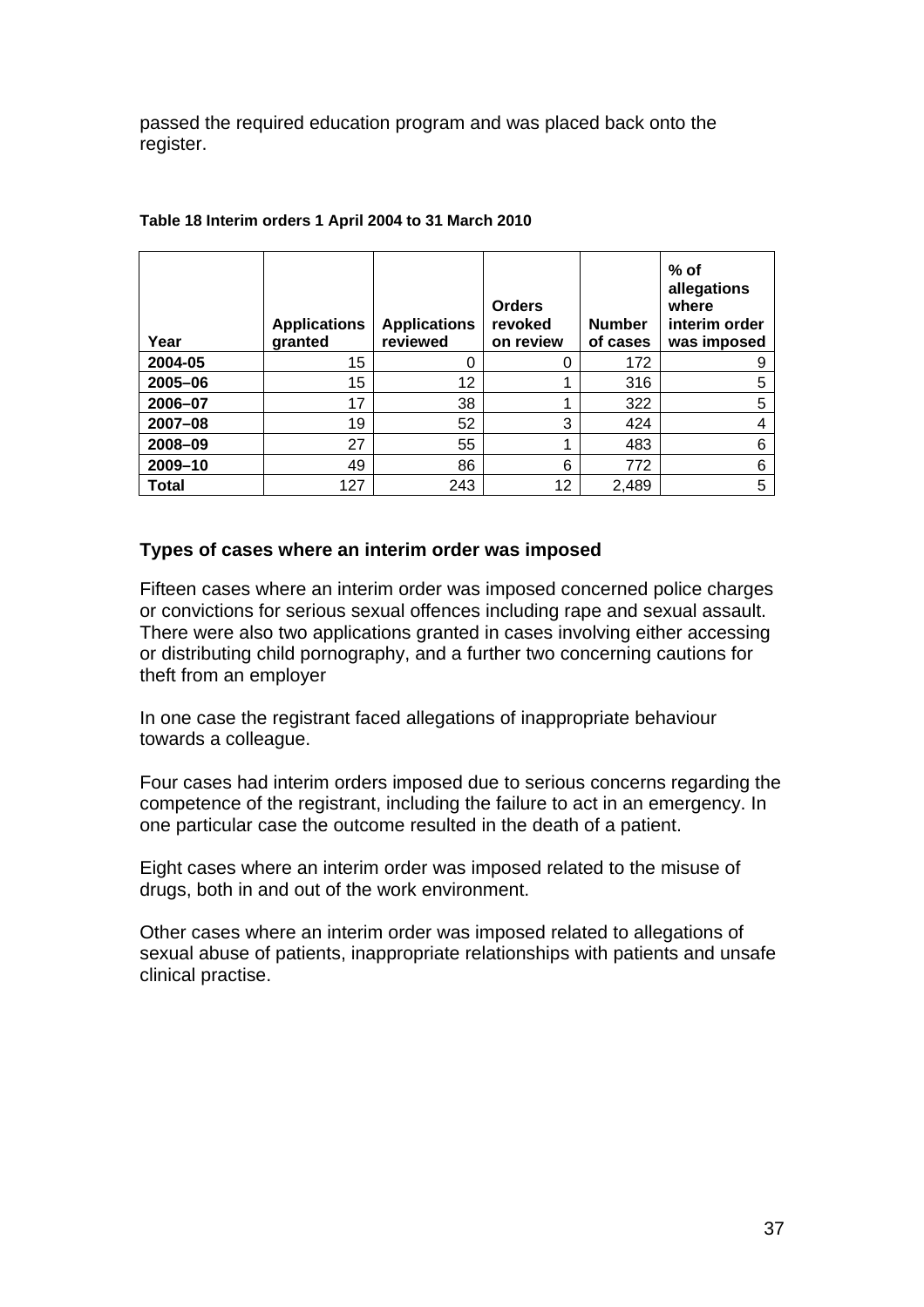passed the required education program and was placed back onto the register.

**Table 18 Interim orders 1 April 2004 to 31 March 2010**

| Year | Applications granted | Applications reviewed | Orders revoked on review | Number of cases | % of allegations where interim order was imposed |
|---|---|---|---|---|---|
| **2004-05** | 15 | 0 | 0 | 172 | 9 |
| **2005–06** | 15 | 12 | 1 | 316 | 5 |
| **2006–07** | 17 | 38 | 1 | 322 | 5 |
| **2007–08** | 19 | 52 | 3 | 424 | 4 |
| **2008–09** | 27 | 55 | 1 | 483 | 6 |
| **2009–10** | 49 | 86 | 6 | 772 | 6 |
| **Total** | 127 | 243 | 12 | 2,489 | 5 |

### Types of cases where an interim order was imposed

Fifteen cases where an interim order was imposed concerned police charges or convictions for serious sexual offences including rape and sexual assault. There were also two applications granted in cases involving either accessing or distributing child pornography, and a further two concerning cautions for theft from an employer

In one case the registrant faced allegations of inappropriate behaviour towards a colleague.

Four cases had interim orders imposed due to serious concerns regarding the competence of the registrant, including the failure to act in an emergency. In one particular case the outcome resulted in the death of a patient.

Eight cases where an interim order was imposed related to the misuse of drugs, both in and out of the work environment.

Other cases where an interim order was imposed related to allegations of sexual abuse of patients, inappropriate relationships with patients and unsafe clinical practise.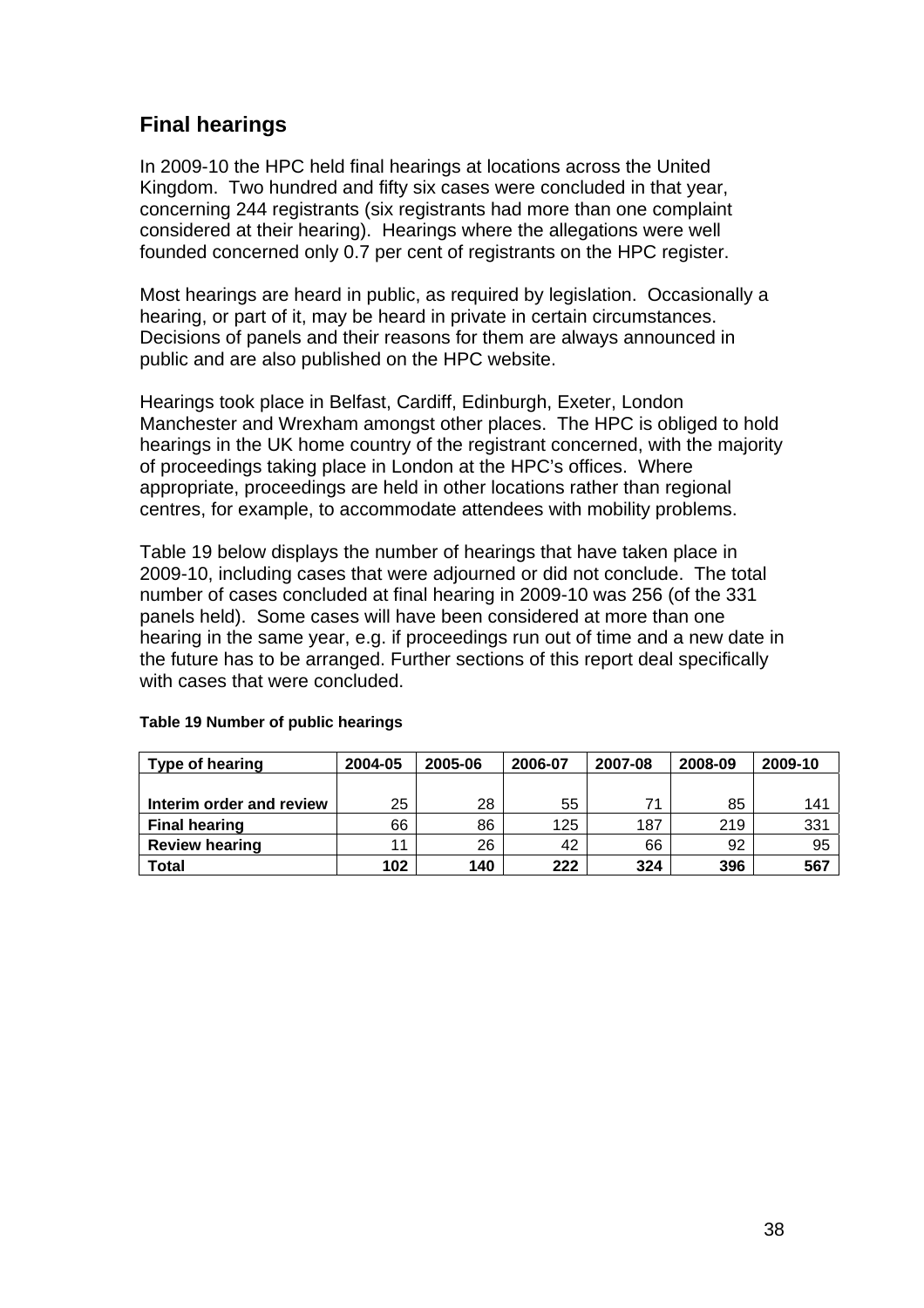## Final hearings

In 2009-10 the HPC held final hearings at locations across the United Kingdom. Two hundred and fifty six cases were concluded in that year, concerning 244 registrants (six registrants had more than one complaint considered at their hearing). Hearings where the allegations were well founded concerned only 0.7 per cent of registrants on the HPC register.

Most hearings are heard in public, as required by legislation. Occasionally a hearing, or part of it, may be heard in private in certain circumstances. Decisions of panels and their reasons for them are always announced in public and are also published on the HPC website.

Hearings took place in Belfast, Cardiff, Edinburgh, Exeter, London Manchester and Wrexham amongst other places. The HPC is obliged to hold hearings in the UK home country of the registrant concerned, with the majority of proceedings taking place in London at the HPC's offices. Where appropriate, proceedings are held in other locations rather than regional centres, for example, to accommodate attendees with mobility problems.

Table 19 below displays the number of hearings that have taken place in 2009-10, including cases that were adjourned or did not conclude. The total number of cases concluded at final hearing in 2009-10 was 256 (of the 331 panels held). Some cases will have been considered at more than one hearing in the same year, e.g. if proceedings run out of time and a new date in the future has to be arranged. Further sections of this report deal specifically with cases that were concluded.

**Table 19 Number of public hearings**

| Type of hearing | 2004-05 | 2005-06 | 2006-07 | 2007-08 | 2008-09 | 2009-10 |
|---|---|---|---|---|---|---|
| **Interim order and review** | 25 | 28 | 55 | 71 | 85 | 141 |
| **Final hearing** | 66 | 86 | 125 | 187 | 219 | 331 |
| **Review hearing** | 11 | 26 | 42 | 66 | 92 | 95 |
| **Total** | **102** | **140** | **222** | **324** | **396** | **567** |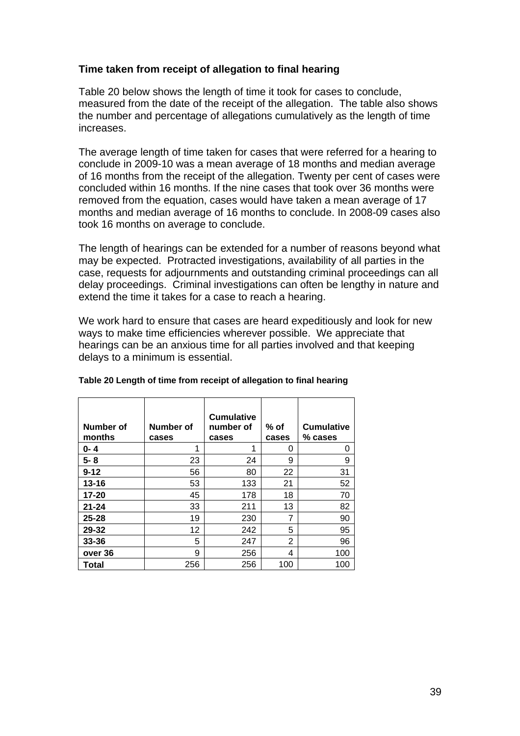### Time taken from receipt of allegation to final hearing

Table 20 below shows the length of time it took for cases to conclude, measured from the date of the receipt of the allegation. The table also shows the number and percentage of allegations cumulatively as the length of time increases.

The average length of time taken for cases that were referred for a hearing to conclude in 2009-10 was a mean average of 18 months and median average of 16 months from the receipt of the allegation. Twenty per cent of cases were concluded within 16 months. If the nine cases that took over 36 months were removed from the equation, cases would have taken a mean average of 17 months and median average of 16 months to conclude. In 2008-09 cases also took 16 months on average to conclude.

The length of hearings can be extended for a number of reasons beyond what may be expected. Protracted investigations, availability of all parties in the case, requests for adjournments and outstanding criminal proceedings can all delay proceedings. Criminal investigations can often be lengthy in nature and extend the time it takes for a case to reach a hearing.

We work hard to ensure that cases are heard expeditiously and look for new ways to make time efficiencies wherever possible. We appreciate that hearings can be an anxious time for all parties involved and that keeping delays to a minimum is essential.

**Table 20 Length of time from receipt of allegation to final hearing**

| Number of months | Number of cases | Cumulative number of cases | % of cases | Cumulative % cases |
|---|---|---|---|---|
| **0- 4** | 1 | 1 | 0 | 0 |
| **5- 8** | 23 | 24 | 9 | 9 |
| **9-12** | 56 | 80 | 22 | 31 |
| **13-16** | 53 | 133 | 21 | 52 |
| **17-20** | 45 | 178 | 18 | 70 |
| **21-24** | 33 | 211 | 13 | 82 |
| **25-28** | 19 | 230 | 7 | 90 |
| **29-32** | 12 | 242 | 5 | 95 |
| **33-36** | 5 | 247 | 2 | 96 |
| **over 36** | 9 | 256 | 4 | 100 |
| **Total** | 256 | 256 | 100 | 100 |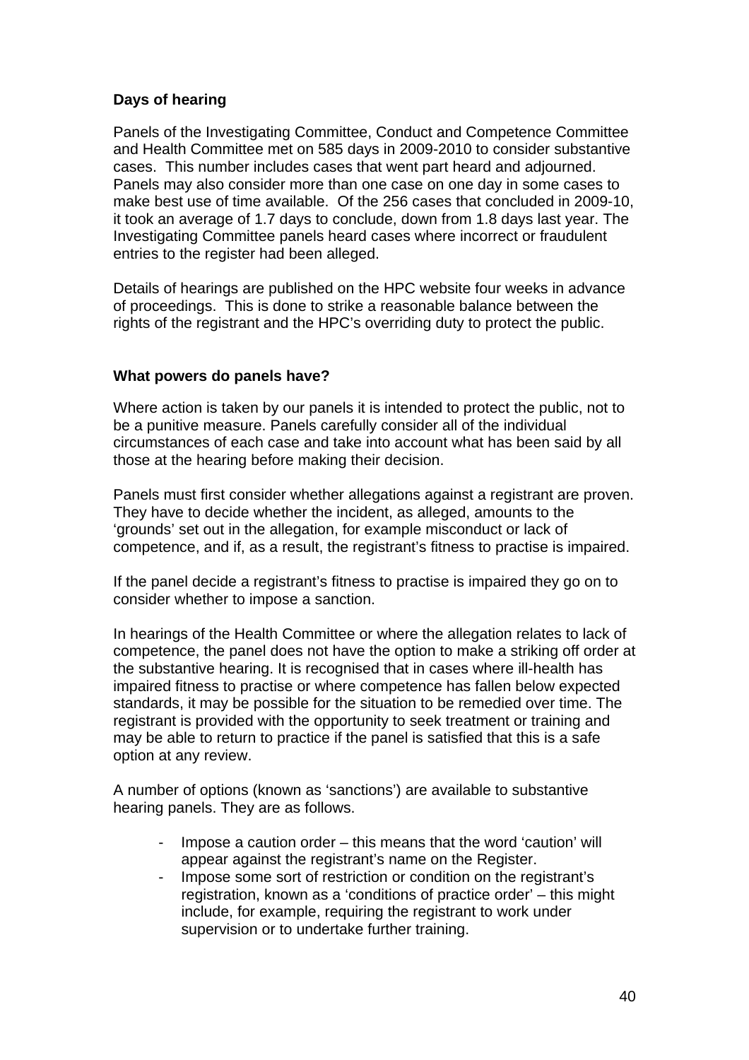**Days of hearing**

Panels of the Investigating Committee, Conduct and Competence Committee and Health Committee met on 585 days in 2009-2010 to consider substantive cases. This number includes cases that went part heard and adjourned. Panels may also consider more than one case on one day in some cases to make best use of time available. Of the 256 cases that concluded in 2009-10, it took an average of 1.7 days to conclude, down from 1.8 days last year. The Investigating Committee panels heard cases where incorrect or fraudulent entries to the register had been alleged.

Details of hearings are published on the HPC website four weeks in advance of proceedings. This is done to strike a reasonable balance between the rights of the registrant and the HPC's overriding duty to protect the public.

**What powers do panels have?**

Where action is taken by our panels it is intended to protect the public, not to be a punitive measure. Panels carefully consider all of the individual circumstances of each case and take into account what has been said by all those at the hearing before making their decision.

Panels must first consider whether allegations against a registrant are proven. They have to decide whether the incident, as alleged, amounts to the 'grounds' set out in the allegation, for example misconduct or lack of competence, and if, as a result, the registrant's fitness to practise is impaired.

If the panel decide a registrant's fitness to practise is impaired they go on to consider whether to impose a sanction.

In hearings of the Health Committee or where the allegation relates to lack of competence, the panel does not have the option to make a striking off order at the substantive hearing. It is recognised that in cases where ill-health has impaired fitness to practise or where competence has fallen below expected standards, it may be possible for the situation to be remedied over time. The registrant is provided with the opportunity to seek treatment or training and may be able to return to practice if the panel is satisfied that this is a safe option at any review.

A number of options (known as 'sanctions') are available to substantive hearing panels. They are as follows.

- Impose a caution order – this means that the word 'caution' will appear against the registrant's name on the Register.
- Impose some sort of restriction or condition on the registrant's registration, known as a 'conditions of practice order' – this might include, for example, requiring the registrant to work under supervision or to undertake further training.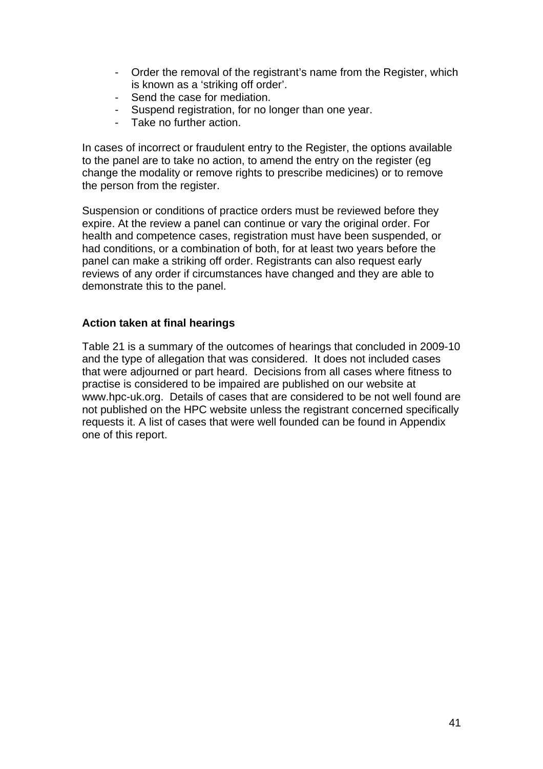- Order the removal of the registrant's name from the Register, which is known as a 'striking off order'.
- Send the case for mediation.
- Suspend registration, for no longer than one year.
- Take no further action.

In cases of incorrect or fraudulent entry to the Register, the options available to the panel are to take no action, to amend the entry on the register (eg change the modality or remove rights to prescribe medicines) or to remove the person from the register.

Suspension or conditions of practice orders must be reviewed before they expire. At the review a panel can continue or vary the original order. For health and competence cases, registration must have been suspended, or had conditions, or a combination of both, for at least two years before the panel can make a striking off order. Registrants can also request early reviews of any order if circumstances have changed and they are able to demonstrate this to the panel.

**Action taken at final hearings**

Table 21 is a summary of the outcomes of hearings that concluded in 2009-10 and the type of allegation that was considered. It does not included cases that were adjourned or part heard. Decisions from all cases where fitness to practise is considered to be impaired are published on our website at www.hpc-uk.org. Details of cases that are considered to be not well found are not published on the HPC website unless the registrant concerned specifically requests it. A list of cases that were well founded can be found in Appendix one of this report.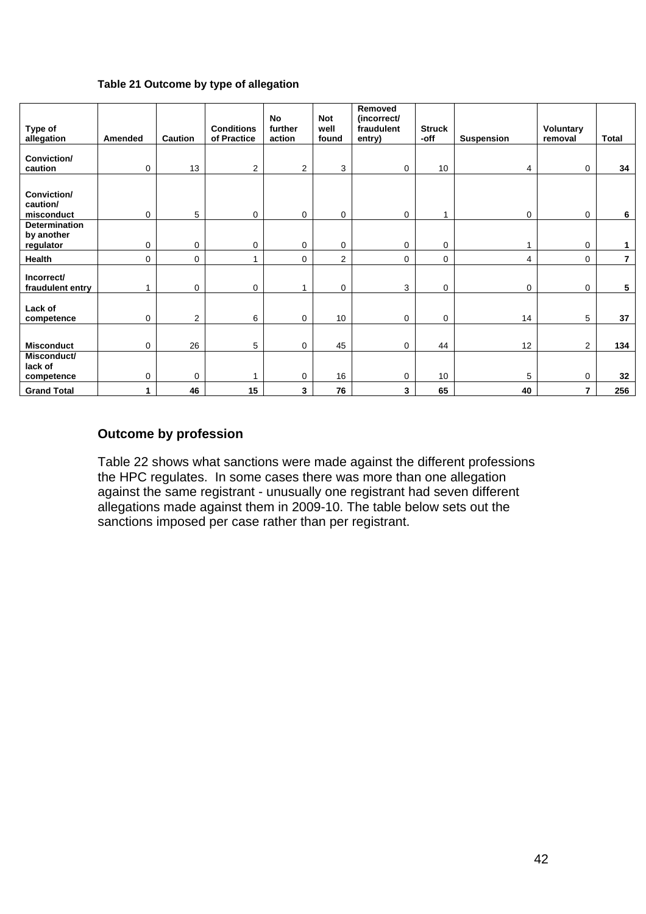**Table 21 Outcome by type of allegation**

| Type of allegation | Amended | Caution | Conditions of Practice | No further action | Not well found | Removed (incorrect/ fraudulent entry) | Struck -off | Suspension | Voluntary removal | Total |
|---|---|---|---|---|---|---|---|---|---|---|
| **Conviction/ caution** | 0 | 13 | 2 | 2 | 3 | 0 | 10 | 4 | 0 | **34** |
| **Conviction/ caution/ misconduct** | 0 | 5 | 0 | 0 | 0 | 0 | 1 | 0 | 0 | **6** |
| **Determination by another regulator** | 0 | 0 | 0 | 0 | 0 | 0 | 0 | 1 | 0 | **1** |
| **Health** | 0 | 0 | 1 | 0 | 2 | 0 | 0 | 4 | 0 | **7** |
| **Incorrect/ fraudulent entry** | 1 | 0 | 0 | 1 | 0 | 3 | 0 | 0 | 0 | **5** |
| **Lack of competence** | 0 | 2 | 6 | 0 | 10 | 0 | 0 | 14 | 5 | **37** |
| **Misconduct** | 0 | 26 | 5 | 0 | 45 | 0 | 44 | 12 | 2 | **134** |
| **Misconduct/ lack of competence** | 0 | 0 | 1 | 0 | 16 | 0 | 10 | 5 | 0 | **32** |
| **Grand Total** | **1** | **46** | **15** | **3** | **76** | **3** | **65** | **40** | **7** | **256** |

## Outcome by profession

Table 22 shows what sanctions were made against the different professions the HPC regulates. In some cases there was more than one allegation against the same registrant - unusually one registrant had seven different allegations made against them in 2009-10. The table below sets out the sanctions imposed per case rather than per registrant.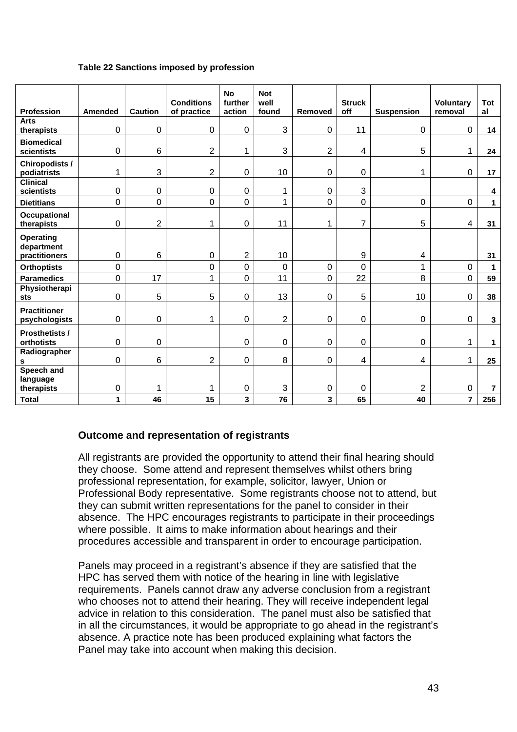**Table 22 Sanctions imposed by profession**

| Profession | Amended | Caution | Conditions of practice | No further action | Not well found | Removed | Struck off | Suspension | Voluntary removal | Total |
|---|---|---|---|---|---|---|---|---|---|---|
| **Arts therapists** | 0 | 0 | 0 | 0 | 3 | 0 | 11 | 0 | 0 | **14** |
| **Biomedical scientists** | 0 | 6 | 2 | 1 | 3 | 2 | 4 | 5 | 1 | **24** |
| **Chiropodists / podiatrists** | 1 | 3 | 2 | 0 | 10 | 0 | 0 | 1 | 0 | **17** |
| **Clinical scientists** | 0 | 0 | 0 | 0 | 1 | 0 | 3 | | | **4** |
| **Dietitians** | 0 | 0 | 0 | 0 | 1 | 0 | 0 | 0 | 0 | **1** |
| **Occupational therapists** | 0 | 2 | 1 | 0 | 11 | 1 | 7 | 5 | 4 | **31** |
| **Operating department practitioners** | 0 | 6 | 0 | 2 | 10 | | 9 | 4 | | **31** |
| **Orthoptists** | 0 | | 0 | 0 | 0 | 0 | 0 | 1 | 0 | **1** |
| **Paramedics** | 0 | 17 | 1 | 0 | 11 | 0 | 22 | 8 | 0 | **59** |
| **Physiotherapists** | 0 | 5 | 5 | 0 | 13 | 0 | 5 | 10 | 0 | **38** |
| **Practitioner psychologists** | 0 | 0 | 1 | 0 | 2 | 0 | 0 | 0 | 0 | **3** |
| **Prosthetists / orthotists** | 0 | 0 | | 0 | 0 | 0 | 0 | 0 | 1 | **1** |
| **Radiographers** | 0 | 6 | 2 | 0 | 8 | 0 | 4 | 4 | 1 | **25** |
| **Speech and language therapists** | 0 | 1 | 1 | 0 | 3 | 0 | 0 | 2 | 0 | **7** |
| **Total** | **1** | **46** | **15** | **3** | **76** | **3** | **65** | **40** | **7** | **256** |

### Outcome and representation of registrants

All registrants are provided the opportunity to attend their final hearing should they choose. Some attend and represent themselves whilst others bring professional representation, for example, solicitor, lawyer, Union or Professional Body representative. Some registrants choose not to attend, but they can submit written representations for the panel to consider in their absence. The HPC encourages registrants to participate in their proceedings where possible. It aims to make information about hearings and their procedures accessible and transparent in order to encourage participation.

Panels may proceed in a registrant's absence if they are satisfied that the HPC has served them with notice of the hearing in line with legislative requirements. Panels cannot draw any adverse conclusion from a registrant who chooses not to attend their hearing. They will receive independent legal advice in relation to this consideration. The panel must also be satisfied that in all the circumstances, it would be appropriate to go ahead in the registrant's absence. A practice note has been produced explaining what factors the Panel may take into account when making this decision.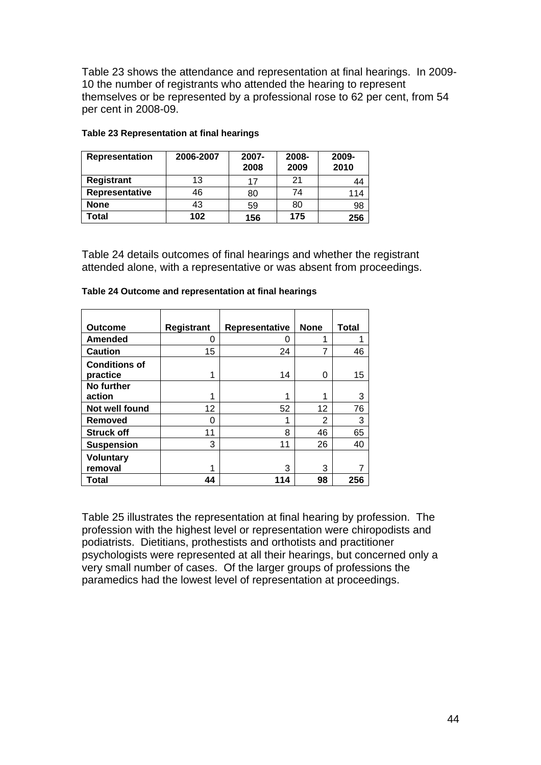Table 23 shows the attendance and representation at final hearings. In 2009-10 the number of registrants who attended the hearing to represent themselves or be represented by a professional rose to 62 per cent, from 54 per cent in 2008-09.

**Table 23 Representation at final hearings**

| Representation | 2006-2007 | 2007-2008 | 2008-2009 | 2009-2010 |
|---|---|---|---|---|
| **Registrant** | 13 | 17 | 21 | 44 |
| **Representative** | 46 | 80 | 74 | 114 |
| **None** | 43 | 59 | 80 | 98 |
| **Total** | **102** | **156** | **175** | **256** |

Table 24 details outcomes of final hearings and whether the registrant attended alone, with a representative or was absent from proceedings.

**Table 24 Outcome and representation at final hearings**

| Outcome | Registrant | Representative | None | Total |
|---|---|---|---|---|
| **Amended** | 0 | 0 | 1 | 1 |
| **Caution** | 15 | 24 | 7 | 46 |
| **Conditions of practice** | 1 | 14 | 0 | 15 |
| **No further action** | 1 | 1 | 1 | 3 |
| **Not well found** | 12 | 52 | 12 | 76 |
| **Removed** | 0 | 1 | 2 | 3 |
| **Struck off** | 11 | 8 | 46 | 65 |
| **Suspension** | 3 | 11 | 26 | 40 |
| **Voluntary removal** | 1 | 3 | 3 | 7 |
| **Total** | **44** | **114** | **98** | **256** |

Table 25 illustrates the representation at final hearing by profession. The profession with the highest level or representation were chiropodists and podiatrists. Dietitians, prothestists and orthotists and practitioner psychologists were represented at all their hearings, but concerned only a very small number of cases. Of the larger groups of professions the paramedics had the lowest level of representation at proceedings.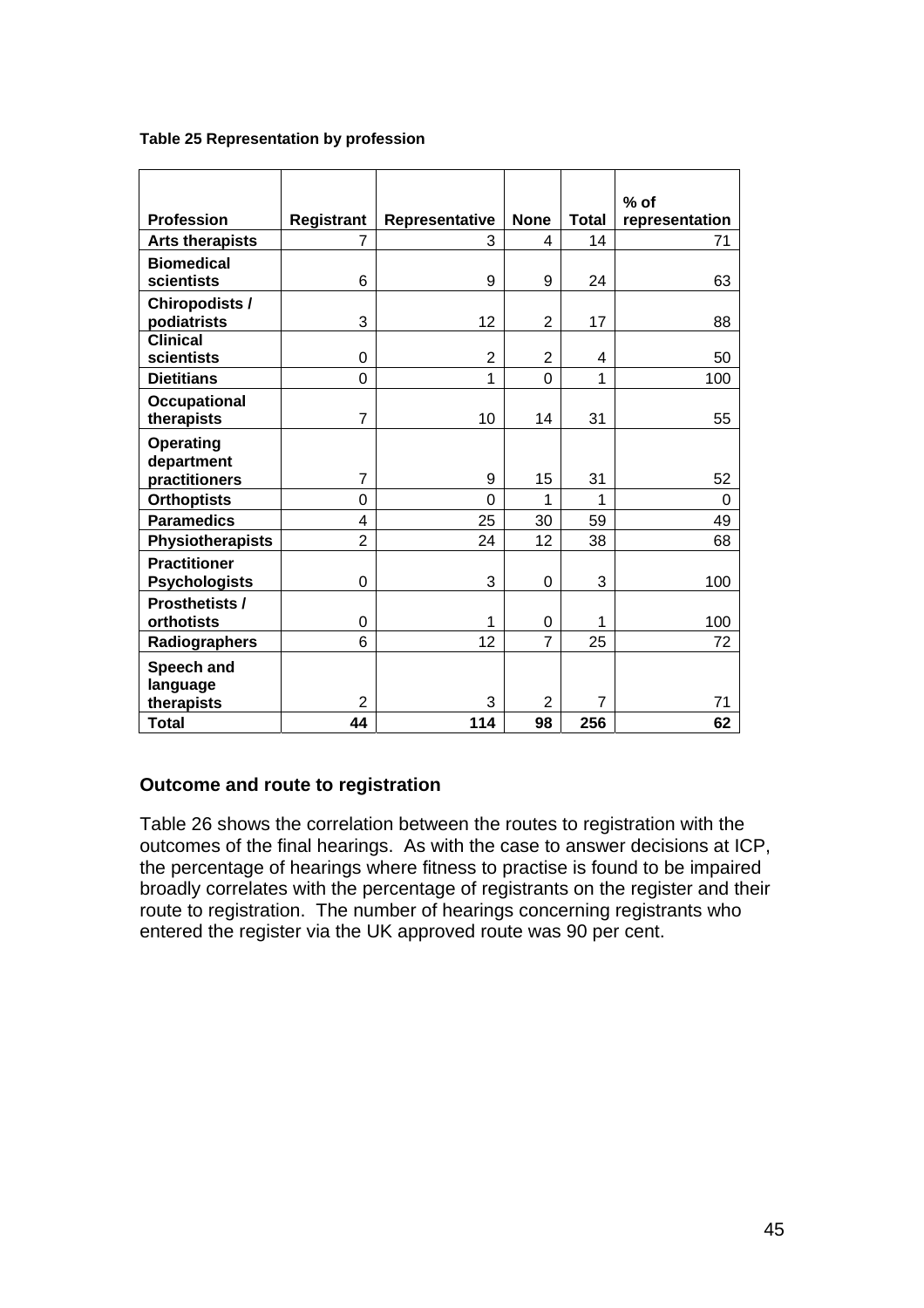**Table 25 Representation by profession**

| Profession | Registrant | Representative | None | Total | % of representation |
|---|---|---|---|---|---|
| **Arts therapists** | 7 | 3 | 4 | 14 | 71 |
| **Biomedical scientists** | 6 | 9 | 9 | 24 | 63 |
| **Chiropodists / podiatrists** | 3 | 12 | 2 | 17 | 88 |
| **Clinical scientists** | 0 | 2 | 2 | 4 | 50 |
| **Dietitians** | 0 | 1 | 0 | 1 | 100 |
| **Occupational therapists** | 7 | 10 | 14 | 31 | 55 |
| **Operating department practitioners** | 7 | 9 | 15 | 31 | 52 |
| **Orthoptists** | 0 | 0 | 1 | 1 | 0 |
| **Paramedics** | 4 | 25 | 30 | 59 | 49 |
| **Physiotherapists** | 2 | 24 | 12 | 38 | 68 |
| **Practitioner Psychologists** | 0 | 3 | 0 | 3 | 100 |
| **Prosthetists / orthotists** | 0 | 1 | 0 | 1 | 100 |
| **Radiographers** | 6 | 12 | 7 | 25 | 72 |
| **Speech and language therapists** | 2 | 3 | 2 | 7 | 71 |
| **Total** | **44** | **114** | **98** | **256** | **62** |

### Outcome and route to registration

Table 26 shows the correlation between the routes to registration with the outcomes of the final hearings. As with the case to answer decisions at ICP, the percentage of hearings where fitness to practise is found to be impaired broadly correlates with the percentage of registrants on the register and their route to registration. The number of hearings concerning registrants who entered the register via the UK approved route was 90 per cent.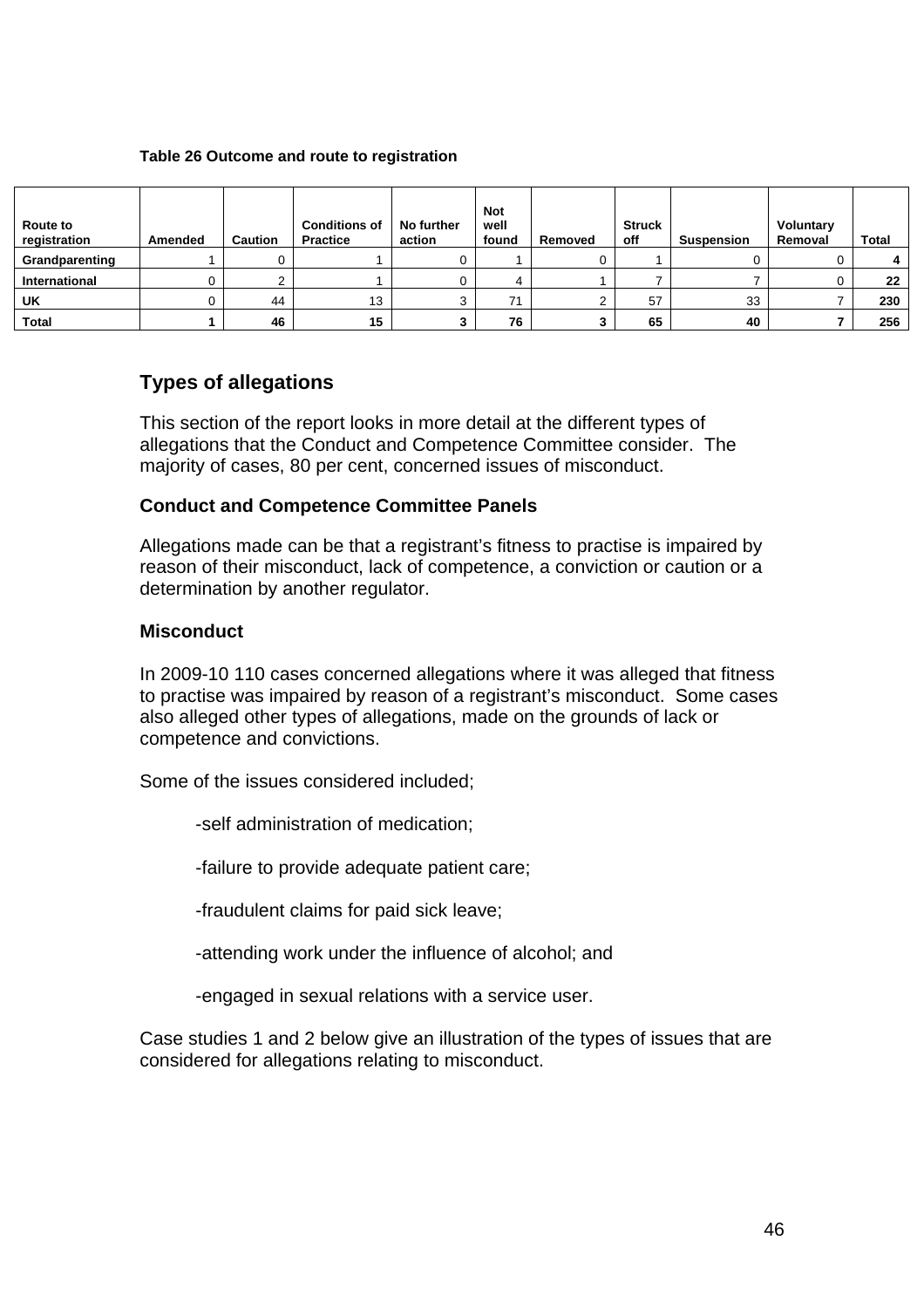**Table 26 Outcome and route to registration**

| Route to registration | Amended | Caution | Conditions of Practice | No further action | Not well found | Removed | Struck off | Suspension | Voluntary Removal | Total |
|---|---|---|---|---|---|---|---|---|---|---|
| **Grandparenting** | 1 | 0 | 1 | 0 | 1 | 0 | 1 | 0 | 0 | **4** |
| **International** | 0 | 2 | 1 | 0 | 4 | 1 | 7 | 7 | 0 | **22** |
| **UK** | 0 | 44 | 13 | 3 | 71 | 2 | 57 | 33 | 7 | **230** |
| **Total** | **1** | **46** | **15** | **3** | **76** | **3** | **65** | **40** | **7** | **256** |

## Types of allegations

This section of the report looks in more detail at the different types of allegations that the Conduct and Competence Committee consider. The majority of cases, 80 per cent, concerned issues of misconduct.

### Conduct and Competence Committee Panels

Allegations made can be that a registrant's fitness to practise is impaired by reason of their misconduct, lack of competence, a conviction or caution or a determination by another regulator.

### Misconduct

In 2009-10 110 cases concerned allegations where it was alleged that fitness to practise was impaired by reason of a registrant's misconduct. Some cases also alleged other types of allegations, made on the grounds of lack or competence and convictions.

Some of the issues considered included;

-self administration of medication;

-failure to provide adequate patient care;

-fraudulent claims for paid sick leave;

-attending work under the influence of alcohol; and

-engaged in sexual relations with a service user.

Case studies 1 and 2 below give an illustration of the types of issues that are considered for allegations relating to misconduct.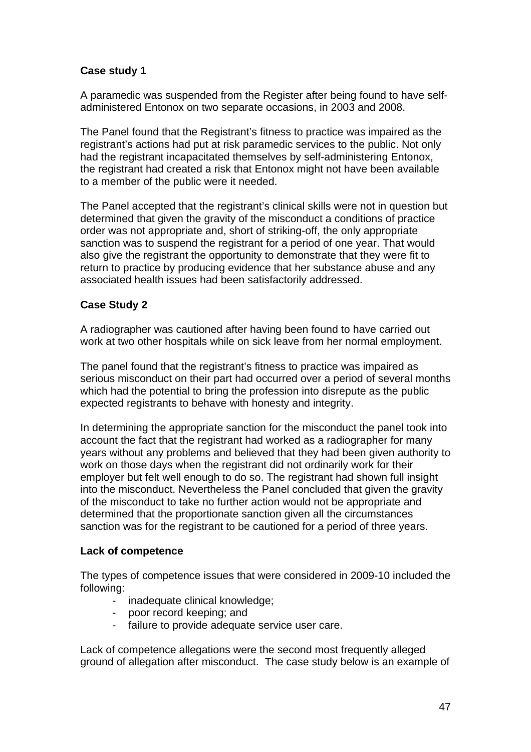**Case study 1**

A paramedic was suspended from the Register after being found to have self-administered Entonox on two separate occasions, in 2003 and 2008.

The Panel found that the Registrant's fitness to practice was impaired as the registrant's actions had put at risk paramedic services to the public. Not only had the registrant incapacitated themselves by self-administering Entonox, the registrant had created a risk that Entonox might not have been available to a member of the public were it needed.

The Panel accepted that the registrant's clinical skills were not in question but determined that given the gravity of the misconduct a conditions of practice order was not appropriate and, short of striking-off, the only appropriate sanction was to suspend the registrant for a period of one year. That would also give the registrant the opportunity to demonstrate that they were fit to return to practice by producing evidence that her substance abuse and any associated health issues had been satisfactorily addressed.

**Case Study 2**

A radiographer was cautioned after having been found to have carried out work at two other hospitals while on sick leave from her normal employment.

The panel found that the registrant's fitness to practice was impaired as serious misconduct on their part had occurred over a period of several months which had the potential to bring the profession into disrepute as the public expected registrants to behave with honesty and integrity.

In determining the appropriate sanction for the misconduct the panel took into account the fact that the registrant had worked as a radiographer for many years without any problems and believed that they had been given authority to work on those days when the registrant did not ordinarily work for their employer but felt well enough to do so. The registrant had shown full insight into the misconduct. Nevertheless the Panel concluded that given the gravity of the misconduct to take no further action would not be appropriate and determined that the proportionate sanction given all the circumstances sanction was for the registrant to be cautioned for a period of three years.

**Lack of competence**

The types of competence issues that were considered in 2009-10 included the following:

- inadequate clinical knowledge;
- poor record keeping; and
- failure to provide adequate service user care.

Lack of competence allegations were the second most frequently alleged ground of allegation after misconduct. The case study below is an example of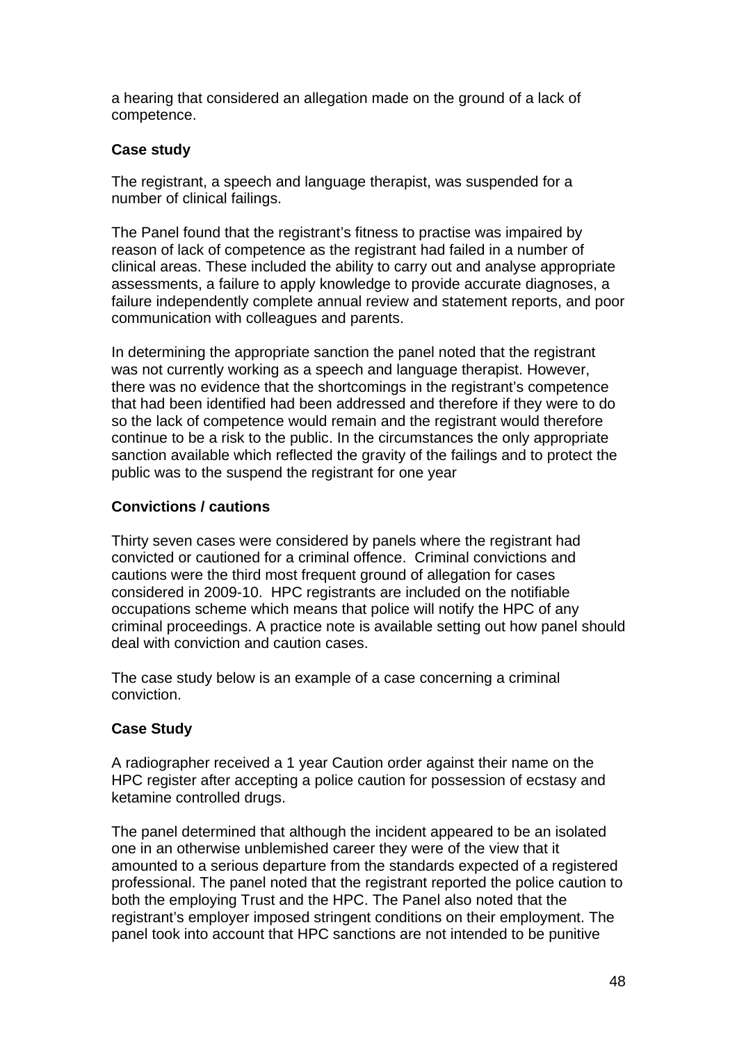a hearing that considered an allegation made on the ground of a lack of competence.

**Case study**

The registrant, a speech and language therapist, was suspended for a number of clinical failings.

The Panel found that the registrant's fitness to practise was impaired by reason of lack of competence as the registrant had failed in a number of clinical areas. These included the ability to carry out and analyse appropriate assessments, a failure to apply knowledge to provide accurate diagnoses, a failure independently complete annual review and statement reports, and poor communication with colleagues and parents.

In determining the appropriate sanction the panel noted that the registrant was not currently working as a speech and language therapist. However, there was no evidence that the shortcomings in the registrant's competence that had been identified had been addressed and therefore if they were to do so the lack of competence would remain and the registrant would therefore continue to be a risk to the public. In the circumstances the only appropriate sanction available which reflected the gravity of the failings and to protect the public was to the suspend the registrant for one year

**Convictions / cautions**

Thirty seven cases were considered by panels where the registrant had convicted or cautioned for a criminal offence. Criminal convictions and cautions were the third most frequent ground of allegation for cases considered in 2009-10. HPC registrants are included on the notifiable occupations scheme which means that police will notify the HPC of any criminal proceedings. A practice note is available setting out how panel should deal with conviction and caution cases.

The case study below is an example of a case concerning a criminal conviction.

**Case Study**

A radiographer received a 1 year Caution order against their name on the HPC register after accepting a police caution for possession of ecstasy and ketamine controlled drugs.

The panel determined that although the incident appeared to be an isolated one in an otherwise unblemished career they were of the view that it amounted to a serious departure from the standards expected of a registered professional. The panel noted that the registrant reported the police caution to both the employing Trust and the HPC. The Panel also noted that the registrant's employer imposed stringent conditions on their employment. The panel took into account that HPC sanctions are not intended to be punitive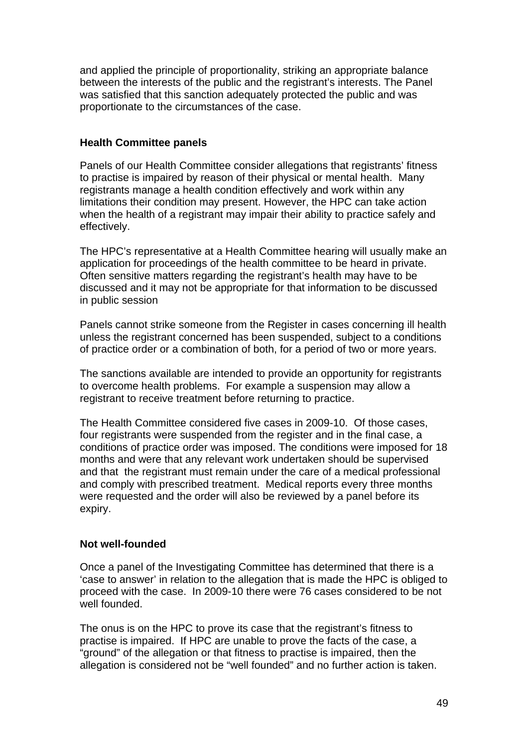and applied the principle of proportionality, striking an appropriate balance between the interests of the public and the registrant's interests. The Panel was satisfied that this sanction adequately protected the public and was proportionate to the circumstances of the case.

**Health Committee panels**

Panels of our Health Committee consider allegations that registrants' fitness to practise is impaired by reason of their physical or mental health. Many registrants manage a health condition effectively and work within any limitations their condition may present. However, the HPC can take action when the health of a registrant may impair their ability to practice safely and effectively.

The HPC's representative at a Health Committee hearing will usually make an application for proceedings of the health committee to be heard in private. Often sensitive matters regarding the registrant's health may have to be discussed and it may not be appropriate for that information to be discussed in public session

Panels cannot strike someone from the Register in cases concerning ill health unless the registrant concerned has been suspended, subject to a conditions of practice order or a combination of both, for a period of two or more years.

The sanctions available are intended to provide an opportunity for registrants to overcome health problems. For example a suspension may allow a registrant to receive treatment before returning to practice.

The Health Committee considered five cases in 2009-10. Of those cases, four registrants were suspended from the register and in the final case, a conditions of practice order was imposed. The conditions were imposed for 18 months and were that any relevant work undertaken should be supervised and that the registrant must remain under the care of a medical professional and comply with prescribed treatment. Medical reports every three months were requested and the order will also be reviewed by a panel before its expiry.

**Not well-founded**

Once a panel of the Investigating Committee has determined that there is a 'case to answer' in relation to the allegation that is made the HPC is obliged to proceed with the case. In 2009-10 there were 76 cases considered to be not well founded.

The onus is on the HPC to prove its case that the registrant's fitness to practise is impaired. If HPC are unable to prove the facts of the case, a "ground" of the allegation or that fitness to practise is impaired, then the allegation is considered not be "well founded" and no further action is taken.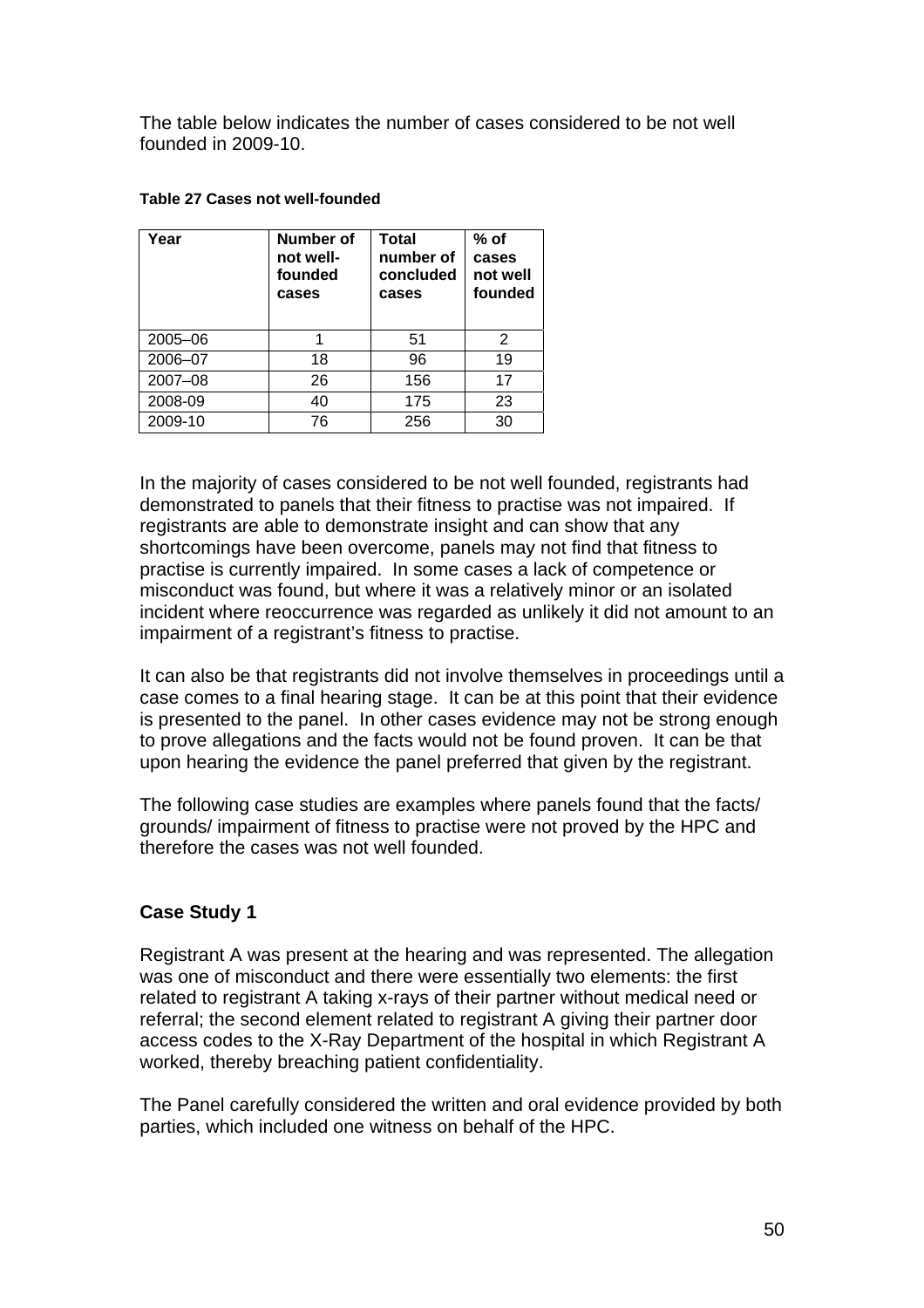The table below indicates the number of cases considered to be not well founded in 2009-10.

**Table 27 Cases not well-founded**

| Year | Number of not well-founded cases | Total number of concluded cases | % of cases not well founded |
|---|---|---|---|
| 2005–06 | 1 | 51 | 2 |
| 2006–07 | 18 | 96 | 19 |
| 2007–08 | 26 | 156 | 17 |
| 2008-09 | 40 | 175 | 23 |
| 2009-10 | 76 | 256 | 30 |

In the majority of cases considered to be not well founded, registrants had demonstrated to panels that their fitness to practise was not impaired. If registrants are able to demonstrate insight and can show that any shortcomings have been overcome, panels may not find that fitness to practise is currently impaired. In some cases a lack of competence or misconduct was found, but where it was a relatively minor or an isolated incident where reoccurrence was regarded as unlikely it did not amount to an impairment of a registrant's fitness to practise.

It can also be that registrants did not involve themselves in proceedings until a case comes to a final hearing stage. It can be at this point that their evidence is presented to the panel. In other cases evidence may not be strong enough to prove allegations and the facts would not be found proven. It can be that upon hearing the evidence the panel preferred that given by the registrant.

The following case studies are examples where panels found that the facts/ grounds/ impairment of fitness to practise were not proved by the HPC and therefore the cases was not well founded.

**Case Study 1**

Registrant A was present at the hearing and was represented. The allegation was one of misconduct and there were essentially two elements: the first related to registrant A taking x-rays of their partner without medical need or referral; the second element related to registrant A giving their partner door access codes to the X-Ray Department of the hospital in which Registrant A worked, thereby breaching patient confidentiality.

The Panel carefully considered the written and oral evidence provided by both parties, which included one witness on behalf of the HPC.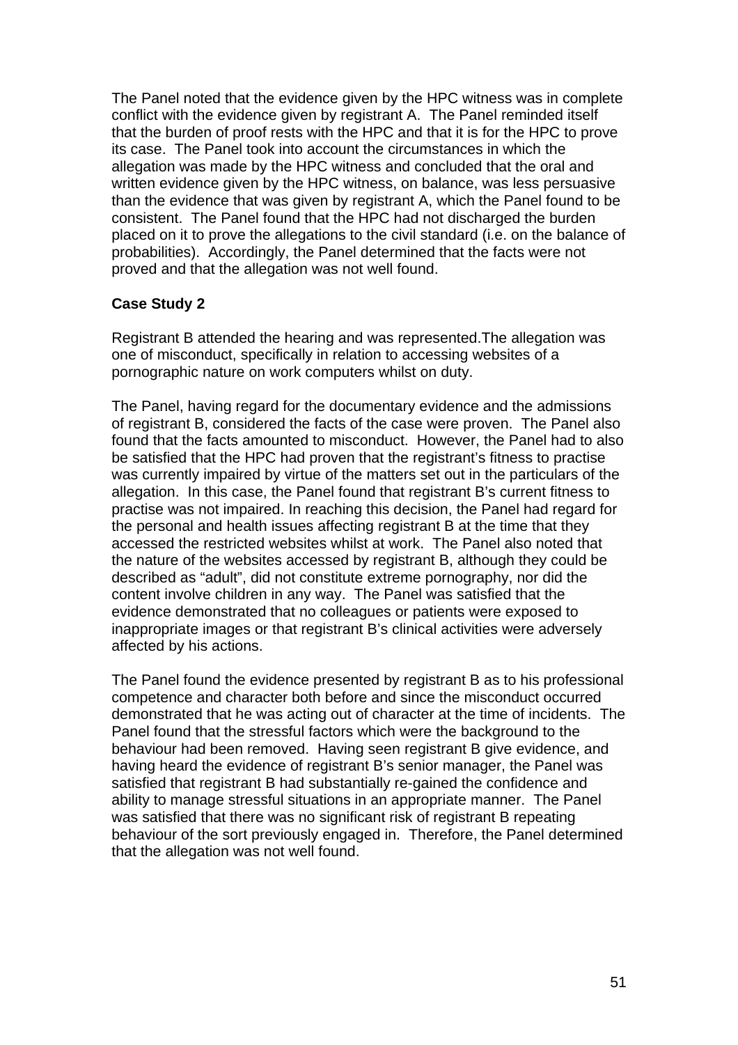The Panel noted that the evidence given by the HPC witness was in complete conflict with the evidence given by registrant A. The Panel reminded itself that the burden of proof rests with the HPC and that it is for the HPC to prove its case. The Panel took into account the circumstances in which the allegation was made by the HPC witness and concluded that the oral and written evidence given by the HPC witness, on balance, was less persuasive than the evidence that was given by registrant A, which the Panel found to be consistent. The Panel found that the HPC had not discharged the burden placed on it to prove the allegations to the civil standard (i.e. on the balance of probabilities). Accordingly, the Panel determined that the facts were not proved and that the allegation was not well found.

**Case Study 2**

Registrant B attended the hearing and was represented.The allegation was one of misconduct, specifically in relation to accessing websites of a pornographic nature on work computers whilst on duty.

The Panel, having regard for the documentary evidence and the admissions of registrant B, considered the facts of the case were proven. The Panel also found that the facts amounted to misconduct. However, the Panel had to also be satisfied that the HPC had proven that the registrant's fitness to practise was currently impaired by virtue of the matters set out in the particulars of the allegation. In this case, the Panel found that registrant B's current fitness to practise was not impaired. In reaching this decision, the Panel had regard for the personal and health issues affecting registrant B at the time that they accessed the restricted websites whilst at work. The Panel also noted that the nature of the websites accessed by registrant B, although they could be described as "adult", did not constitute extreme pornography, nor did the content involve children in any way. The Panel was satisfied that the evidence demonstrated that no colleagues or patients were exposed to inappropriate images or that registrant B's clinical activities were adversely affected by his actions.

The Panel found the evidence presented by registrant B as to his professional competence and character both before and since the misconduct occurred demonstrated that he was acting out of character at the time of incidents. The Panel found that the stressful factors which were the background to the behaviour had been removed. Having seen registrant B give evidence, and having heard the evidence of registrant B's senior manager, the Panel was satisfied that registrant B had substantially re-gained the confidence and ability to manage stressful situations in an appropriate manner. The Panel was satisfied that there was no significant risk of registrant B repeating behaviour of the sort previously engaged in. Therefore, the Panel determined that the allegation was not well found.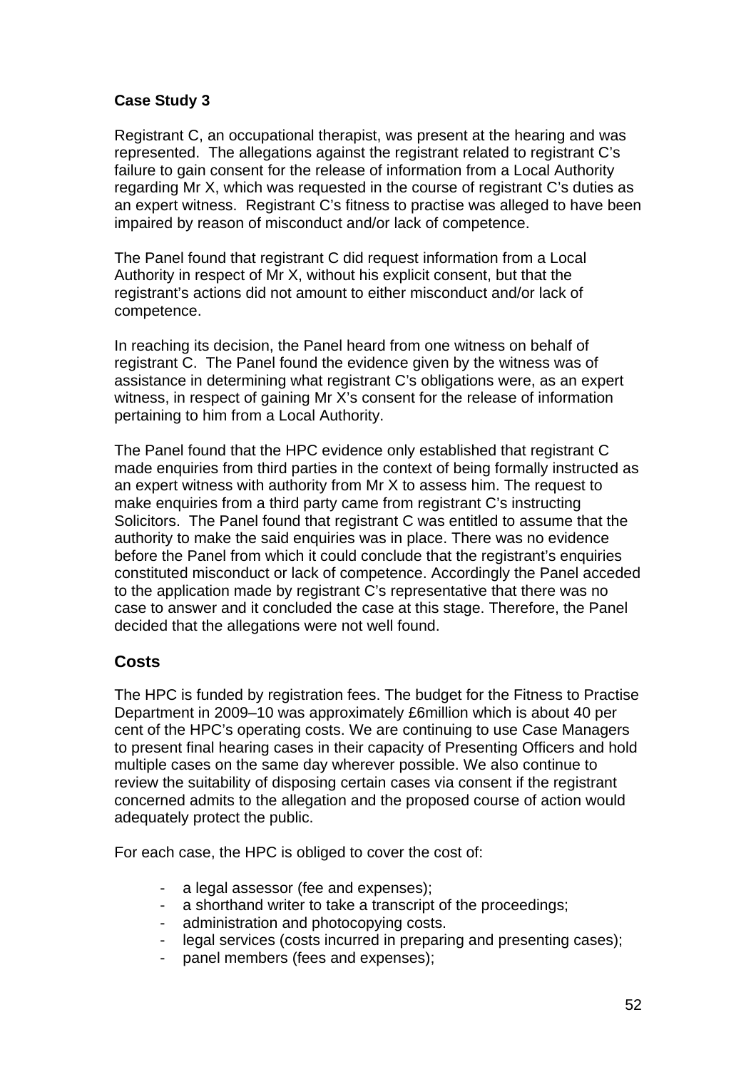**Case Study 3**

Registrant C, an occupational therapist, was present at the hearing and was represented. The allegations against the registrant related to registrant C's failure to gain consent for the release of information from a Local Authority regarding Mr X, which was requested in the course of registrant C's duties as an expert witness. Registrant C's fitness to practise was alleged to have been impaired by reason of misconduct and/or lack of competence.

The Panel found that registrant C did request information from a Local Authority in respect of Mr X, without his explicit consent, but that the registrant's actions did not amount to either misconduct and/or lack of competence.

In reaching its decision, the Panel heard from one witness on behalf of registrant C. The Panel found the evidence given by the witness was of assistance in determining what registrant C's obligations were, as an expert witness, in respect of gaining Mr X's consent for the release of information pertaining to him from a Local Authority.

The Panel found that the HPC evidence only established that registrant C made enquiries from third parties in the context of being formally instructed as an expert witness with authority from Mr X to assess him. The request to make enquiries from a third party came from registrant C's instructing Solicitors. The Panel found that registrant C was entitled to assume that the authority to make the said enquiries was in place. There was no evidence before the Panel from which it could conclude that the registrant's enquiries constituted misconduct or lack of competence. Accordingly the Panel acceded to the application made by registrant C's representative that there was no case to answer and it concluded the case at this stage. Therefore, the Panel decided that the allegations were not well found.

## Costs

The HPC is funded by registration fees. The budget for the Fitness to Practise Department in 2009–10 was approximately £6million which is about 40 per cent of the HPC's operating costs. We are continuing to use Case Managers to present final hearing cases in their capacity of Presenting Officers and hold multiple cases on the same day wherever possible. We also continue to review the suitability of disposing certain cases via consent if the registrant concerned admits to the allegation and the proposed course of action would adequately protect the public.

For each case, the HPC is obliged to cover the cost of:

- a legal assessor (fee and expenses);
- a shorthand writer to take a transcript of the proceedings;
- administration and photocopying costs.
- legal services (costs incurred in preparing and presenting cases);
- panel members (fees and expenses);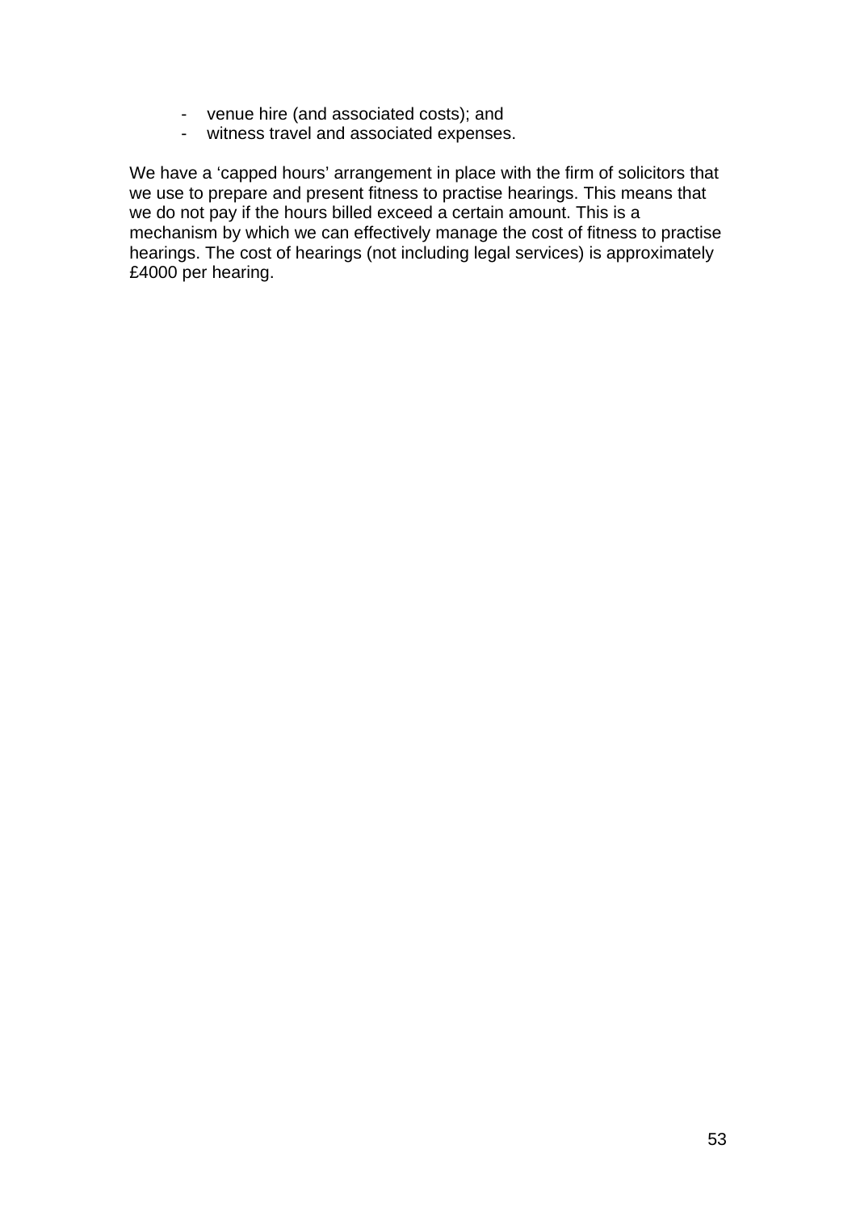- venue hire (and associated costs); and
- witness travel and associated expenses.

We have a 'capped hours' arrangement in place with the firm of solicitors that we use to prepare and present fitness to practise hearings. This means that we do not pay if the hours billed exceed a certain amount. This is a mechanism by which we can effectively manage the cost of fitness to practise hearings. The cost of hearings (not including legal services) is approximately £4000 per hearing.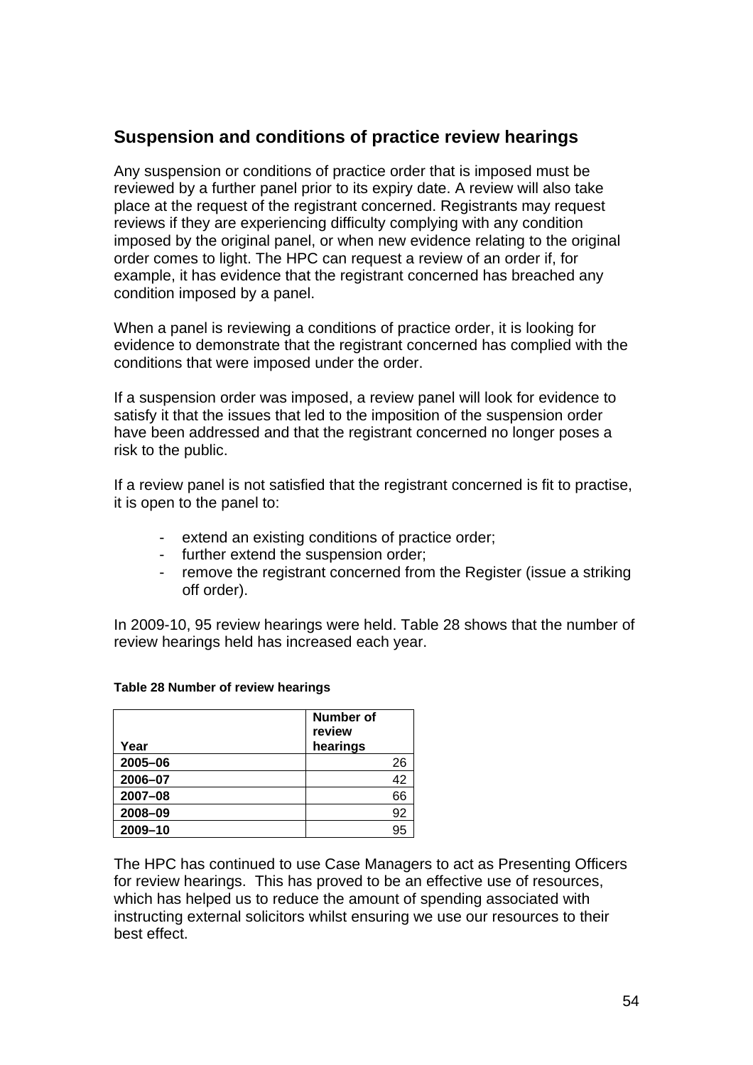## Suspension and conditions of practice review hearings

Any suspension or conditions of practice order that is imposed must be reviewed by a further panel prior to its expiry date. A review will also take place at the request of the registrant concerned. Registrants may request reviews if they are experiencing difficulty complying with any condition imposed by the original panel, or when new evidence relating to the original order comes to light. The HPC can request a review of an order if, for example, it has evidence that the registrant concerned has breached any condition imposed by a panel.

When a panel is reviewing a conditions of practice order, it is looking for evidence to demonstrate that the registrant concerned has complied with the conditions that were imposed under the order.

If a suspension order was imposed, a review panel will look for evidence to satisfy it that the issues that led to the imposition of the suspension order have been addressed and that the registrant concerned no longer poses a risk to the public.

If a review panel is not satisfied that the registrant concerned is fit to practise, it is open to the panel to:

- extend an existing conditions of practice order;
- further extend the suspension order;
- remove the registrant concerned from the Register (issue a striking off order).

In 2009-10, 95 review hearings were held. Table 28 shows that the number of review hearings held has increased each year.

**Table 28 Number of review hearings**

| Year | Number of review hearings |
|---|---|
| 2005–06 | 26 |
| 2006–07 | 42 |
| 2007–08 | 66 |
| 2008–09 | 92 |
| 2009–10 | 95 |

The HPC has continued to use Case Managers to act as Presenting Officers for review hearings. This has proved to be an effective use of resources, which has helped us to reduce the amount of spending associated with instructing external solicitors whilst ensuring we use our resources to their best effect.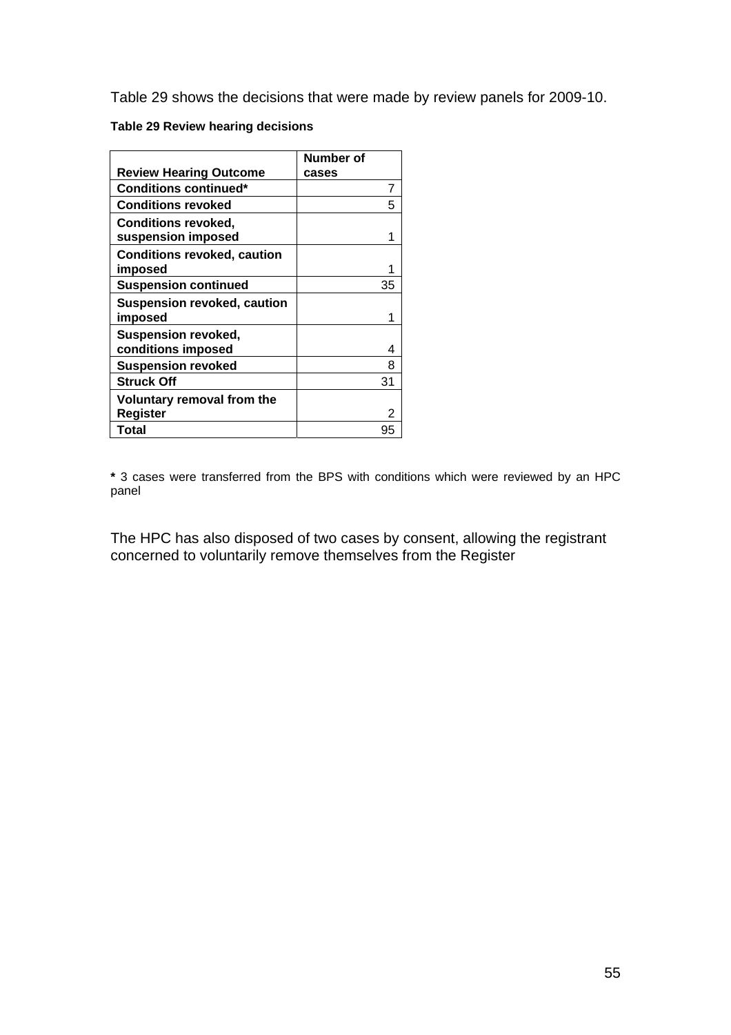Table 29 shows the decisions that were made by review panels for 2009-10.

**Table 29 Review hearing decisions**

| Review Hearing Outcome | Number of cases |
|---|---|
| **Conditions continued*** | 7 |
| **Conditions revoked** | 5 |
| **Conditions revoked, suspension imposed** | 1 |
| **Conditions revoked, caution imposed** | 1 |
| **Suspension continued** | 35 |
| **Suspension revoked, caution imposed** | 1 |
| **Suspension revoked, conditions imposed** | 4 |
| **Suspension revoked** | 8 |
| **Struck Off** | 31 |
| **Voluntary removal from the Register** | 2 |
| **Total** | 95 |

**\*** 3 cases were transferred from the BPS with conditions which were reviewed by an HPC panel

The HPC has also disposed of two cases by consent, allowing the registrant concerned to voluntarily remove themselves from the Register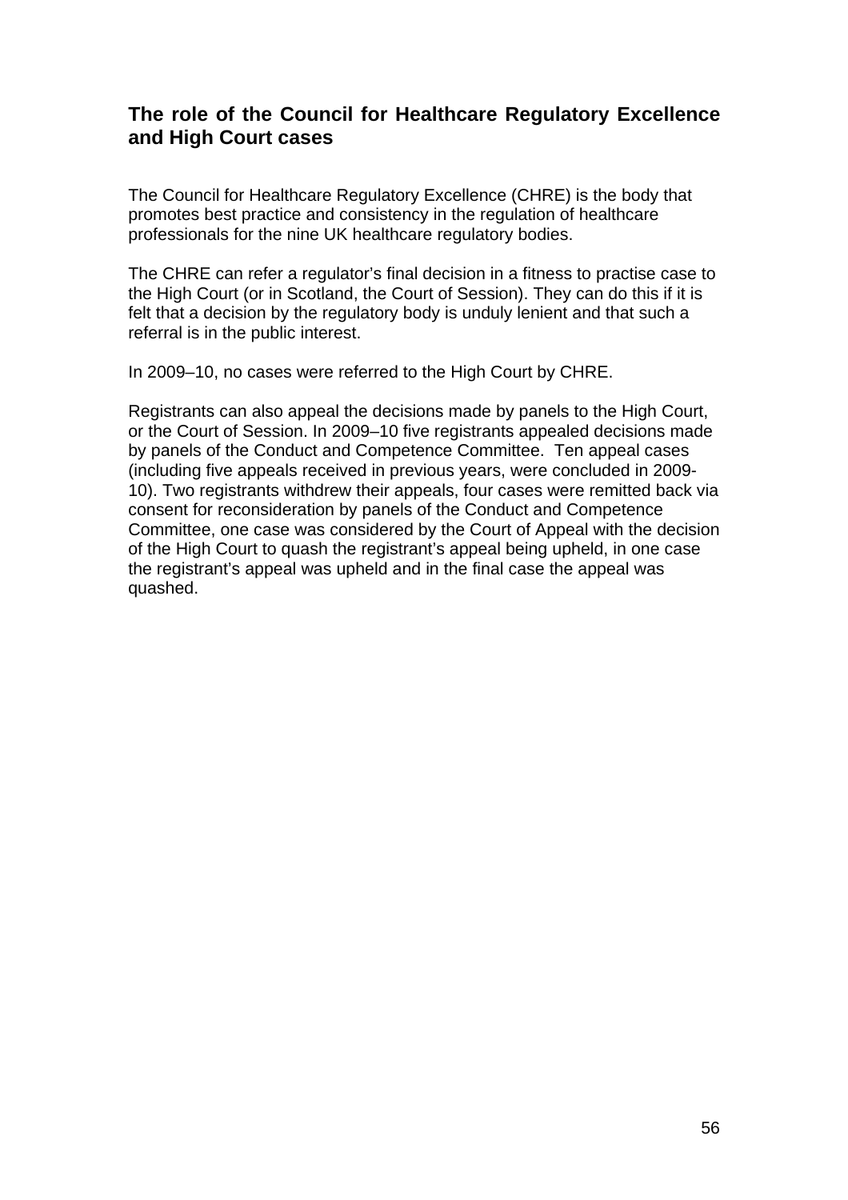## The role of the Council for Healthcare Regulatory Excellence and High Court cases

The Council for Healthcare Regulatory Excellence (CHRE) is the body that promotes best practice and consistency in the regulation of healthcare professionals for the nine UK healthcare regulatory bodies.

The CHRE can refer a regulator's final decision in a fitness to practise case to the High Court (or in Scotland, the Court of Session). They can do this if it is felt that a decision by the regulatory body is unduly lenient and that such a referral is in the public interest.

In 2009–10, no cases were referred to the High Court by CHRE.

Registrants can also appeal the decisions made by panels to the High Court, or the Court of Session. In 2009–10 five registrants appealed decisions made by panels of the Conduct and Competence Committee. Ten appeal cases (including five appeals received in previous years, were concluded in 2009-10). Two registrants withdrew their appeals, four cases were remitted back via consent for reconsideration by panels of the Conduct and Competence Committee, one case was considered by the Court of Appeal with the decision of the High Court to quash the registrant's appeal being upheld, in one case the registrant's appeal was upheld and in the final case the appeal was quashed.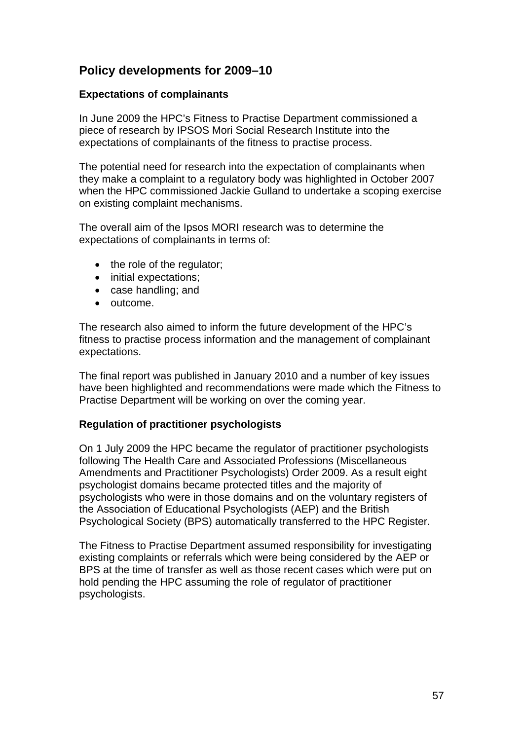## Policy developments for 2009–10

### Expectations of complainants

In June 2009 the HPC's Fitness to Practise Department commissioned a piece of research by IPSOS Mori Social Research Institute into the expectations of complainants of the fitness to practise process.

The potential need for research into the expectation of complainants when they make a complaint to a regulatory body was highlighted in October 2007 when the HPC commissioned Jackie Gulland to undertake a scoping exercise on existing complaint mechanisms.

The overall aim of the Ipsos MORI research was to determine the expectations of complainants in terms of:

- the role of the regulator;
- initial expectations;
- case handling; and
- outcome.

The research also aimed to inform the future development of the HPC's fitness to practise process information and the management of complainant expectations.

The final report was published in January 2010 and a number of key issues have been highlighted and recommendations were made which the Fitness to Practise Department will be working on over the coming year.

### Regulation of practitioner psychologists

On 1 July 2009 the HPC became the regulator of practitioner psychologists following The Health Care and Associated Professions (Miscellaneous Amendments and Practitioner Psychologists) Order 2009. As a result eight psychologist domains became protected titles and the majority of psychologists who were in those domains and on the voluntary registers of the Association of Educational Psychologists (AEP) and the British Psychological Society (BPS) automatically transferred to the HPC Register.

The Fitness to Practise Department assumed responsibility for investigating existing complaints or referrals which were being considered by the AEP or BPS at the time of transfer as well as those recent cases which were put on hold pending the HPC assuming the role of regulator of practitioner psychologists.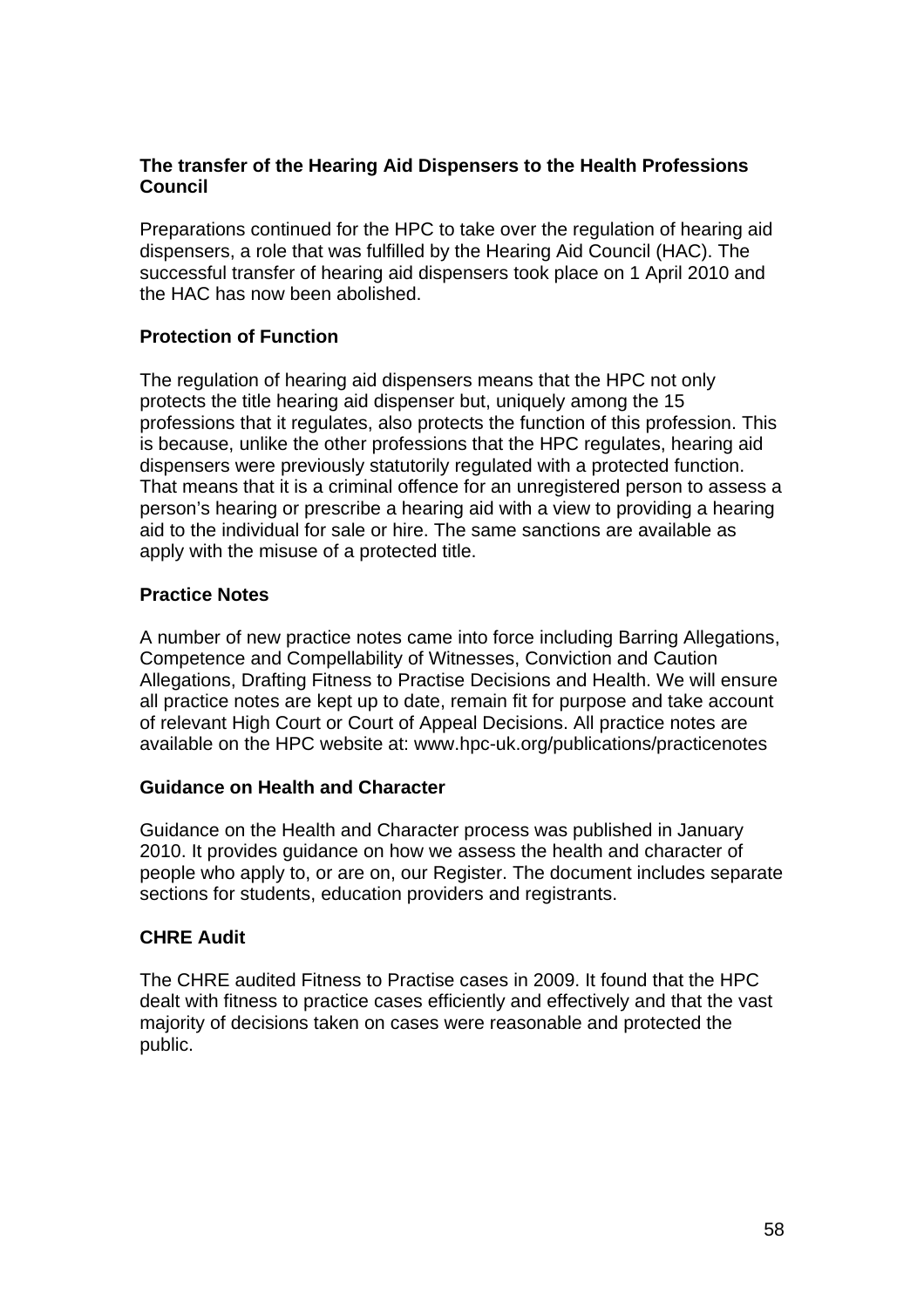### The transfer of the Hearing Aid Dispensers to the Health Professions Council

Preparations continued for the HPC to take over the regulation of hearing aid dispensers, a role that was fulfilled by the Hearing Aid Council (HAC). The successful transfer of hearing aid dispensers took place on 1 April 2010 and the HAC has now been abolished.

### Protection of Function

The regulation of hearing aid dispensers means that the HPC not only protects the title hearing aid dispenser but, uniquely among the 15 professions that it regulates, also protects the function of this profession. This is because, unlike the other professions that the HPC regulates, hearing aid dispensers were previously statutorily regulated with a protected function. That means that it is a criminal offence for an unregistered person to assess a person's hearing or prescribe a hearing aid with a view to providing a hearing aid to the individual for sale or hire. The same sanctions are available as apply with the misuse of a protected title.

### Practice Notes

A number of new practice notes came into force including Barring Allegations, Competence and Compellability of Witnesses, Conviction and Caution Allegations, Drafting Fitness to Practise Decisions and Health. We will ensure all practice notes are kept up to date, remain fit for purpose and take account of relevant High Court or Court of Appeal Decisions. All practice notes are available on the HPC website at: www.hpc-uk.org/publications/practicenotes

### Guidance on Health and Character

Guidance on the Health and Character process was published in January 2010. It provides guidance on how we assess the health and character of people who apply to, or are on, our Register. The document includes separate sections for students, education providers and registrants.

### CHRE Audit

The CHRE audited Fitness to Practise cases in 2009. It found that the HPC dealt with fitness to practice cases efficiently and effectively and that the vast majority of decisions taken on cases were reasonable and protected the public.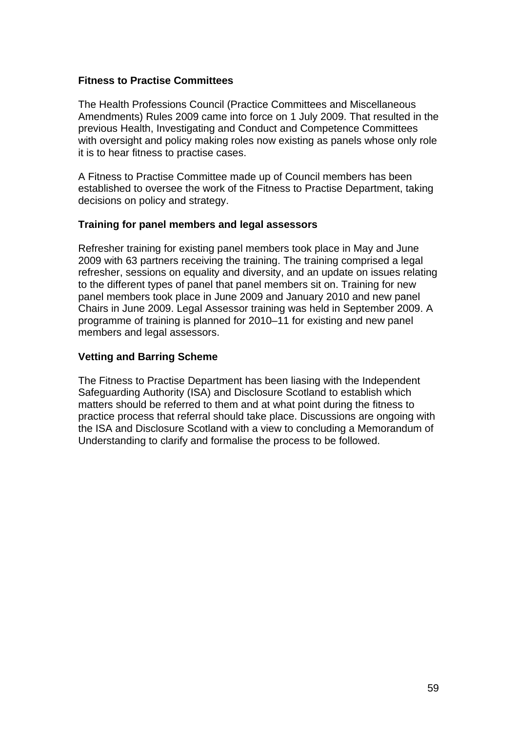**Fitness to Practise Committees**

The Health Professions Council (Practice Committees and Miscellaneous Amendments) Rules 2009 came into force on 1 July 2009. That resulted in the previous Health, Investigating and Conduct and Competence Committees with oversight and policy making roles now existing as panels whose only role it is to hear fitness to practise cases.

A Fitness to Practise Committee made up of Council members has been established to oversee the work of the Fitness to Practise Department, taking decisions on policy and strategy.

**Training for panel members and legal assessors**

Refresher training for existing panel members took place in May and June 2009 with 63 partners receiving the training. The training comprised a legal refresher, sessions on equality and diversity, and an update on issues relating to the different types of panel that panel members sit on. Training for new panel members took place in June 2009 and January 2010 and new panel Chairs in June 2009. Legal Assessor training was held in September 2009. A programme of training is planned for 2010–11 for existing and new panel members and legal assessors.

**Vetting and Barring Scheme**

The Fitness to Practise Department has been liasing with the Independent Safeguarding Authority (ISA) and Disclosure Scotland to establish which matters should be referred to them and at what point during the fitness to practice process that referral should take place. Discussions are ongoing with the ISA and Disclosure Scotland with a view to concluding a Memorandum of Understanding to clarify and formalise the process to be followed.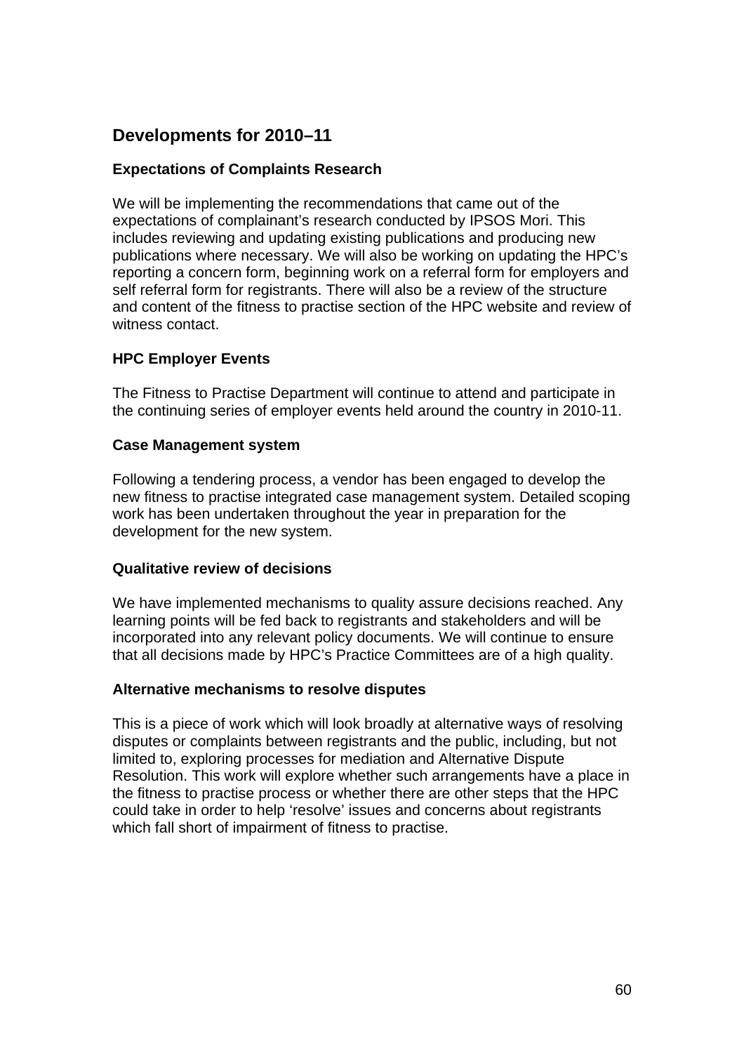## Developments for 2010–11

**Expectations of Complaints Research**

We will be implementing the recommendations that came out of the expectations of complainant's research conducted by IPSOS Mori. This includes reviewing and updating existing publications and producing new publications where necessary. We will also be working on updating the HPC's reporting a concern form, beginning work on a referral form for employers and self referral form for registrants. There will also be a review of the structure and content of the fitness to practise section of the HPC website and review of witness contact.

**HPC Employer Events**

The Fitness to Practise Department will continue to attend and participate in the continuing series of employer events held around the country in 2010-11.

**Case Management system**

Following a tendering process, a vendor has been engaged to develop the new fitness to practise integrated case management system. Detailed scoping work has been undertaken throughout the year in preparation for the development for the new system.

**Qualitative review of decisions**

We have implemented mechanisms to quality assure decisions reached. Any learning points will be fed back to registrants and stakeholders and will be incorporated into any relevant policy documents. We will continue to ensure that all decisions made by HPC's Practice Committees are of a high quality.

**Alternative mechanisms to resolve disputes**

This is a piece of work which will look broadly at alternative ways of resolving disputes or complaints between registrants and the public, including, but not limited to, exploring processes for mediation and Alternative Dispute Resolution. This work will explore whether such arrangements have a place in the fitness to practise process or whether there are other steps that the HPC could take in order to help 'resolve' issues and concerns about registrants which fall short of impairment of fitness to practise.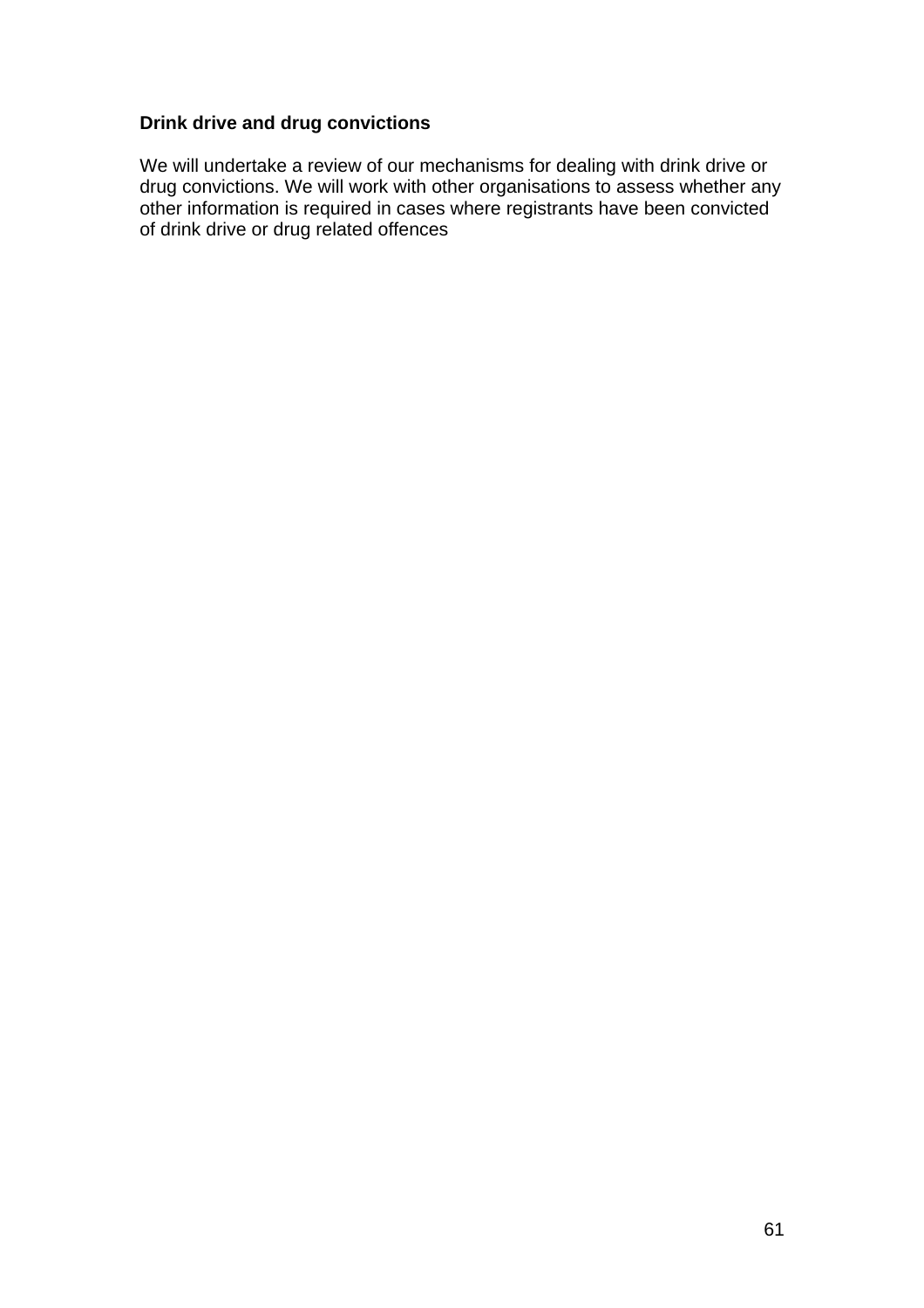**Drink drive and drug convictions**

We will undertake a review of our mechanisms for dealing with drink drive or drug convictions. We will work with other organisations to assess whether any other information is required in cases where registrants have been convicted of drink drive or drug related offences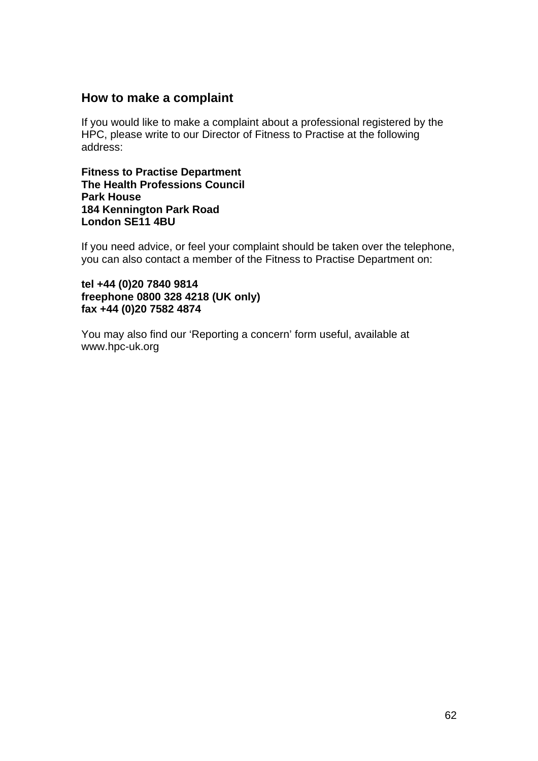## How to make a complaint

If you would like to make a complaint about a professional registered by the HPC, please write to our Director of Fitness to Practise at the following address:

**Fitness to Practise Department**
**The Health Professions Council**
**Park House**
**184 Kennington Park Road**
**London SE11 4BU**

If you need advice, or feel your complaint should be taken over the telephone, you can also contact a member of the Fitness to Practise Department on:

**tel +44 (0)20 7840 9814**
**freephone 0800 328 4218 (UK only)**
**fax +44 (0)20 7582 4874**

You may also find our 'Reporting a concern' form useful, available at www.hpc-uk.org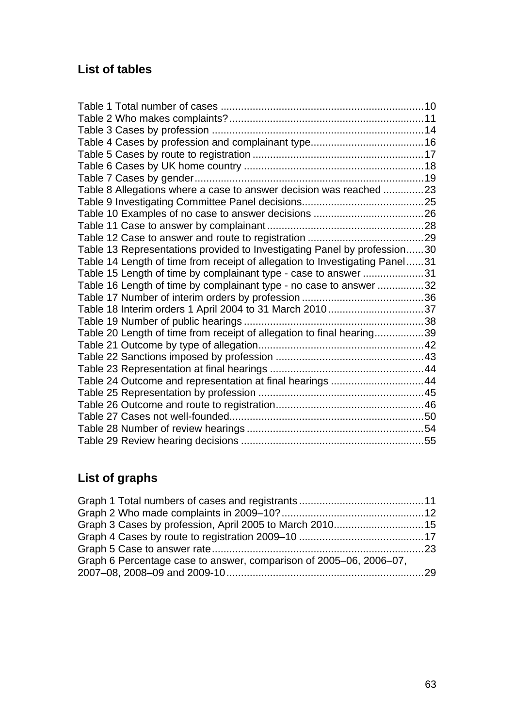## List of tables

Table 1 Total number of cases ......................................................................10
Table 2 Who makes complaints? ...................................................................11
Table 3 Cases by profession .........................................................................14
Table 4 Cases by profession and complainant type.......................................16
Table 5 Cases by route to registration ...........................................................17
Table 6 Cases by UK home country ..............................................................18
Table 7 Cases by gender...............................................................................19
Table 8 Allegations where a case to answer decision was reached ..............23
Table 9 Investigating Committee Panel decisions..........................................25
Table 10 Examples of no case to answer decisions ......................................26
Table 11 Case to answer by complainant......................................................28
Table 12 Case to answer and route to registration ........................................29
Table 13 Representations provided to Investigating Panel by profession......30
Table 14 Length of time from receipt of allegation to Investigating Panel......31
Table 15 Length of time by complainant type - case to answer .....................31
Table 16 Length of time by complainant type - no case to answer ................32
Table 17 Number of interim orders by profession ..........................................36
Table 18 Interim orders 1 April 2004 to 31 March 2010.................................37
Table 19 Number of public hearings ..............................................................38
Table 20 Length of time from receipt of allegation to final hearing.................39
Table 21 Outcome by type of allegation.........................................................42
Table 22 Sanctions imposed by profession ...................................................43
Table 23 Representation at final hearings .....................................................44
Table 24 Outcome and representation at final hearings ................................44
Table 25 Representation by profession .........................................................45
Table 26 Outcome and route to registration...................................................46
Table 27 Cases not well-founded...................................................................50
Table 28 Number of review hearings .............................................................54
Table 29 Review hearing decisions ...............................................................55

## List of graphs

Graph 1 Total numbers of cases and registrants ...........................................11
Graph 2 Who made complaints in 2009–10? .................................................12
Graph 3 Cases by profession, April 2005 to March 2010...............................15
Graph 4 Cases by route to registration 2009–10 ...........................................17
Graph 5 Case to answer rate .........................................................................23
Graph 6 Percentage case to answer, comparison of 2005–06, 2006–07, 2007–08, 2008–09 and 2009-10....................................................................29